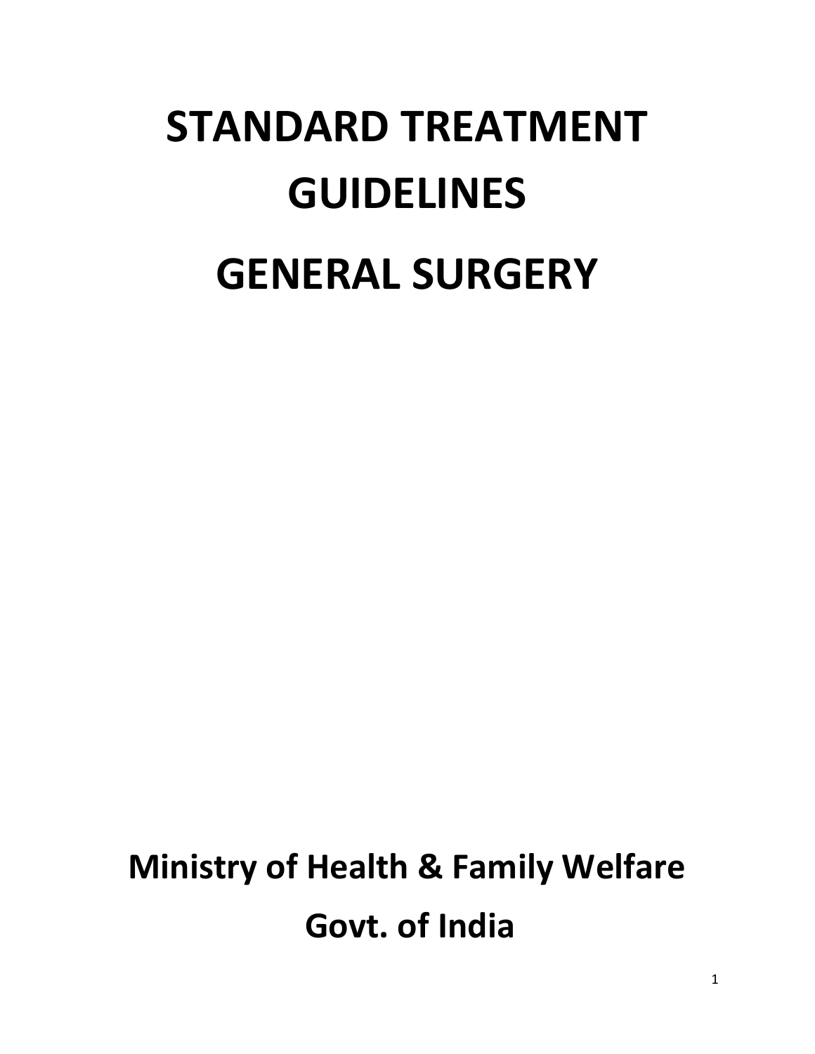# STANDARD TREATMENT GUIDELINES

# GENERAL SURGERY

**Ministry of Health & Family Welfare**

**Govt. of India**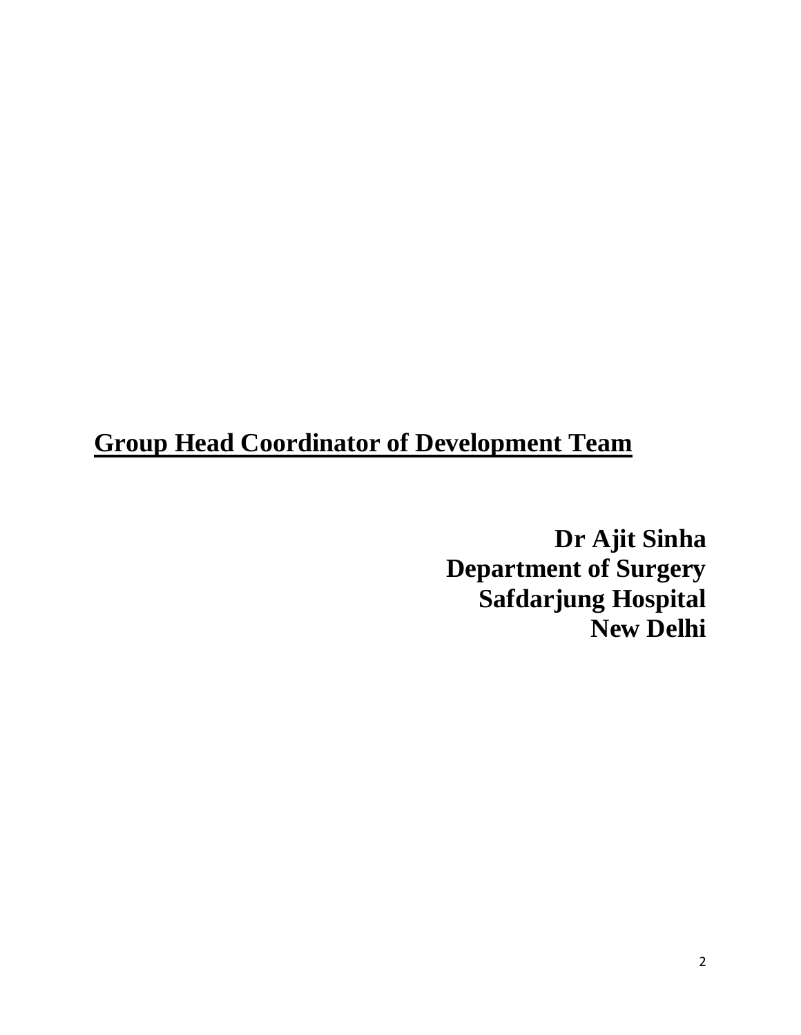## Group Head Coordinator of Development Team

**Dr Ajit Sinha**
**Department of Surgery**
**Safdarjung Hospital**
**New Delhi**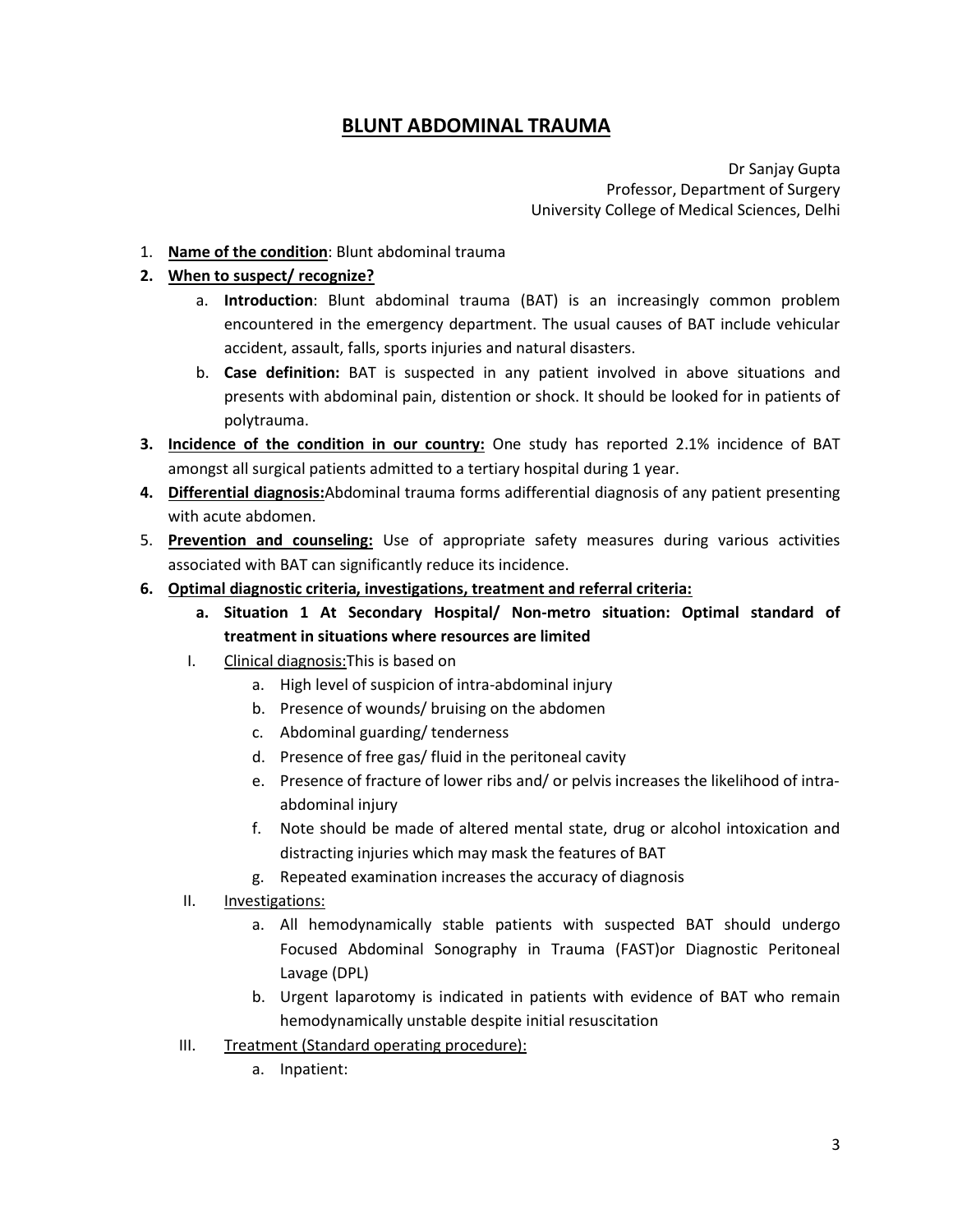# BLUNT ABDOMINAL TRAUMA

Dr Sanjay Gupta
Professor, Department of Surgery
University College of Medical Sciences, Delhi

1. **Name of the condition**: Blunt abdominal trauma
2. **When to suspect/ recognize?**
   a. **Introduction**: Blunt abdominal trauma (BAT) is an increasingly common problem encountered in the emergency department. The usual causes of BAT include vehicular accident, assault, falls, sports injuries and natural disasters.
   b. **Case definition:** BAT is suspected in any patient involved in above situations and presents with abdominal pain, distention or shock. It should be looked for in patients of polytrauma.
3. **Incidence of the condition in our country:** One study has reported 2.1% incidence of BAT amongst all surgical patients admitted to a tertiary hospital during 1 year.
4. **Differential diagnosis:**Abdominal trauma forms adifferential diagnosis of any patient presenting with acute abdomen.
5. **Prevention and counseling:** Use of appropriate safety measures during various activities associated with BAT can significantly reduce its incidence.
6. **Optimal diagnostic criteria, investigations, treatment and referral criteria:**
   a. **Situation 1 At Secondary Hospital/ Non-metro situation: Optimal standard of treatment in situations where resources are limited**

   I. Clinical diagnosis:This is based on
      a. High level of suspicion of intra-abdominal injury
      b. Presence of wounds/ bruising on the abdomen
      c. Abdominal guarding/ tenderness
      d. Presence of free gas/ fluid in the peritoneal cavity
      e. Presence of fracture of lower ribs and/ or pelvis increases the likelihood of intra-abdominal injury
      f. Note should be made of altered mental state, drug or alcohol intoxication and distracting injuries which may mask the features of BAT
      g. Repeated examination increases the accuracy of diagnosis

   II. Investigations:
      a. All hemodynamically stable patients with suspected BAT should undergo Focused Abdominal Sonography in Trauma (FAST)or Diagnostic Peritoneal Lavage (DPL)
      b. Urgent laparotomy is indicated in patients with evidence of BAT who remain hemodynamically unstable despite initial resuscitation

   III. Treatment (Standard operating procedure):
      a. Inpatient: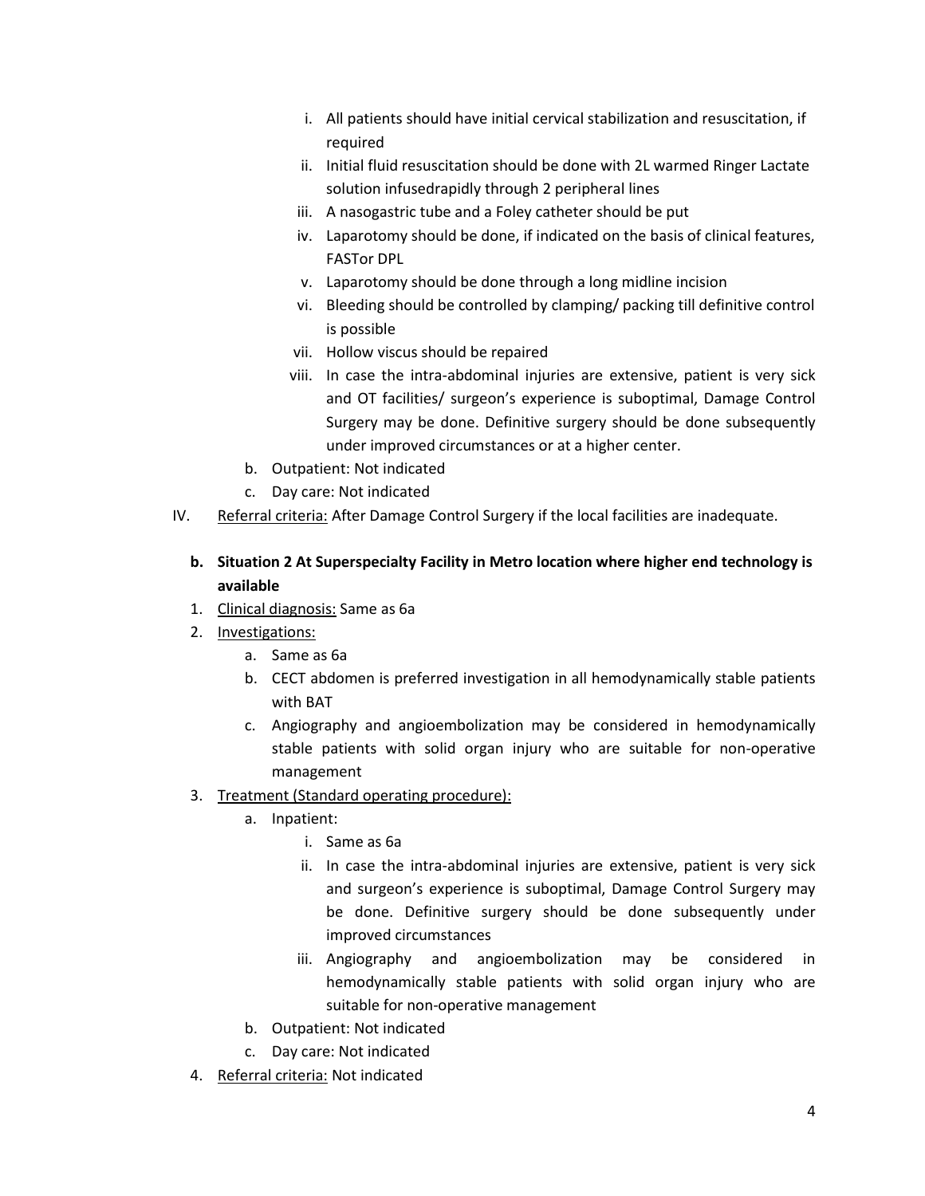i. All patients should have initial cervical stabilization and resuscitation, if required
   ii. Initial fluid resuscitation should be done with 2L warmed Ringer Lactate solution infusedrapidly through 2 peripheral lines
   iii. A nasogastric tube and a Foley catheter should be put
   iv. Laparotomy should be done, if indicated on the basis of clinical features, FASTor DPL
   v. Laparotomy should be done through a long midline incision
   vi. Bleeding should be controlled by clamping/ packing till definitive control is possible
   vii. Hollow viscus should be repaired
   viii. In case the intra-abdominal injuries are extensive, patient is very sick and OT facilities/ surgeon's experience is suboptimal, Damage Control Surgery may be done. Definitive surgery should be done subsequently under improved circumstances or at a higher center.

b. Outpatient: Not indicated

c. Day care: Not indicated

IV. <u>Referral criteria:</u> After Damage Control Surgery if the local facilities are inadequate.

**b. Situation 2 At Superspecialty Facility in Metro location where higher end technology is available**

1. <u>Clinical diagnosis:</u> Same as 6a
2. <u>Investigations:</u>
   a. Same as 6a
   b. CECT abdomen is preferred investigation in all hemodynamically stable patients with BAT
   c. Angiography and angioembolization may be considered in hemodynamically stable patients with solid organ injury who are suitable for non-operative management
3. <u>Treatment (Standard operating procedure):</u>
   a. Inpatient:
      i. Same as 6a
      ii. In case the intra-abdominal injuries are extensive, patient is very sick and surgeon's experience is suboptimal, Damage Control Surgery may be done. Definitive surgery should be done subsequently under improved circumstances
      iii. Angiography and angioembolization may be considered in hemodynamically stable patients with solid organ injury who are suitable for non-operative management
   b. Outpatient: Not indicated
   c. Day care: Not indicated
4. <u>Referral criteria:</u> Not indicated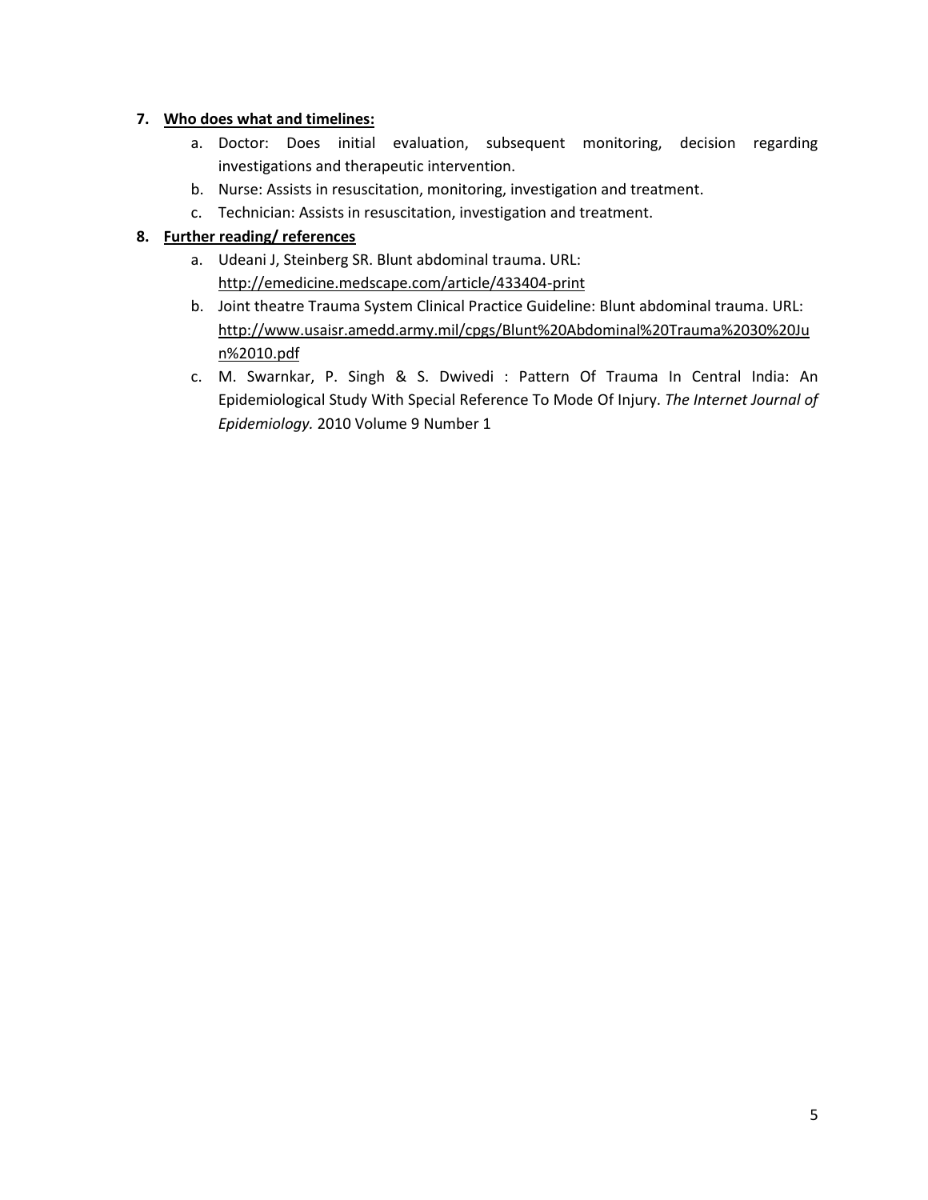7. **<u>Who does what and timelines:</u>**
    a. Doctor: Does initial evaluation, subsequent monitoring, decision regarding investigations and therapeutic intervention.
    b. Nurse: Assists in resuscitation, monitoring, investigation and treatment.
    c. Technician: Assists in resuscitation, investigation and treatment.

8. **<u>Further reading/ references</u>**
    a. Udeani J, Steinberg SR. Blunt abdominal trauma. URL: http://emedicine.medscape.com/article/433404-print
    b. Joint theatre Trauma System Clinical Practice Guideline: Blunt abdominal trauma. URL: http://www.usaisr.amedd.army.mil/cpgs/Blunt%20Abdominal%20Trauma%2030%20Jun%2010.pdf
    c. M. Swarnkar, P. Singh & S. Dwivedi : Pattern Of Trauma In Central India: An Epidemiological Study With Special Reference To Mode Of Injury. *The Internet Journal of Epidemiology.* 2010 Volume 9 Number 1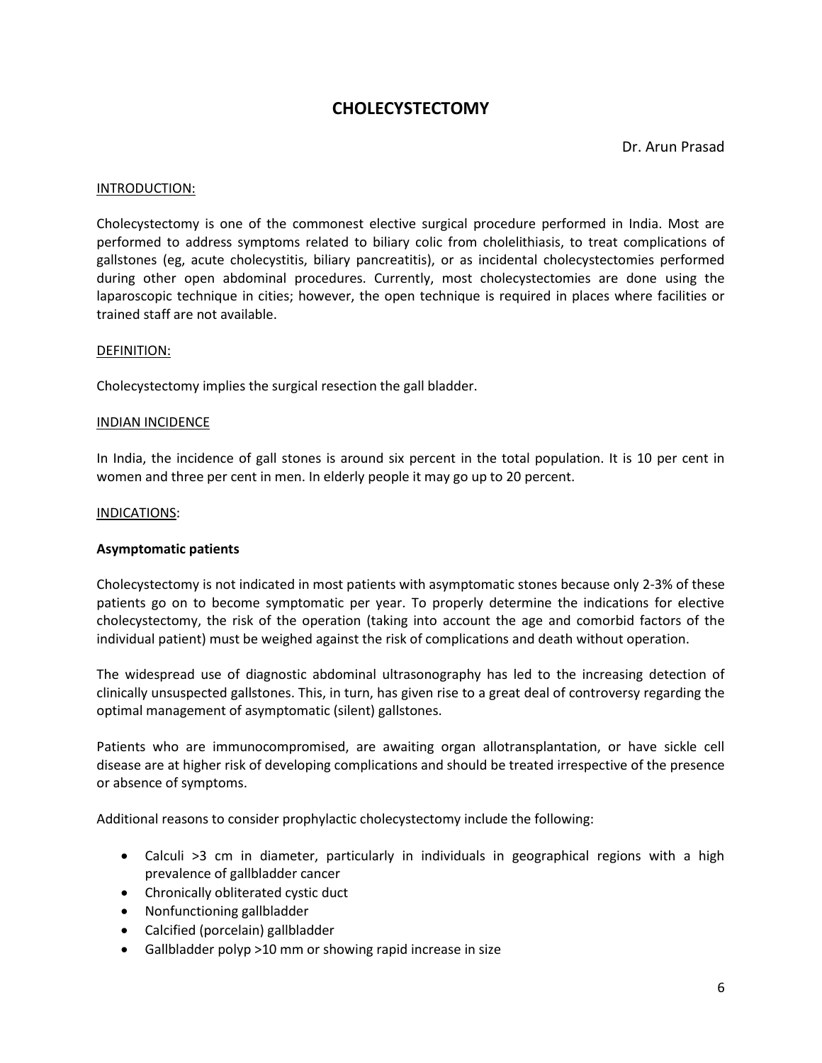# CHOLECYSTECTOMY

Dr. Arun Prasad

## INTRODUCTION:

Cholecystectomy is one of the commonest elective surgical procedure performed in India. Most are performed to address symptoms related to biliary colic from cholelithiasis, to treat complications of gallstones (eg, acute cholecystitis, biliary pancreatitis), or as incidental cholecystectomies performed during other open abdominal procedures. Currently, most cholecystectomies are done using the laparoscopic technique in cities; however, the open technique is required in places where facilities or trained staff are not available.

## DEFINITION:

Cholecystectomy implies the surgical resection the gall bladder.

## INDIAN INCIDENCE

In India, the incidence of gall stones is around six percent in the total population. It is 10 per cent in women and three per cent in men. In elderly people it may go up to 20 percent.

## INDICATIONS:

**Asymptomatic patients**

Cholecystectomy is not indicated in most patients with asymptomatic stones because only 2-3% of these patients go on to become symptomatic per year. To properly determine the indications for elective cholecystectomy, the risk of the operation (taking into account the age and comorbid factors of the individual patient) must be weighed against the risk of complications and death without operation.

The widespread use of diagnostic abdominal ultrasonography has led to the increasing detection of clinically unsuspected gallstones. This, in turn, has given rise to a great deal of controversy regarding the optimal management of asymptomatic (silent) gallstones.

Patients who are immunocompromised, are awaiting organ allotransplantation, or have sickle cell disease are at higher risk of developing complications and should be treated irrespective of the presence or absence of symptoms.

Additional reasons to consider prophylactic cholecystectomy include the following:

- Calculi >3 cm in diameter, particularly in individuals in geographical regions with a high prevalence of gallbladder cancer
- Chronically obliterated cystic duct
- Nonfunctioning gallbladder
- Calcified (porcelain) gallbladder
- Gallbladder polyp >10 mm or showing rapid increase in size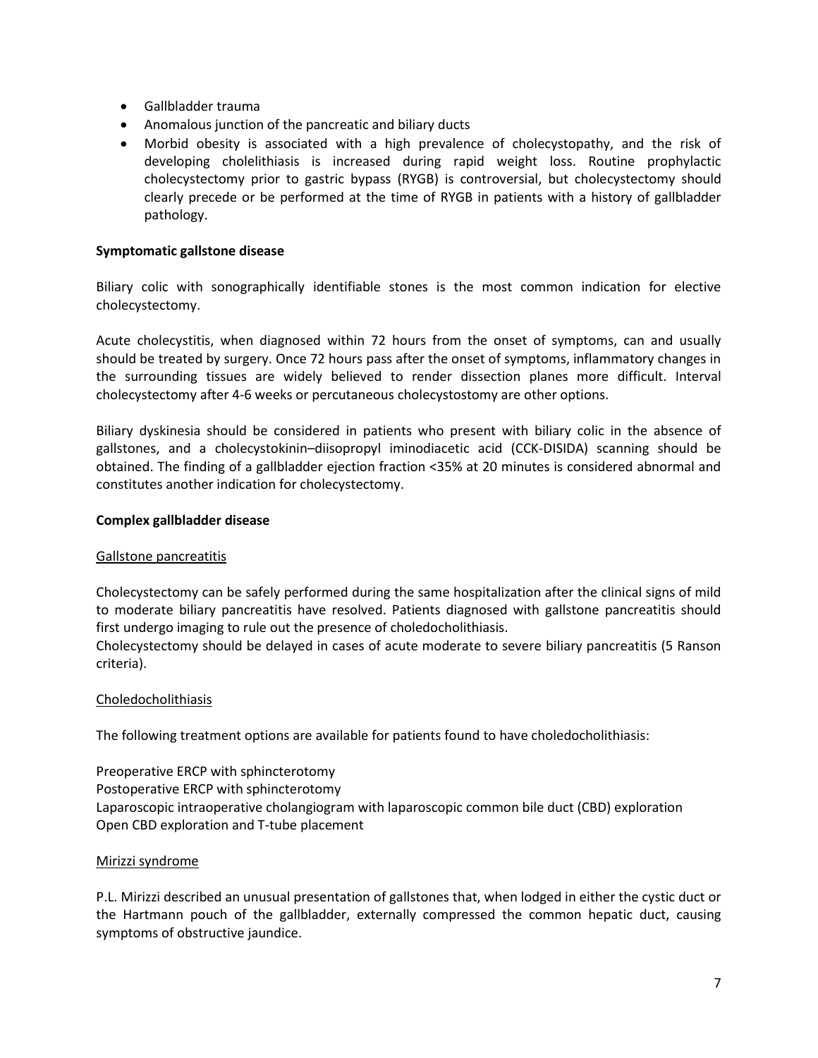- Gallbladder trauma
- Anomalous junction of the pancreatic and biliary ducts
- Morbid obesity is associated with a high prevalence of cholecystopathy, and the risk of developing cholelithiasis is increased during rapid weight loss. Routine prophylactic cholecystectomy prior to gastric bypass (RYGB) is controversial, but cholecystectomy should clearly precede or be performed at the time of RYGB in patients with a history of gallbladder pathology.

**Symptomatic gallstone disease**

Biliary colic with sonographically identifiable stones is the most common indication for elective cholecystectomy.

Acute cholecystitis, when diagnosed within 72 hours from the onset of symptoms, can and usually should be treated by surgery. Once 72 hours pass after the onset of symptoms, inflammatory changes in the surrounding tissues are widely believed to render dissection planes more difficult. Interval cholecystectomy after 4-6 weeks or percutaneous cholecystostomy are other options.

Biliary dyskinesia should be considered in patients who present with biliary colic in the absence of gallstones, and a cholecystokinin–diisopropyl iminodiacetic acid (CCK-DISIDA) scanning should be obtained. The finding of a gallbladder ejection fraction <35% at 20 minutes is considered abnormal and constitutes another indication for cholecystectomy.

**Complex gallbladder disease**

<u>Gallstone pancreatitis</u>

Cholecystectomy can be safely performed during the same hospitalization after the clinical signs of mild to moderate biliary pancreatitis have resolved. Patients diagnosed with gallstone pancreatitis should first undergo imaging to rule out the presence of choledocholithiasis.
Cholecystectomy should be delayed in cases of acute moderate to severe biliary pancreatitis (5 Ranson criteria).

<u>Choledocholithiasis</u>

The following treatment options are available for patients found to have choledocholithiasis:

Preoperative ERCP with sphincterotomy
Postoperative ERCP with sphincterotomy
Laparoscopic intraoperative cholangiogram with laparoscopic common bile duct (CBD) exploration
Open CBD exploration and T-tube placement

<u>Mirizzi syndrome</u>

P.L. Mirizzi described an unusual presentation of gallstones that, when lodged in either the cystic duct or the Hartmann pouch of the gallbladder, externally compressed the common hepatic duct, causing symptoms of obstructive jaundice.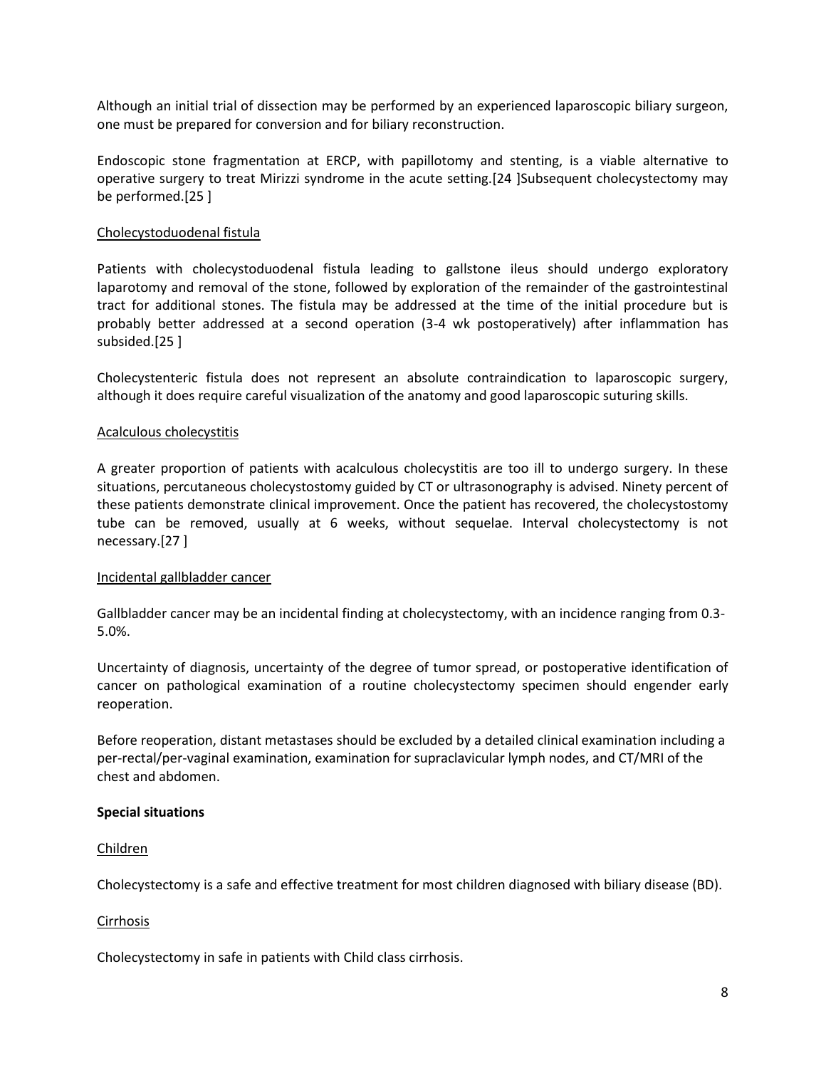Although an initial trial of dissection may be performed by an experienced laparoscopic biliary surgeon, one must be prepared for conversion and for biliary reconstruction.

Endoscopic stone fragmentation at ERCP, with papillotomy and stenting, is a viable alternative to operative surgery to treat Mirizzi syndrome in the acute setting.[24 ]Subsequent cholecystectomy may be performed.[25 ]

Cholecystoduodenal fistula

Patients with cholecystoduodenal fistula leading to gallstone ileus should undergo exploratory laparotomy and removal of the stone, followed by exploration of the remainder of the gastrointestinal tract for additional stones. The fistula may be addressed at the time of the initial procedure but is probably better addressed at a second operation (3-4 wk postoperatively) after inflammation has subsided.[25 ]

Cholecystenteric fistula does not represent an absolute contraindication to laparoscopic surgery, although it does require careful visualization of the anatomy and good laparoscopic suturing skills.

Acalculous cholecystitis

A greater proportion of patients with acalculous cholecystitis are too ill to undergo surgery. In these situations, percutaneous cholecystostomy guided by CT or ultrasonography is advised. Ninety percent of these patients demonstrate clinical improvement. Once the patient has recovered, the cholecystostomy tube can be removed, usually at 6 weeks, without sequelae. Interval cholecystectomy is not necessary.[27 ]

Incidental gallbladder cancer

Gallbladder cancer may be an incidental finding at cholecystectomy, with an incidence ranging from 0.3-5.0%.

Uncertainty of diagnosis, uncertainty of the degree of tumor spread, or postoperative identification of cancer on pathological examination of a routine cholecystectomy specimen should engender early reoperation.

Before reoperation, distant metastases should be excluded by a detailed clinical examination including a per-rectal/per-vaginal examination, examination for supraclavicular lymph nodes, and CT/MRI of the chest and abdomen.

**Special situations**

Children

Cholecystectomy is a safe and effective treatment for most children diagnosed with biliary disease (BD).

Cirrhosis

Cholecystectomy in safe in patients with Child class cirrhosis.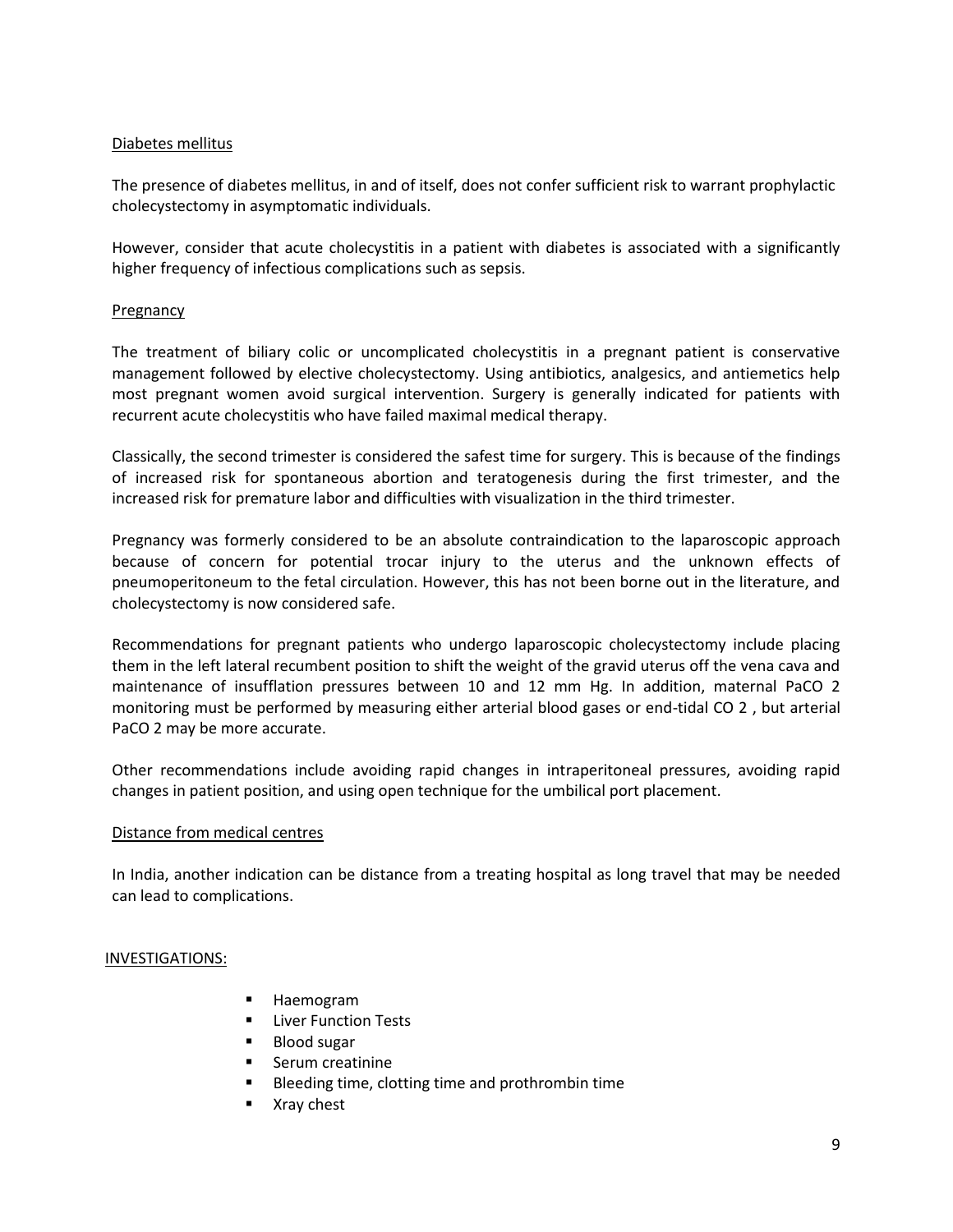### Diabetes mellitus

The presence of diabetes mellitus, in and of itself, does not confer sufficient risk to warrant prophylactic cholecystectomy in asymptomatic individuals.

However, consider that acute cholecystitis in a patient with diabetes is associated with a significantly higher frequency of infectious complications such as sepsis.

### Pregnancy

The treatment of biliary colic or uncomplicated cholecystitis in a pregnant patient is conservative management followed by elective cholecystectomy. Using antibiotics, analgesics, and antiemetics help most pregnant women avoid surgical intervention. Surgery is generally indicated for patients with recurrent acute cholecystitis who have failed maximal medical therapy.

Classically, the second trimester is considered the safest time for surgery. This is because of the findings of increased risk for spontaneous abortion and teratogenesis during the first trimester, and the increased risk for premature labor and difficulties with visualization in the third trimester.

Pregnancy was formerly considered to be an absolute contraindication to the laparoscopic approach because of concern for potential trocar injury to the uterus and the unknown effects of pneumoperitoneum to the fetal circulation. However, this has not been borne out in the literature, and cholecystectomy is now considered safe.

Recommendations for pregnant patients who undergo laparoscopic cholecystectomy include placing them in the left lateral recumbent position to shift the weight of the gravid uterus off the vena cava and maintenance of insufflation pressures between 10 and 12 mm Hg. In addition, maternal $PaCO_2$ monitoring must be performed by measuring either arterial blood gases or end-tidal $CO_2$, but arterial $PaCO_2$ may be more accurate.

Other recommendations include avoiding rapid changes in intraperitoneal pressures, avoiding rapid changes in patient position, and using open technique for the umbilical port placement.

### Distance from medical centres

In India, another indication can be distance from a treating hospital as long travel that may be needed can lead to complications.

## INVESTIGATIONS:

- Haemogram
- Liver Function Tests
- Blood sugar
- Serum creatinine
- Bleeding time, clotting time and prothrombin time
- Xray chest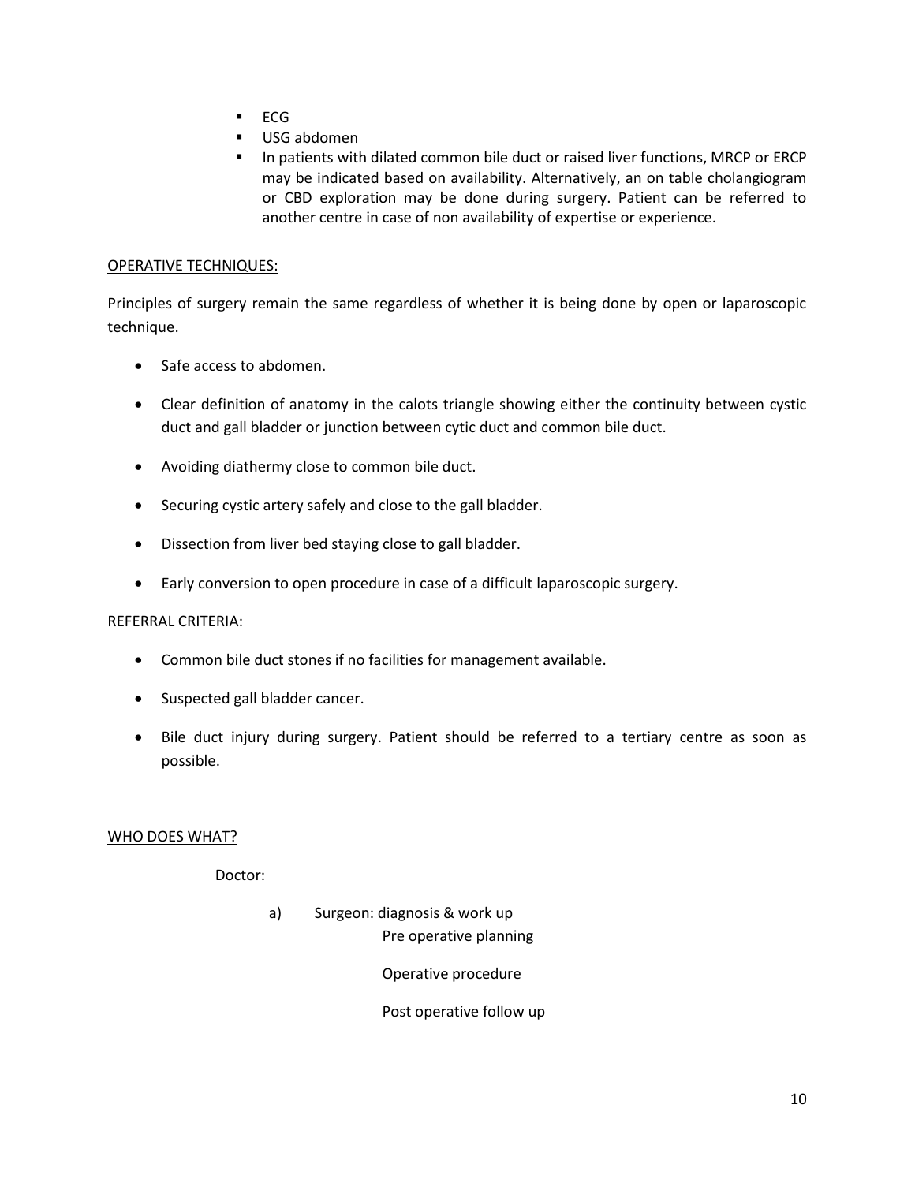- ECG
- USG abdomen
- In patients with dilated common bile duct or raised liver functions, MRCP or ERCP may be indicated based on availability. Alternatively, an on table cholangiogram or CBD exploration may be done during surgery. Patient can be referred to another centre in case of non availability of expertise or experience.

<u>OPERATIVE TECHNIQUES:</u>

Principles of surgery remain the same regardless of whether it is being done by open or laparoscopic technique.

- Safe access to abdomen.
- Clear definition of anatomy in the calots triangle showing either the continuity between cystic duct and gall bladder or junction between cytic duct and common bile duct.
- Avoiding diathermy close to common bile duct.
- Securing cystic artery safely and close to the gall bladder.
- Dissection from liver bed staying close to gall bladder.
- Early conversion to open procedure in case of a difficult laparoscopic surgery.

<u>REFERRAL CRITERIA:</u>

- Common bile duct stones if no facilities for management available.
- Suspected gall bladder cancer.
- Bile duct injury during surgery. Patient should be referred to a tertiary centre as soon as possible.

<u>WHO DOES WHAT?</u>

Doctor:

a) Surgeon: diagnosis & work up
   Pre operative planning
   Operative procedure
   Post operative follow up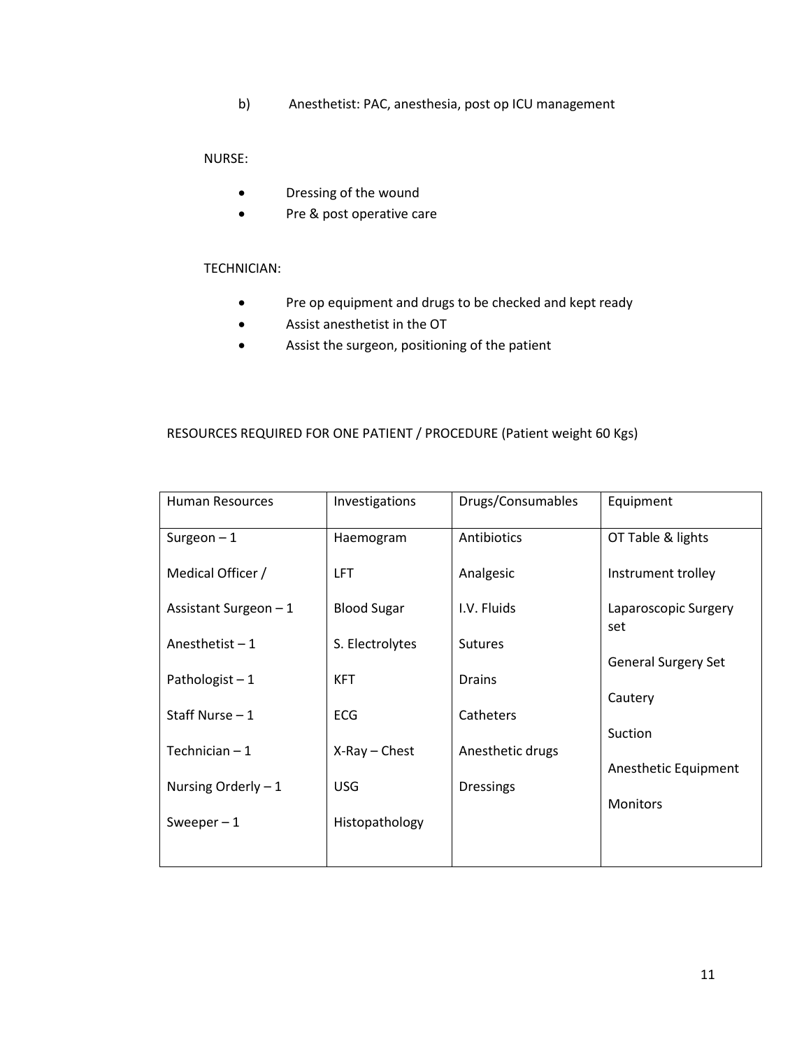b) Anesthetist: PAC, anesthesia, post op ICU management

NURSE:

- Dressing of the wound
- Pre & post operative care

TECHNICIAN:

- Pre op equipment and drugs to be checked and kept ready
- Assist anesthetist in the OT
- Assist the surgeon, positioning of the patient

RESOURCES REQUIRED FOR ONE PATIENT / PROCEDURE (Patient weight 60 Kgs)

| Human Resources | Investigations | Drugs/Consumables | Equipment |
|---|---|---|---|
| Surgeon – 1 | Haemogram | Antibiotics | OT Table & lights |
| Medical Officer / | LFT | Analgesic | Instrument trolley |
| Assistant Surgeon – 1 | Blood Sugar | I.V. Fluids | Laparoscopic Surgery set |
| Anesthetist – 1 | S. Electrolytes | Sutures | General Surgery Set |
| Pathologist – 1 | KFT | Drains | Cautery |
| Staff Nurse – 1 | ECG | Catheters | Suction |
| Technician – 1 | X-Ray – Chest | Anesthetic drugs | Anesthetic Equipment |
| Nursing Orderly – 1 | USG | Dressings | Monitors |
| Sweeper – 1 | Histopathology | | |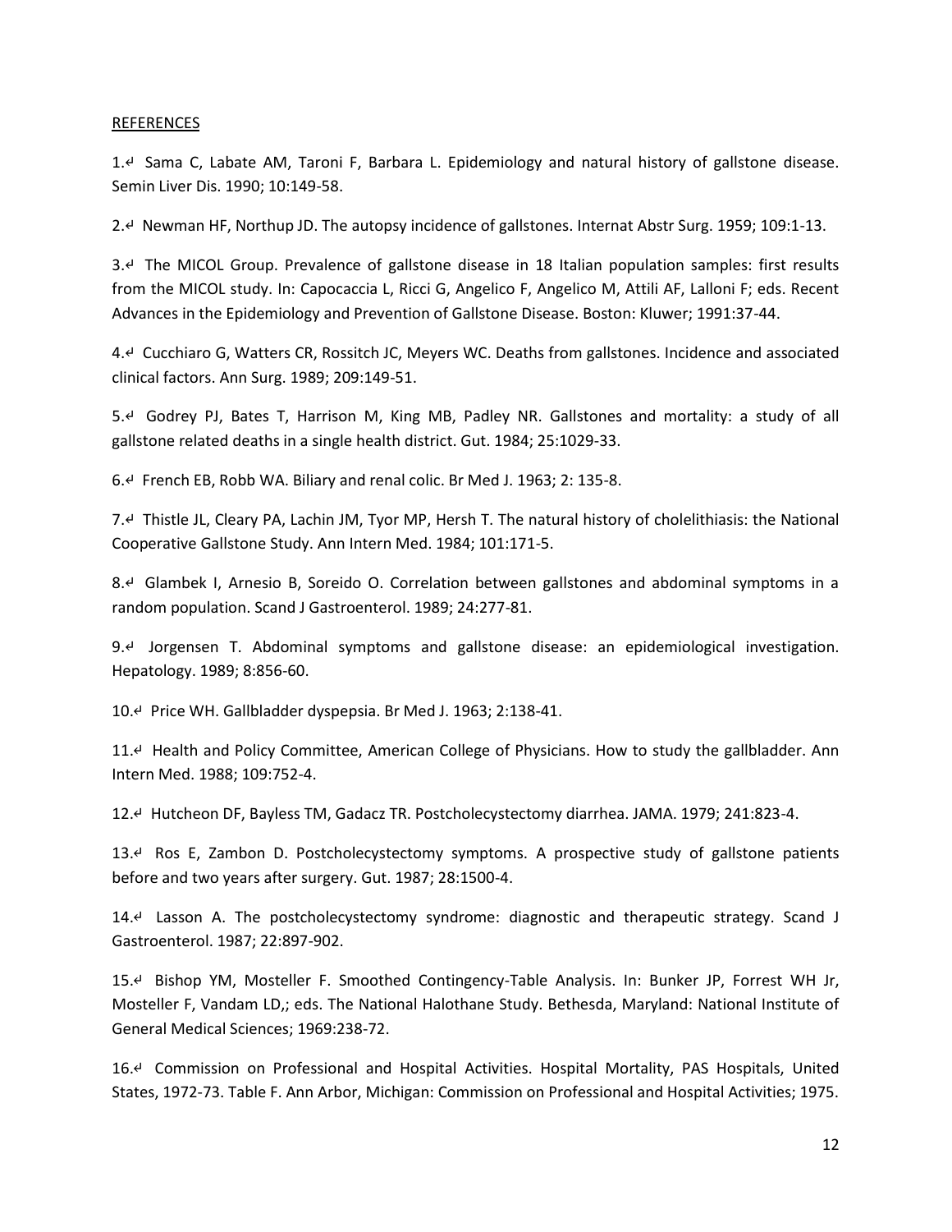REFERENCES

1. Sama C, Labate AM, Taroni F, Barbara L. Epidemiology and natural history of gallstone disease. Semin Liver Dis. 1990; 10:149-58.

2. Newman HF, Northup JD. The autopsy incidence of gallstones. Internat Abstr Surg. 1959; 109:1-13.

3. The MICOL Group. Prevalence of gallstone disease in 18 Italian population samples: first results from the MICOL study. In: Capocaccia L, Ricci G, Angelico F, Angelico M, Attili AF, Lalloni F; eds. Recent Advances in the Epidemiology and Prevention of Gallstone Disease. Boston: Kluwer; 1991:37-44.

4. Cucchiaro G, Watters CR, Rossitch JC, Meyers WC. Deaths from gallstones. Incidence and associated clinical factors. Ann Surg. 1989; 209:149-51.

5. Godrey PJ, Bates T, Harrison M, King MB, Padley NR. Gallstones and mortality: a study of all gallstone related deaths in a single health district. Gut. 1984; 25:1029-33.

6. French EB, Robb WA. Biliary and renal colic. Br Med J. 1963; 2: 135-8.

7. Thistle JL, Cleary PA, Lachin JM, Tyor MP, Hersh T. The natural history of cholelithiasis: the National Cooperative Gallstone Study. Ann Intern Med. 1984; 101:171-5.

8. Glambek I, Arnesio B, Soreido O. Correlation between gallstones and abdominal symptoms in a random population. Scand J Gastroenterol. 1989; 24:277-81.

9. Jorgensen T. Abdominal symptoms and gallstone disease: an epidemiological investigation. Hepatology. 1989; 8:856-60.

10. Price WH. Gallbladder dyspepsia. Br Med J. 1963; 2:138-41.

11. Health and Policy Committee, American College of Physicians. How to study the gallbladder. Ann Intern Med. 1988; 109:752-4.

12. Hutcheon DF, Bayless TM, Gadacz TR. Postcholecystectomy diarrhea. JAMA. 1979; 241:823-4.

13. Ros E, Zambon D. Postcholecystectomy symptoms. A prospective study of gallstone patients before and two years after surgery. Gut. 1987; 28:1500-4.

14. Lasson A. The postcholecystectomy syndrome: diagnostic and therapeutic strategy. Scand J Gastroenterol. 1987; 22:897-902.

15. Bishop YM, Mosteller F. Smoothed Contingency-Table Analysis. In: Bunker JP, Forrest WH Jr, Mosteller F, Vandam LD,; eds. The National Halothane Study. Bethesda, Maryland: National Institute of General Medical Sciences; 1969:238-72.

16. Commission on Professional and Hospital Activities. Hospital Mortality, PAS Hospitals, United States, 1972-73. Table F. Ann Arbor, Michigan: Commission on Professional and Hospital Activities; 1975.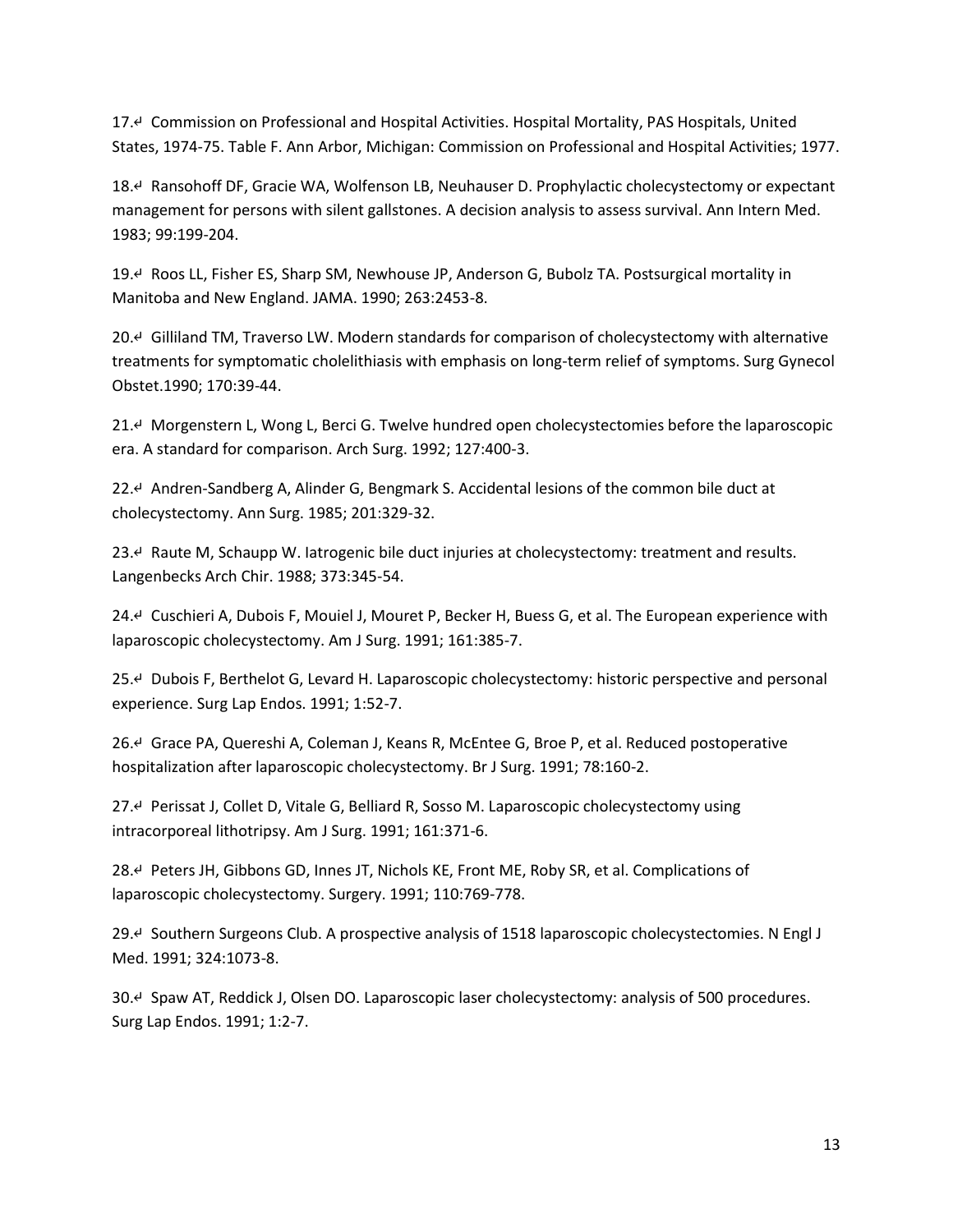17. Commission on Professional and Hospital Activities. Hospital Mortality, PAS Hospitals, United States, 1974-75. Table F. Ann Arbor, Michigan: Commission on Professional and Hospital Activities; 1977.

18. Ransohoff DF, Gracie WA, Wolfenson LB, Neuhauser D. Prophylactic cholecystectomy or expectant management for persons with silent gallstones. A decision analysis to assess survival. Ann Intern Med. 1983; 99:199-204.

19. Roos LL, Fisher ES, Sharp SM, Newhouse JP, Anderson G, Bubolz TA. Postsurgical mortality in Manitoba and New England. JAMA. 1990; 263:2453-8.

20. Gilliland TM, Traverso LW. Modern standards for comparison of cholecystectomy with alternative treatments for symptomatic cholelithiasis with emphasis on long-term relief of symptoms. Surg Gynecol Obstet.1990; 170:39-44.

21. Morgenstern L, Wong L, Berci G. Twelve hundred open cholecystectomies before the laparoscopic era. A standard for comparison. Arch Surg. 1992; 127:400-3.

22. Andren-Sandberg A, Alinder G, Bengmark S. Accidental lesions of the common bile duct at cholecystectomy. Ann Surg. 1985; 201:329-32.

23. Raute M, Schaupp W. Iatrogenic bile duct injuries at cholecystectomy: treatment and results. Langenbecks Arch Chir. 1988; 373:345-54.

24. Cuschieri A, Dubois F, Mouiel J, Mouret P, Becker H, Buess G, et al. The European experience with laparoscopic cholecystectomy. Am J Surg. 1991; 161:385-7.

25. Dubois F, Berthelot G, Levard H. Laparoscopic cholecystectomy: historic perspective and personal experience. Surg Lap Endos. 1991; 1:52-7.

26. Grace PA, Quereshi A, Coleman J, Keans R, McEntee G, Broe P, et al. Reduced postoperative hospitalization after laparoscopic cholecystectomy. Br J Surg. 1991; 78:160-2.

27. Perissat J, Collet D, Vitale G, Belliard R, Sosso M. Laparoscopic cholecystectomy using intracorporeal lithotripsy. Am J Surg. 1991; 161:371-6.

28. Peters JH, Gibbons GD, Innes JT, Nichols KE, Front ME, Roby SR, et al. Complications of laparoscopic cholecystectomy. Surgery. 1991; 110:769-778.

29. Southern Surgeons Club. A prospective analysis of 1518 laparoscopic cholecystectomies. N Engl J Med. 1991; 324:1073-8.

30. Spaw AT, Reddick J, Olsen DO. Laparoscopic laser cholecystectomy: analysis of 500 procedures. Surg Lap Endos. 1991; 1:2-7.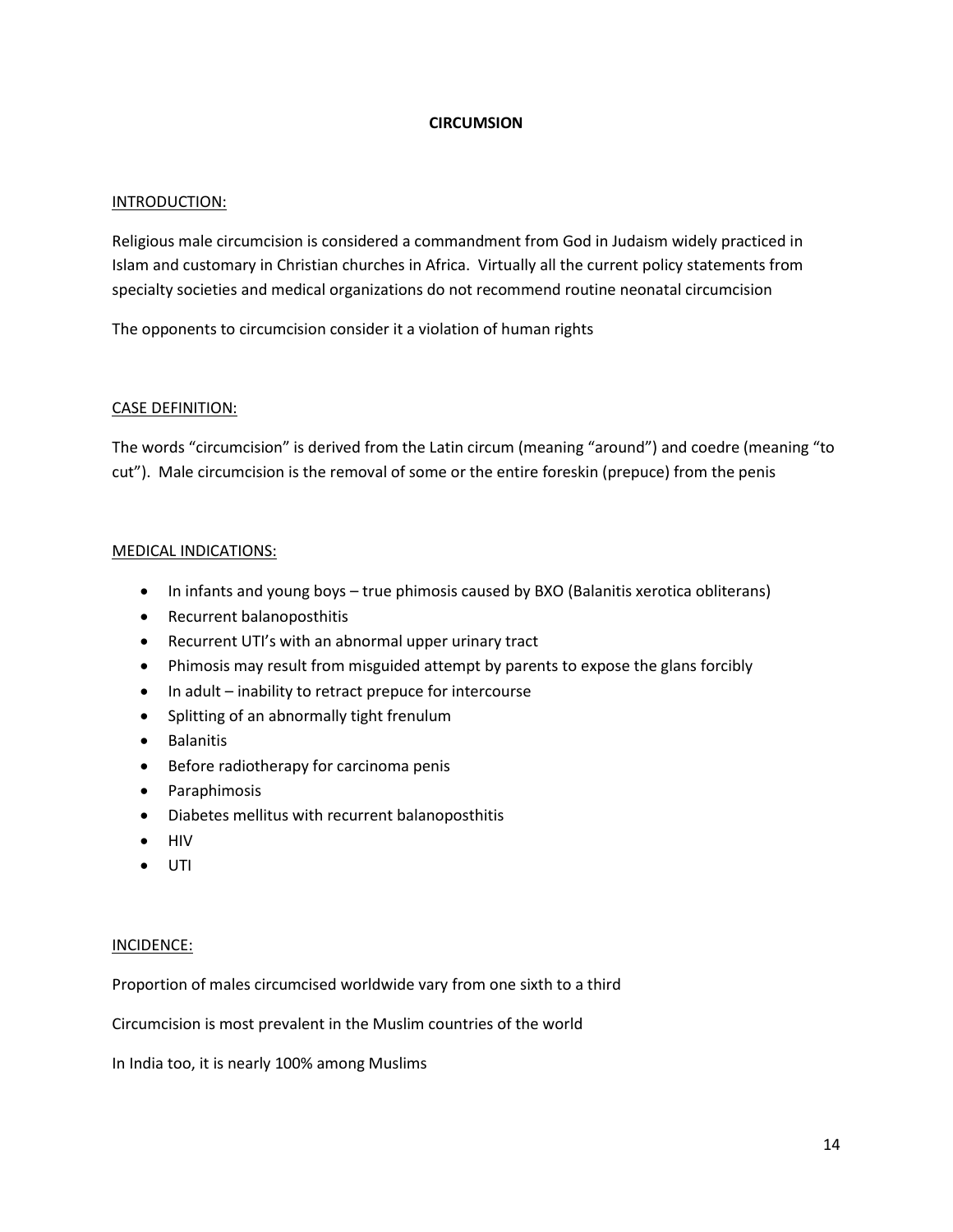# CIRCUMSION

## INTRODUCTION:

Religious male circumcision is considered a commandment from God in Judaism widely practiced in Islam and customary in Christian churches in Africa.  Virtually all the current policy statements from specialty societies and medical organizations do not recommend routine neonatal circumcision

The opponents to circumcision consider it a violation of human rights

## CASE DEFINITION:

The words "circumcision" is derived from the Latin circum (meaning "around") and coedre (meaning "to cut").  Male circumcision is the removal of some or the entire foreskin (prepuce) from the penis

## MEDICAL INDICATIONS:

- In infants and young boys – true phimosis caused by BXO (Balanitis xerotica obliterans)
- Recurrent balanoposthitis
- Recurrent UTI's with an abnormal upper urinary tract
- Phimosis may result from misguided attempt by parents to expose the glans forcibly
- In adult – inability to retract prepuce for intercourse
- Splitting of an abnormally tight frenulum
- Balanitis
- Before radiotherapy for carcinoma penis
- Paraphimosis
- Diabetes mellitus with recurrent balanoposthitis
- HIV
- UTI

## INCIDENCE:

Proportion of males circumcised worldwide vary from one sixth to a third

Circumcision is most prevalent in the Muslim countries of the world

In India too, it is nearly 100% among Muslims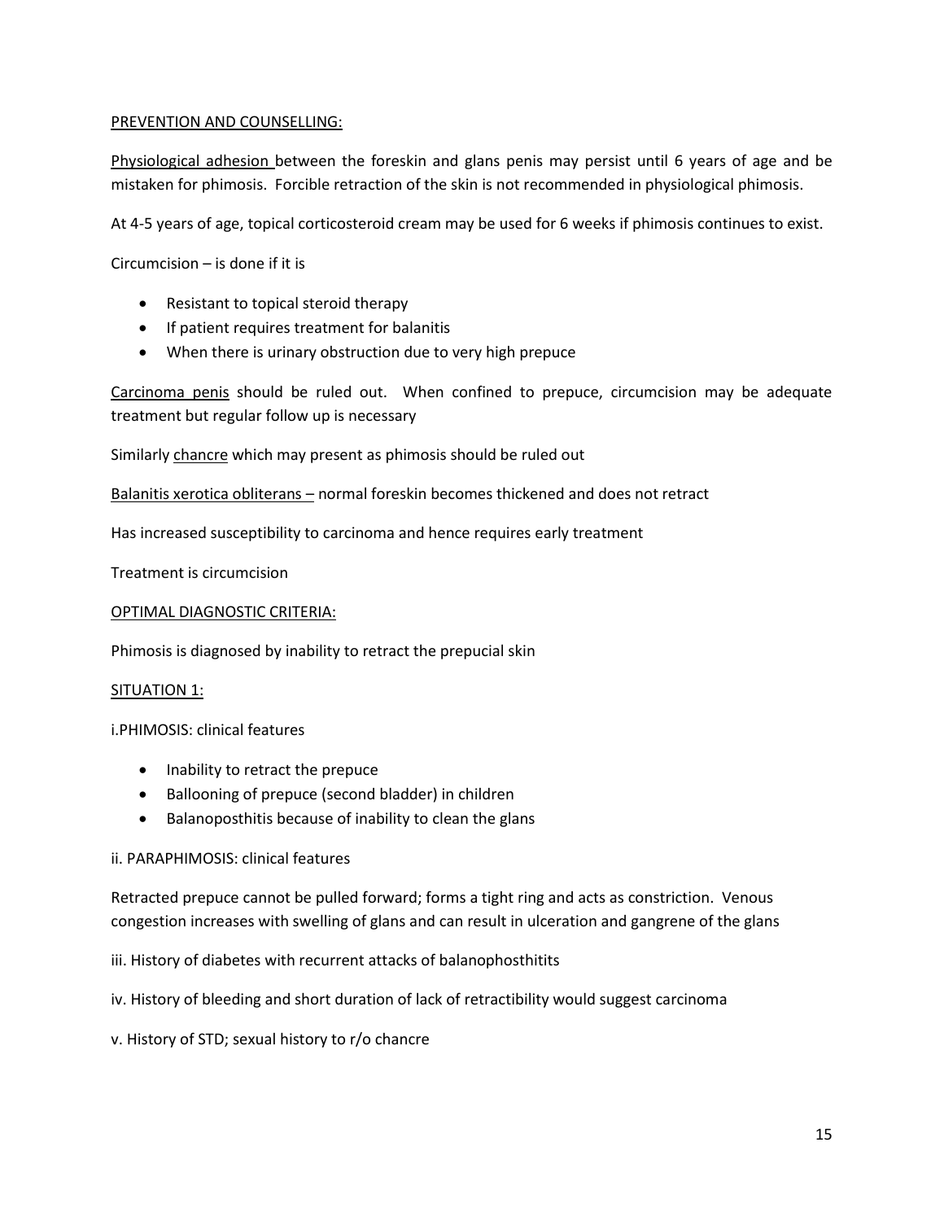## PREVENTION AND COUNSELLING:

Physiological adhesion between the foreskin and glans penis may persist until 6 years of age and be mistaken for phimosis. Forcible retraction of the skin is not recommended in physiological phimosis.

At 4-5 years of age, topical corticosteroid cream may be used for 6 weeks if phimosis continues to exist.

Circumcision – is done if it is

- Resistant to topical steroid therapy
- If patient requires treatment for balanitis
- When there is urinary obstruction due to very high prepuce

Carcinoma penis should be ruled out. When confined to prepuce, circumcision may be adequate treatment but regular follow up is necessary

Similarly chancre which may present as phimosis should be ruled out

Balanitis xerotica obliterans – normal foreskin becomes thickened and does not retract

Has increased susceptibility to carcinoma and hence requires early treatment

Treatment is circumcision

## OPTIMAL DIAGNOSTIC CRITERIA:

Phimosis is diagnosed by inability to retract the prepucial skin

## SITUATION 1:

i.PHIMOSIS: clinical features

- Inability to retract the prepuce
- Ballooning of prepuce (second bladder) in children
- Balanoposthitis because of inability to clean the glans

ii. PARAPHIMOSIS: clinical features

Retracted prepuce cannot be pulled forward; forms a tight ring and acts as constriction. Venous congestion increases with swelling of glans and can result in ulceration and gangrene of the glans

iii. History of diabetes with recurrent attacks of balanophosthitits

iv. History of bleeding and short duration of lack of retractibility would suggest carcinoma

v. History of STD; sexual history to r/o chancre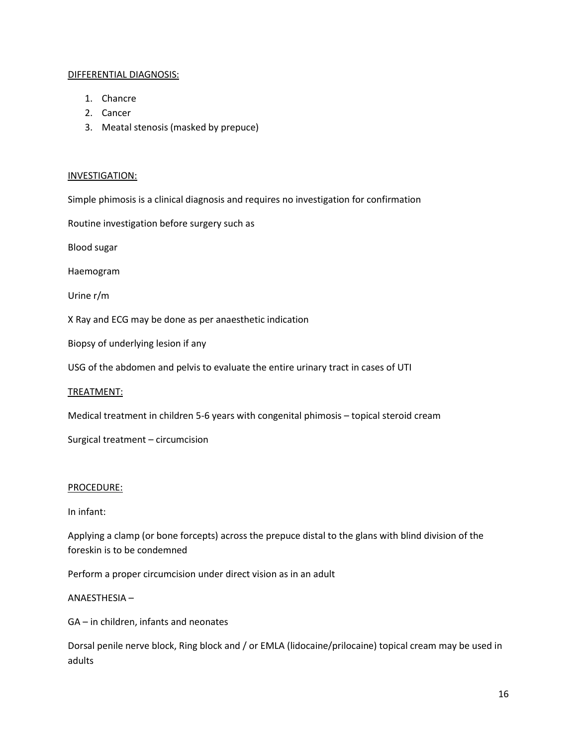DIFFERENTIAL DIAGNOSIS:

1. Chancre
2. Cancer
3. Meatal stenosis (masked by prepuce)

INVESTIGATION:

Simple phimosis is a clinical diagnosis and requires no investigation for confirmation

Routine investigation before surgery such as

Blood sugar

Haemogram

Urine r/m

X Ray and ECG may be done as per anaesthetic indication

Biopsy of underlying lesion if any

USG of the abdomen and pelvis to evaluate the entire urinary tract in cases of UTI

TREATMENT:

Medical treatment in children 5-6 years with congenital phimosis – topical steroid cream

Surgical treatment – circumcision

PROCEDURE:

In infant:

Applying a clamp (or bone forceps) across the prepuce distal to the glans with blind division of the foreskin is to be condemned

Perform a proper circumcision under direct vision as in an adult

ANAESTHESIA –

GA – in children, infants and neonates

Dorsal penile nerve block, Ring block and / or EMLA (lidocaine/prilocaine) topical cream may be used in adults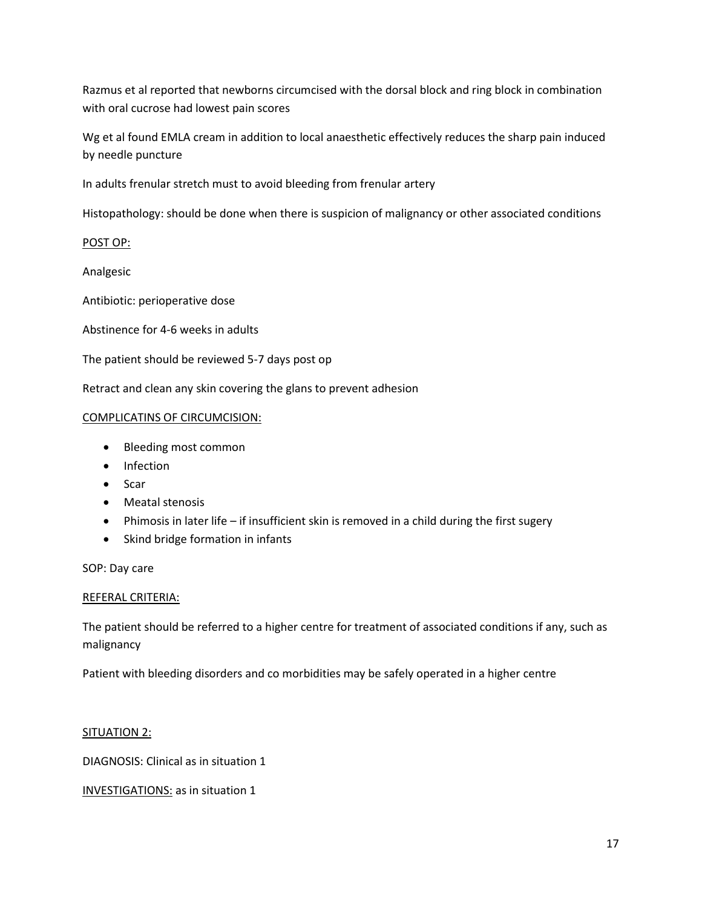Razmus et al reported that newborns circumcised with the dorsal block and ring block in combination with oral cucrose had lowest pain scores

Wg et al found EMLA cream in addition to local anaesthetic effectively reduces the sharp pain induced by needle puncture

In adults frenular stretch must to avoid bleeding from frenular artery

Histopathology: should be done when there is suspicion of malignancy or other associated conditions

POST OP:

Analgesic

Antibiotic: perioperative dose

Abstinence for 4-6 weeks in adults

The patient should be reviewed 5-7 days post op

Retract and clean any skin covering the glans to prevent adhesion

COMPLICATINS OF CIRCUMCISION:

- Bleeding most common
- Infection
- Scar
- Meatal stenosis
- Phimosis in later life – if insufficient skin is removed in a child during the first sugery
- Skind bridge formation in infants

SOP: Day care

REFERAL CRITERIA:

The patient should be referred to a higher centre for treatment of associated conditions if any, such as malignancy

Patient with bleeding disorders and co morbidities may be safely operated in a higher centre

SITUATION 2:

DIAGNOSIS: Clinical as in situation 1

INVESTIGATIONS: as in situation 1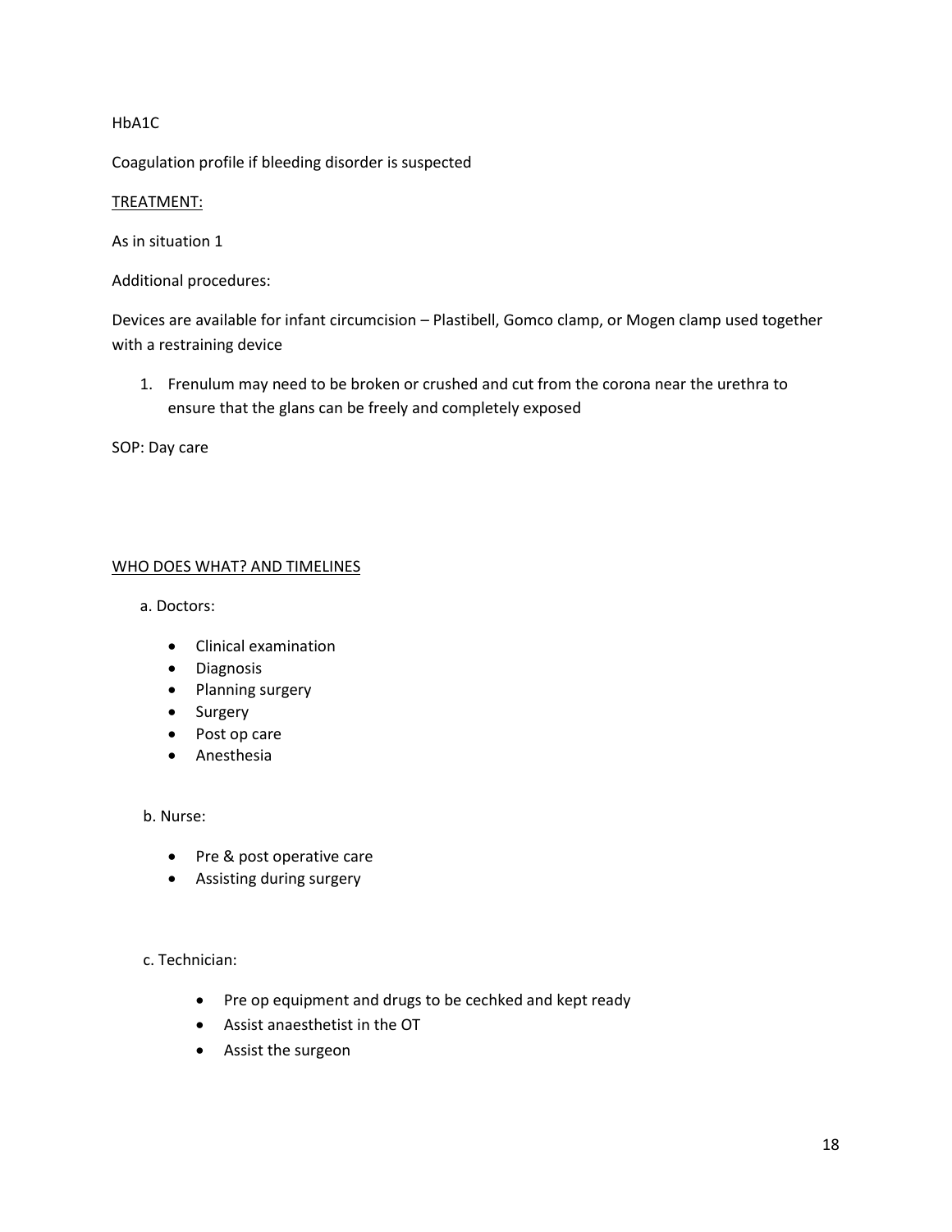HbA1C

Coagulation profile if bleeding disorder is suspected

TREATMENT:

As in situation 1

Additional procedures:

Devices are available for infant circumcision – Plastibell, Gomco clamp, or Mogen clamp used together with a restraining device

1. Frenulum may need to be broken or crushed and cut from the corona near the urethra to ensure that the glans can be freely and completely exposed

SOP: Day care

WHO DOES WHAT? AND TIMELINES

a. Doctors:

- Clinical examination
- Diagnosis
- Planning surgery
- Surgery
- Post op care
- Anesthesia

b. Nurse:

- Pre & post operative care
- Assisting during surgery

c. Technician:

- Pre op equipment and drugs to be cechked and kept ready
- Assist anaesthetist in the OT
- Assist the surgeon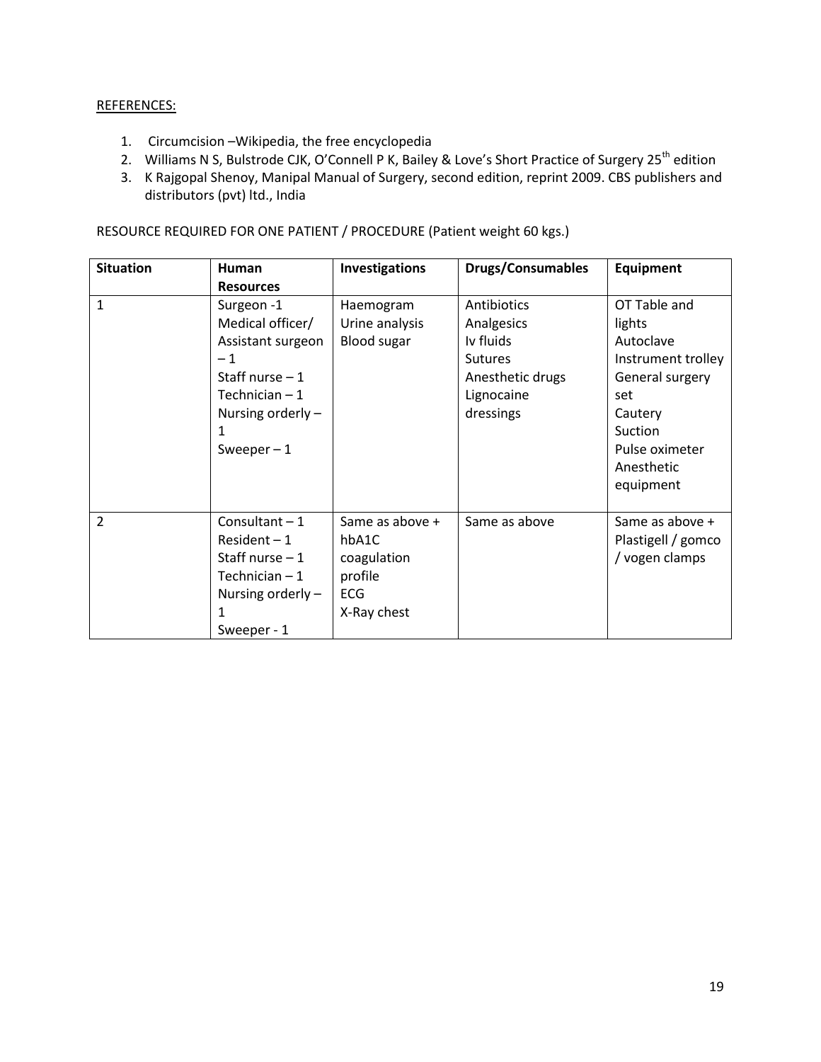REFERENCES:

1. Circumcision –Wikipedia, the free encyclopedia
2. Williams N S, Bulstrode CJK, O'Connell P K, Bailey & Love's Short Practice of Surgery 25th edition
3. K Rajgopal Shenoy, Manipal Manual of Surgery, second edition, reprint 2009. CBS publishers and distributors (pvt) ltd., India

RESOURCE REQUIRED FOR ONE PATIENT / PROCEDURE (Patient weight 60 kgs.)

| Situation | Human Resources | Investigations | Drugs/Consumables | Equipment |
|---|---|---|---|---|
| 1 | Surgeon -1<br>Medical officer/ Assistant surgeon – 1<br>Staff nurse – 1<br>Technician – 1<br>Nursing orderly – 1<br>Sweeper – 1 | Haemogram<br>Urine analysis<br>Blood sugar | Antibiotics<br>Analgesics<br>Iv fluids<br>Sutures<br>Anesthetic drugs<br>Lignocaine<br>dressings | OT Table and lights<br>Autoclave<br>Instrument trolley<br>General surgery set<br>Cautery<br>Suction<br>Pulse oximeter<br>Anesthetic equipment |
| 2 | Consultant – 1<br>Resident – 1<br>Staff nurse – 1<br>Technician – 1<br>Nursing orderly – 1<br>Sweeper - 1 | Same as above +<br>hbA1C<br>coagulation profile<br>ECG<br>X-Ray chest | Same as above | Same as above +<br>Plastigell / gomco / vogen clamps |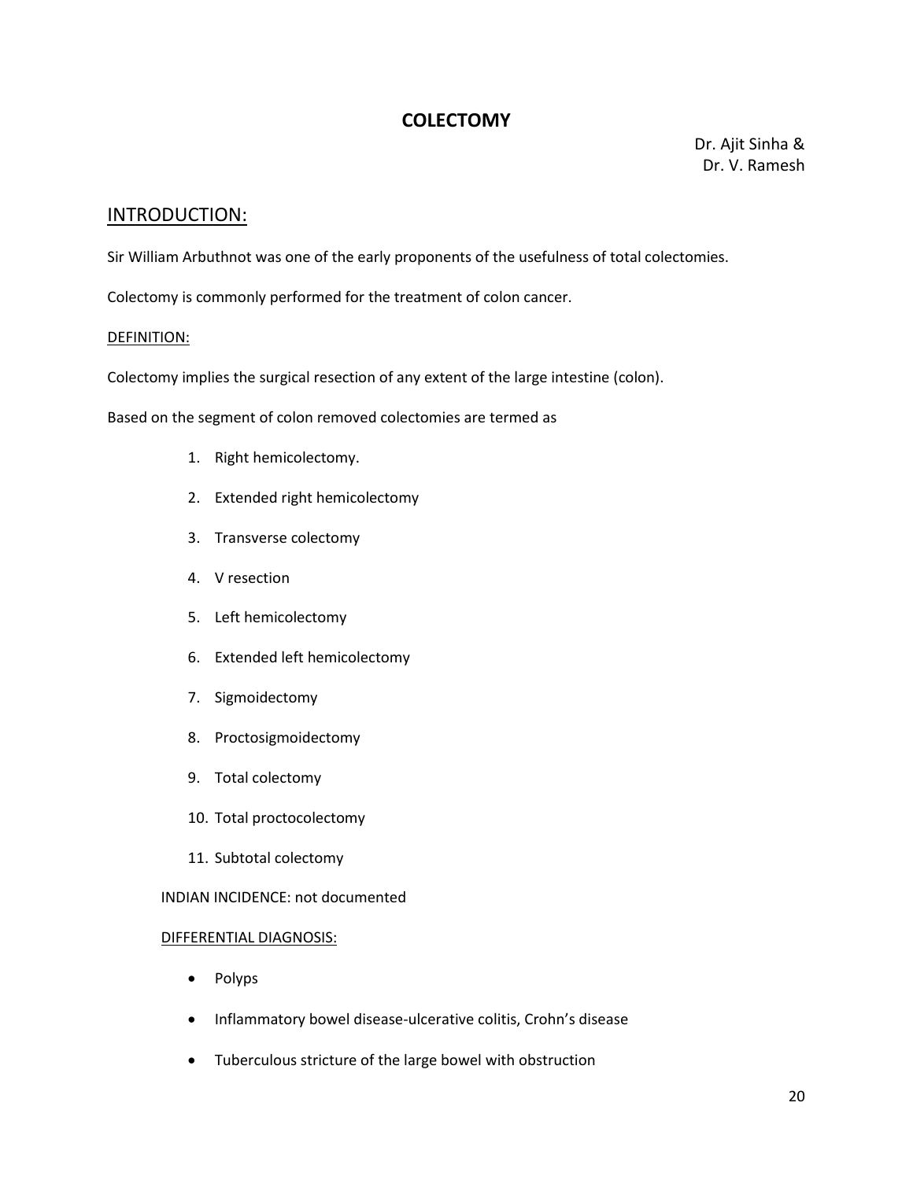# COLECTOMY

Dr. Ajit Sinha &
Dr. V. Ramesh

## INTRODUCTION:

Sir William Arbuthnot was one of the early proponents of the usefulness of total colectomies.

Colectomy is commonly performed for the treatment of colon cancer.

### DEFINITION:

Colectomy implies the surgical resection of any extent of the large intestine (colon).

Based on the segment of colon removed colectomies are termed as

1. Right hemicolectomy.
2. Extended right hemicolectomy
3. Transverse colectomy
4. V resection
5. Left hemicolectomy
6. Extended left hemicolectomy
7. Sigmoidectomy
8. Proctosigmoidectomy
9. Total colectomy
10. Total proctocolectomy
11. Subtotal colectomy

INDIAN INCIDENCE: not documented

### DIFFERENTIAL DIAGNOSIS:

- Polyps
- Inflammatory bowel disease-ulcerative colitis, Crohn's disease
- Tuberculous stricture of the large bowel with obstruction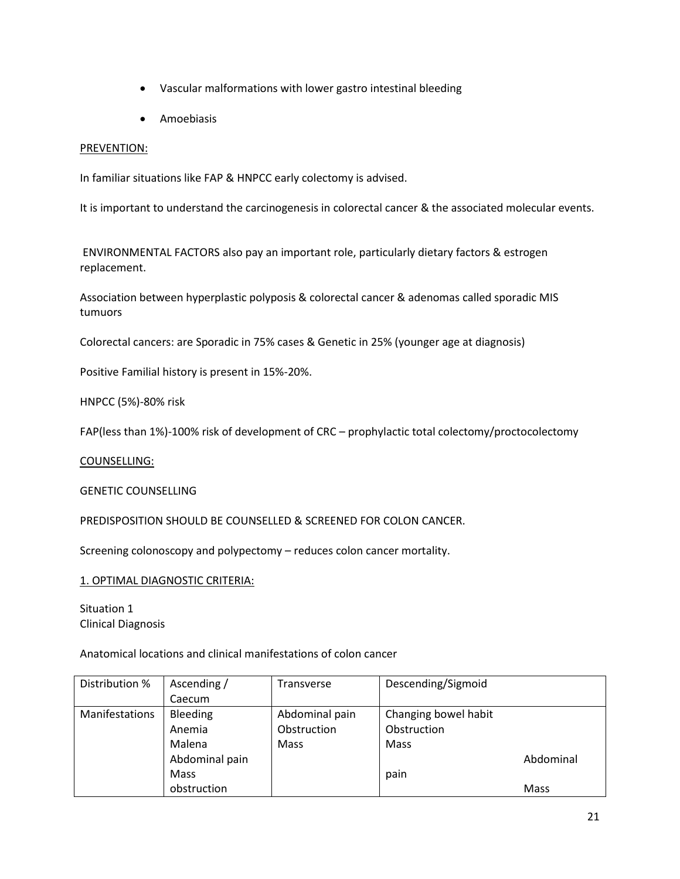- Vascular malformations with lower gastro intestinal bleeding
- Amoebiasis

<u>PREVENTION:</u>

In familiar situations like FAP & HNPCC early colectomy is advised.

It is important to understand the carcinogenesis in colorectal cancer & the associated molecular events.

ENVIRONMENTAL FACTORS also pay an important role, particularly dietary factors & estrogen replacement.

Association between hyperplastic polyposis & colorectal cancer & adenomas called sporadic MIS tumuors

Colorectal cancers: are Sporadic in 75% cases & Genetic in 25% (younger age at diagnosis)

Positive Familial history is present in 15%-20%.

HNPCC (5%)-80% risk

FAP(less than 1%)-100% risk of development of CRC – prophylactic total colectomy/proctocolectomy

<u>COUNSELLING:</u>

GENETIC COUNSELLING

PREDISPOSITION SHOULD BE COUNSELLED & SCREENED FOR COLON CANCER.

Screening colonoscopy and polypectomy – reduces colon cancer mortality.

<u>1. OPTIMAL DIAGNOSTIC CRITERIA:</u>

Situation 1
Clinical Diagnosis

Anatomical locations and clinical manifestations of colon cancer

| Distribution % | Ascending / Caecum | Transverse | Descending/Sigmoid |
|---|---|---|---|
| Manifestations | Bleeding<br>Anemia<br>Malena<br>Abdominal pain<br>Mass<br>obstruction | Abdominal pain<br>Obstruction<br>Mass | Changing bowel habit<br>Obstruction<br>Mass<br>Abdominal pain<br>Mass |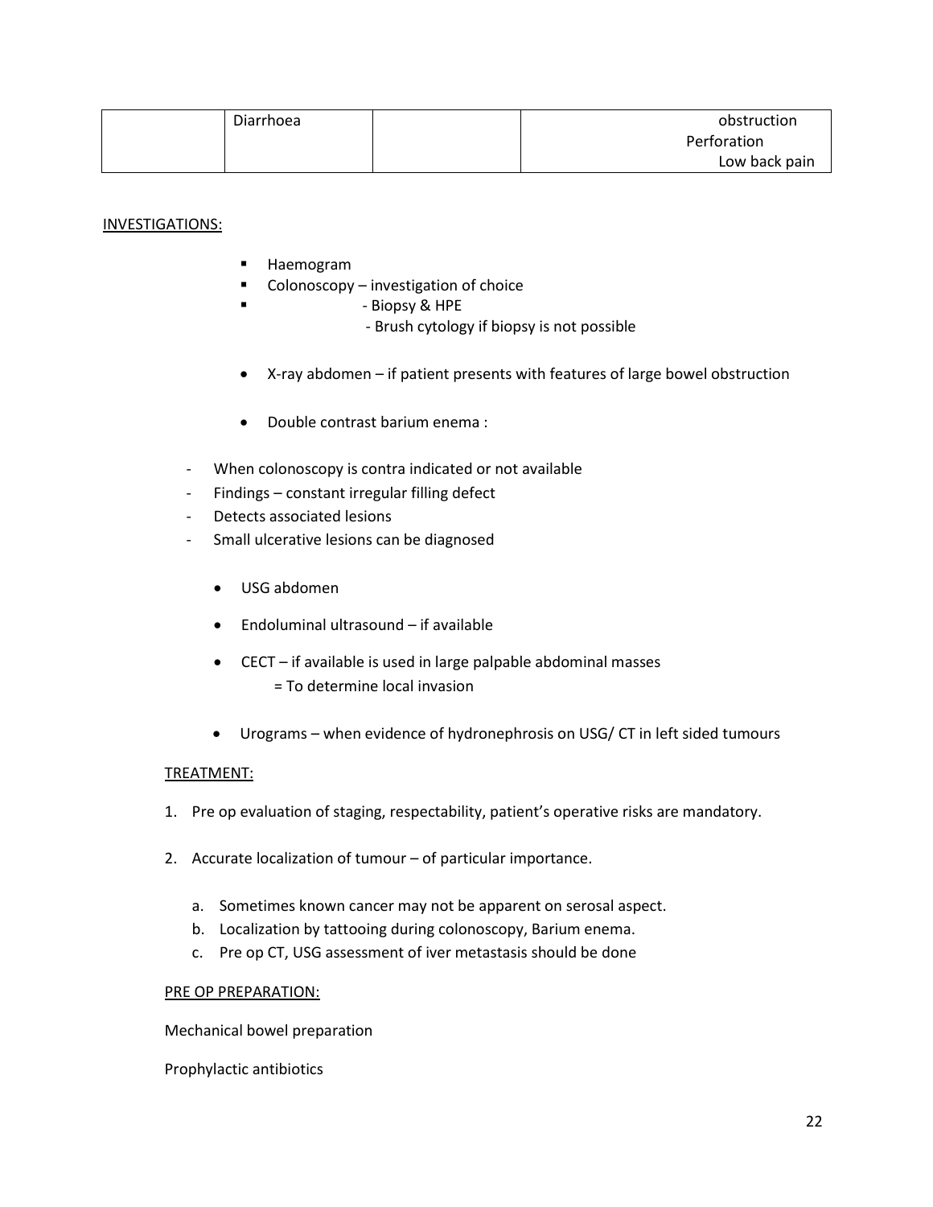|  | Diarrhoea |  | obstruction<br>Perforation<br>Low back pain |
|---|---|---|---|

INVESTIGATIONS:

- Haemogram
- Colonoscopy – investigation of choice
- - Biopsy & HPE
  - Brush cytology if biopsy is not possible

- X-ray abdomen – if patient presents with features of large bowel obstruction

- Double contrast barium enema :

- When colonoscopy is contra indicated or not available
- Findings – constant irregular filling defect
- Detects associated lesions
- Small ulcerative lesions can be diagnosed

- USG abdomen
- Endoluminal ultrasound – if available
- CECT – if available is used in large palpable abdominal masses
  = To determine local invasion
- Urograms – when evidence of hydronephrosis on USG/ CT in left sided tumours

TREATMENT:

1. Pre op evaluation of staging, respectability, patient's operative risks are mandatory.

2. Accurate localization of tumour – of particular importance.

   a. Sometimes known cancer may not be apparent on serosal aspect.
   b. Localization by tattooing during colonoscopy, Barium enema.
   c. Pre op CT, USG assessment of iver metastasis should be done

PRE OP PREPARATION:

Mechanical bowel preparation

Prophylactic antibiotics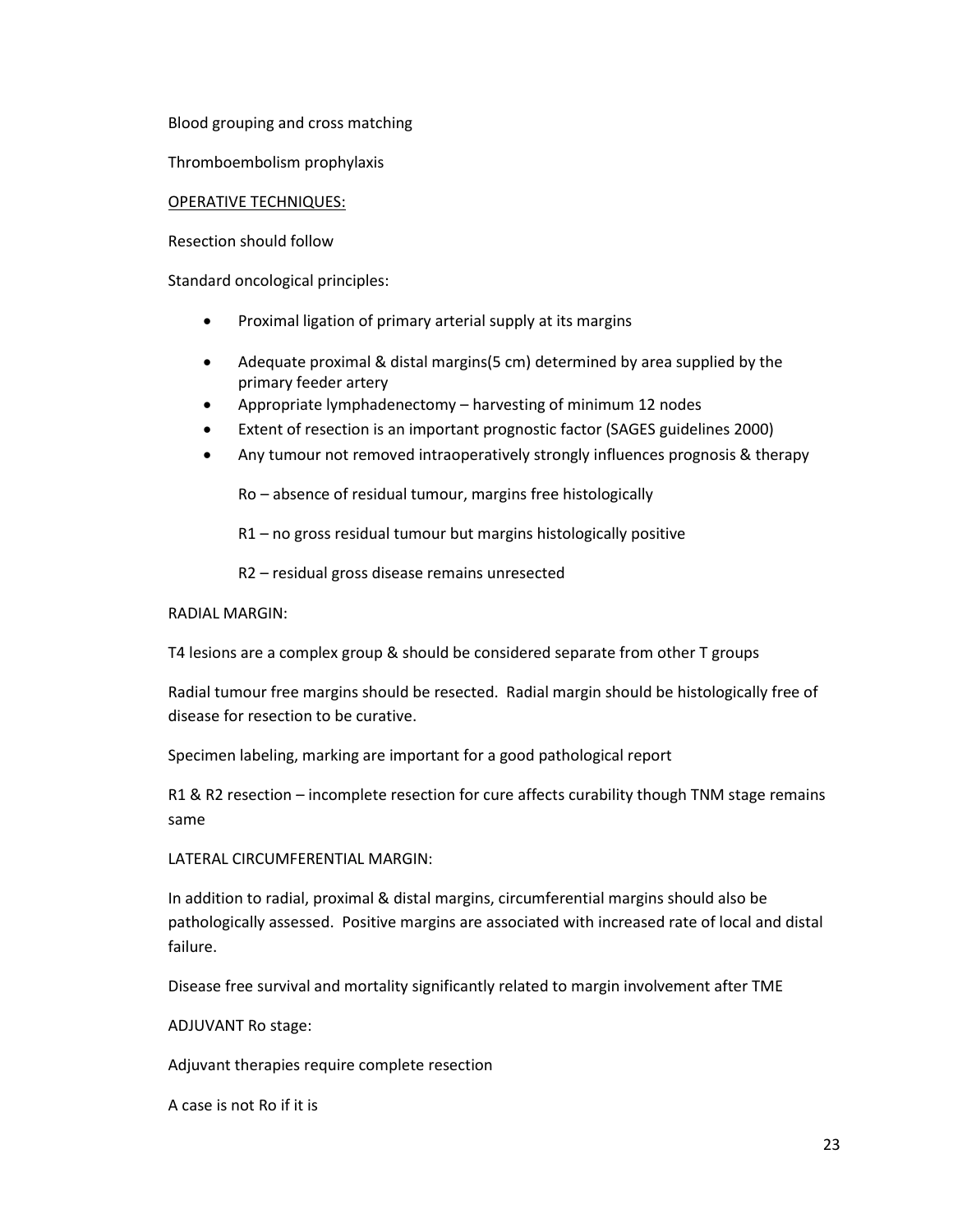Blood grouping and cross matching

Thromboembolism prophylaxis

OPERATIVE TECHNIQUES:

Resection should follow

Standard oncological principles:

- Proximal ligation of primary arterial supply at its margins
- Adequate proximal & distal margins(5 cm) determined by area supplied by the primary feeder artery
- Appropriate lymphadenectomy – harvesting of minimum 12 nodes
- Extent of resection is an important prognostic factor (SAGES guidelines 2000)
- Any tumour not removed intraoperatively strongly influences prognosis & therapy

  Ro – absence of residual tumour, margins free histologically

  R1 – no gross residual tumour but margins histologically positive

  R2 – residual gross disease remains unresected

RADIAL MARGIN:

T4 lesions are a complex group & should be considered separate from other T groups

Radial tumour free margins should be resected. Radial margin should be histologically free of disease for resection to be curative.

Specimen labeling, marking are important for a good pathological report

R1 & R2 resection – incomplete resection for cure affects curability though TNM stage remains same

LATERAL CIRCUMFERENTIAL MARGIN:

In addition to radial, proximal & distal margins, circumferential margins should also be pathologically assessed. Positive margins are associated with increased rate of local and distal failure.

Disease free survival and mortality significantly related to margin involvement after TME

ADJUVANT Ro stage:

Adjuvant therapies require complete resection

A case is not Ro if it is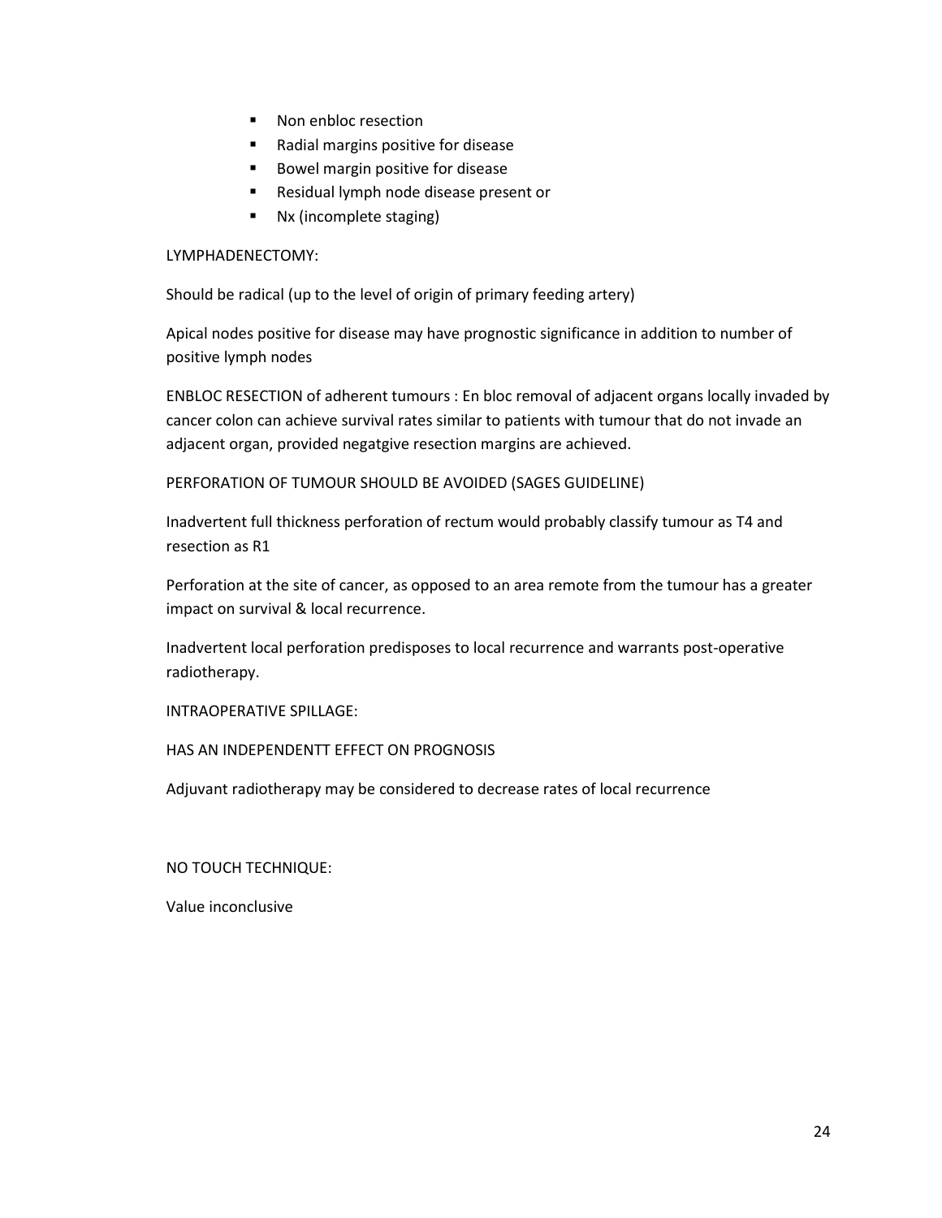- Non enbloc resection
- Radial margins positive for disease
- Bowel margin positive for disease
- Residual lymph node disease present or
- Nx (incomplete staging)

LYMPHADENECTOMY:

Should be radical (up to the level of origin of primary feeding artery)

Apical nodes positive for disease may have prognostic significance in addition to number of positive lymph nodes

ENBLOC RESECTION of adherent tumours : En bloc removal of adjacent organs locally invaded by cancer colon can achieve survival rates similar to patients with tumour that do not invade an adjacent organ, provided negatgive resection margins are achieved.

PERFORATION OF TUMOUR SHOULD BE AVOIDED (SAGES GUIDELINE)

Inadvertent full thickness perforation of rectum would probably classify tumour as T4 and resection as R1

Perforation at the site of cancer, as opposed to an area remote from the tumour has a greater impact on survival & local recurrence.

Inadvertent local perforation predisposes to local recurrence and warrants post-operative radiotherapy.

INTRAOPERATIVE SPILLAGE:

HAS AN INDEPENDENTT EFFECT ON PROGNOSIS

Adjuvant radiotherapy may be considered to decrease rates of local recurrence

NO TOUCH TECHNIQUE:

Value inconclusive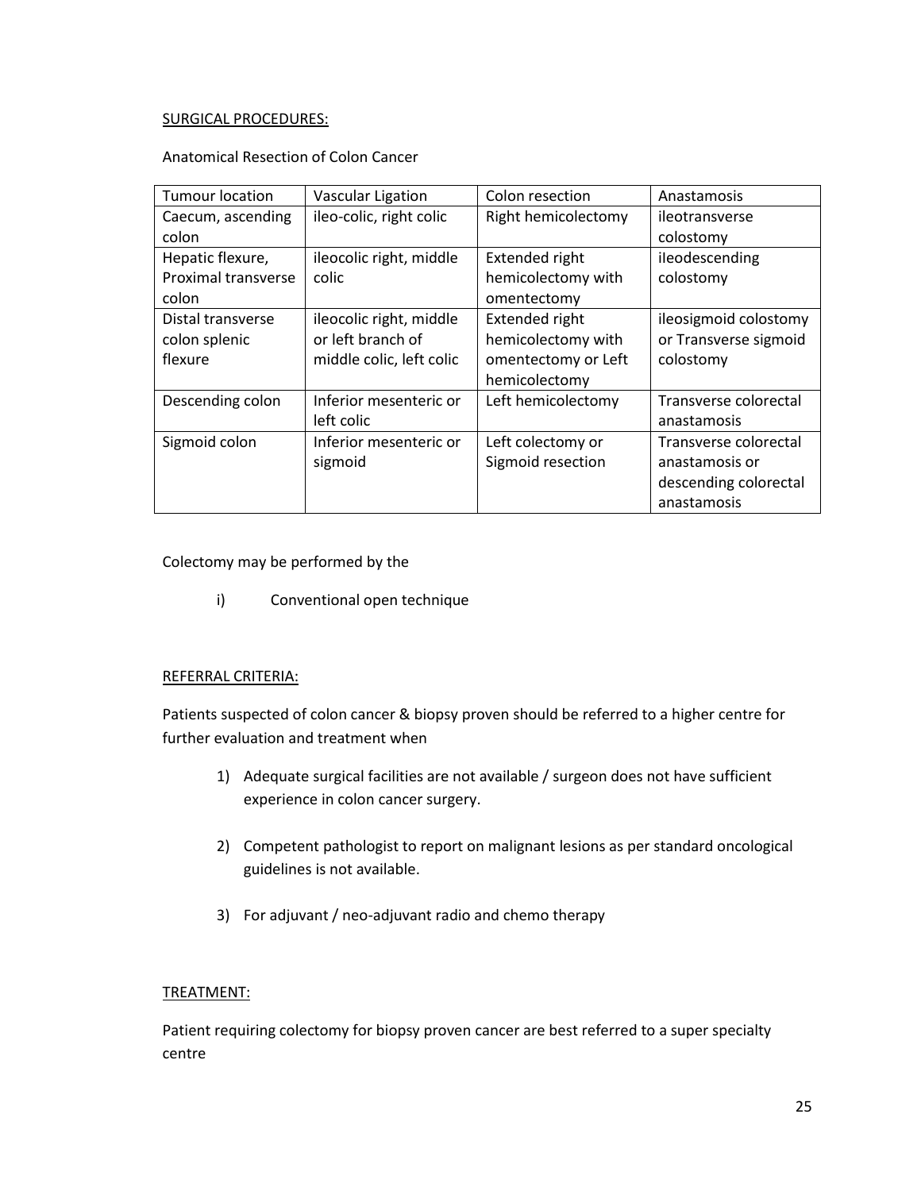SURGICAL PROCEDURES:

Anatomical Resection of Colon Cancer

| Tumour location | Vascular Ligation | Colon resection | Anastamosis |
|---|---|---|---|
| Caecum, ascending colon | ileo-colic, right colic | Right hemicolectomy | ileotransverse colostomy |
| Hepatic flexure, Proximal transverse colon | ileocolic right, middle colic | Extended right hemicolectomy with omentectomy | ileodescending colostomy |
| Distal transverse colon splenic flexure | ileocolic right, middle or left branch of middle colic, left colic | Extended right hemicolectomy with omentectomy or Left hemicolectomy | ileosigmoid colostomy or Transverse sigmoid colostomy |
| Descending colon | Inferior mesenteric or left colic | Left hemicolectomy | Transverse colorectal anastamosis |
| Sigmoid colon | Inferior mesenteric or sigmoid | Left colectomy or Sigmoid resection | Transverse colorectal anastamosis or descending colorectal anastamosis |

Colectomy may be performed by the

i) Conventional open technique

REFERRAL CRITERIA:

Patients suspected of colon cancer & biopsy proven should be referred to a higher centre for further evaluation and treatment when

1) Adequate surgical facilities are not available / surgeon does not have sufficient experience in colon cancer surgery.
2) Competent pathologist to report on malignant lesions as per standard oncological guidelines is not available.
3) For adjuvant / neo-adjuvant radio and chemo therapy

TREATMENT:

Patient requiring colectomy for biopsy proven cancer are best referred to a super specialty centre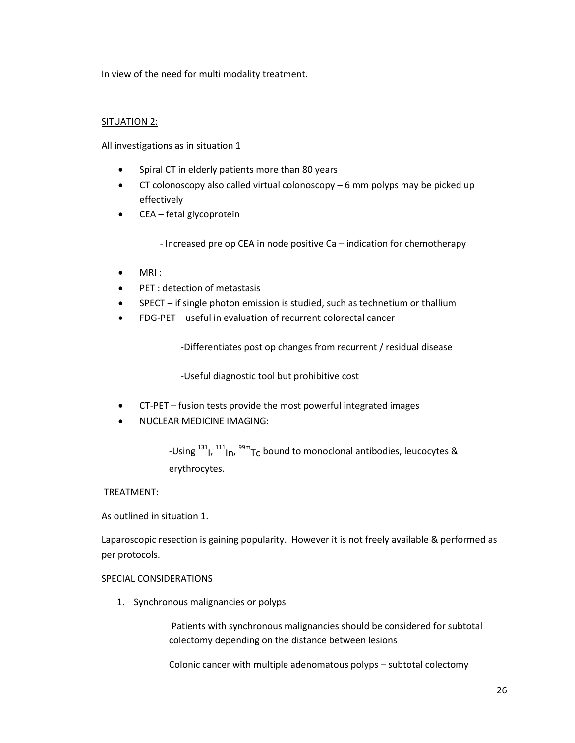In view of the need for multi modality treatment.

## SITUATION 2:

All investigations as in situation 1

- Spiral CT in elderly patients more than 80 years
- CT colonoscopy also called virtual colonoscopy – 6 mm polyps may be picked up effectively
- CEA – fetal glycoprotein

    - Increased pre op CEA in node positive Ca – indication for chemotherapy

- MRI :
- PET : detection of metastasis
- SPECT – if single photon emission is studied, such as technetium or thallium
- FDG-PET – useful in evaluation of recurrent colorectal cancer

    -Differentiates post op changes from recurrent / residual disease

    -Useful diagnostic tool but prohibitive cost

- CT-PET – fusion tests provide the most powerful integrated images
- NUCLEAR MEDICINE IMAGING:

    -Using $^{131}I$, $^{111}In$, $^{99m}Tc$ bound to monoclonal antibodies, leucocytes & erythrocytes.

## TREATMENT:

As outlined in situation 1.

Laparoscopic resection is gaining popularity. However it is not freely available & performed as per protocols.

SPECIAL CONSIDERATIONS

1. Synchronous malignancies or polyps

    Patients with synchronous malignancies should be considered for subtotal colectomy depending on the distance between lesions

    Colonic cancer with multiple adenomatous polyps – subtotal colectomy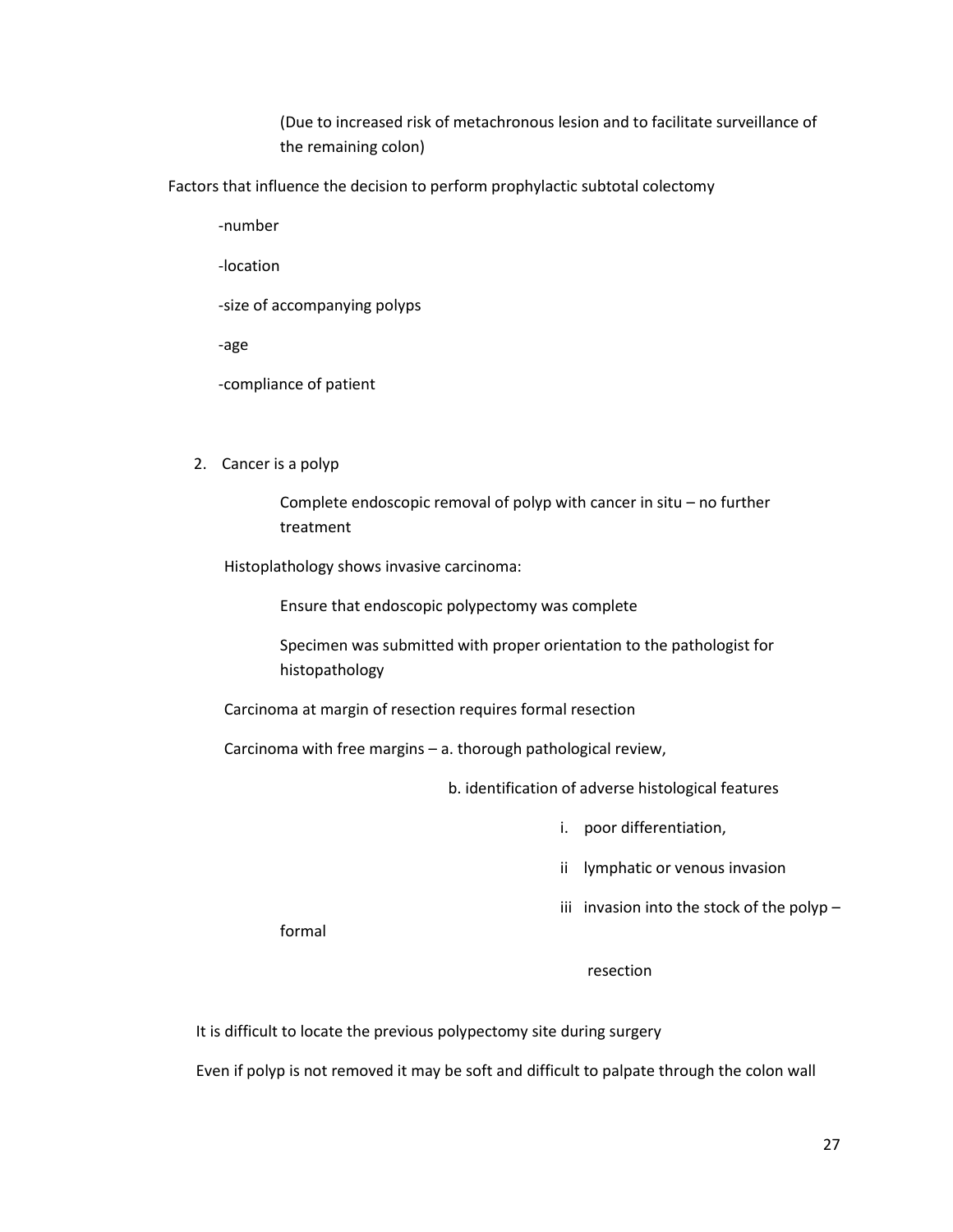(Due to increased risk of metachronous lesion and to facilitate surveillance of the remaining colon)

Factors that influence the decision to perform prophylactic subtotal colectomy

-number

-location

-size of accompanying polyps

-age

-compliance of patient

2. Cancer is a polyp

   Complete endoscopic removal of polyp with cancer in situ – no further treatment

   Histoplathology shows invasive carcinoma:

   Ensure that endoscopic polypectomy was complete

   Specimen was submitted with proper orientation to the pathologist for histopathology

   Carcinoma at margin of resection requires formal resection

   Carcinoma with free margins – a. thorough pathological review,

   b. identification of adverse histological features

   i. poor differentiation,

   ii lymphatic or venous invasion

   iii invasion into the stock of the polyp – formal resection

It is difficult to locate the previous polypectomy site during surgery

Even if polyp is not removed it may be soft and difficult to palpate through the colon wall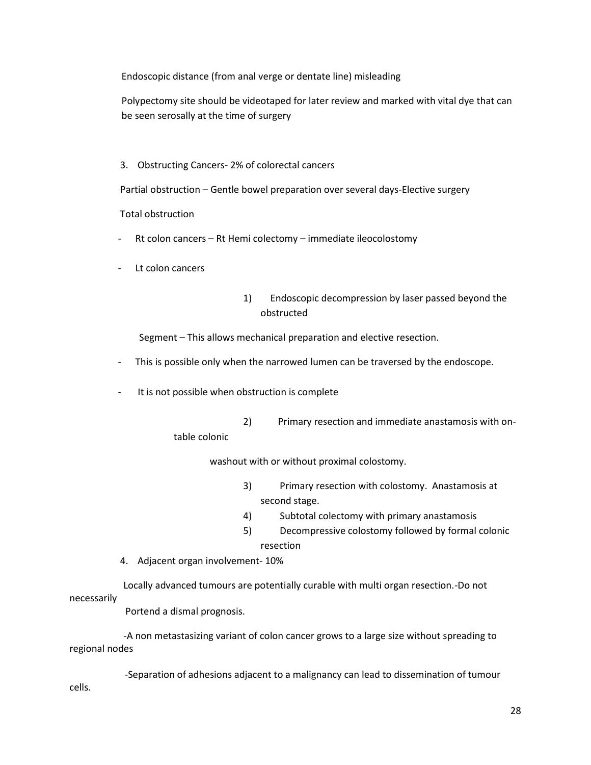Endoscopic distance (from anal verge or dentate line) misleading

Polypectomy site should be videotaped for later review and marked with vital dye that can be seen serosally at the time of surgery

3. Obstructing Cancers- 2% of colorectal cancers

Partial obstruction – Gentle bowel preparation over several days-Elective surgery

Total obstruction

- Rt colon cancers – Rt Hemi colectomy – immediate ileocolostomy
- Lt colon cancers

1) Endoscopic decompression by laser passed beyond the obstructed

Segment – This allows mechanical preparation and elective resection.

- This is possible only when the narrowed lumen can be traversed by the endoscope.
- It is not possible when obstruction is complete

2) Primary resection and immediate anastamosis with on-table colonic washout with or without proximal colostomy.

3) Primary resection with colostomy. Anastamosis at second stage.

4) Subtotal colectomy with primary anastamosis

5) Decompressive colostomy followed by formal colonic resection

4. Adjacent organ involvement- 10%

Locally advanced tumours are potentially curable with multi organ resection.-Do not necessarily Portend a dismal prognosis.

-A non metastasizing variant of colon cancer grows to a large size without spreading to regional nodes

-Separation of adhesions adjacent to a malignancy can lead to dissemination of tumour cells.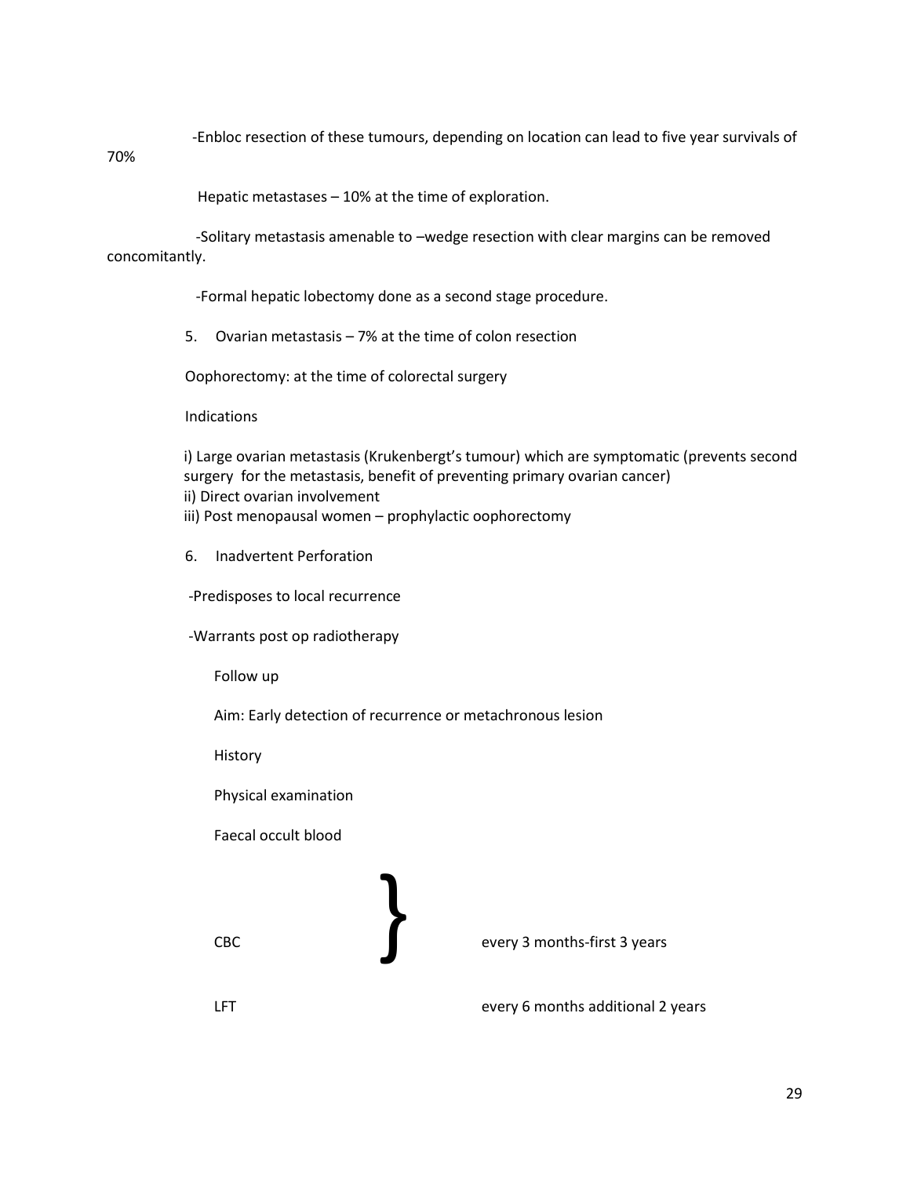-Enbloc resection of these tumours, depending on location can lead to five year survivals of 70%

Hepatic metastases – 10% at the time of exploration.

-Solitary metastasis amenable to –wedge resection with clear margins can be removed concomitantly.

-Formal hepatic lobectomy done as a second stage procedure.

5. Ovarian metastasis – 7% at the time of colon resection

Oophorectomy: at the time of colorectal surgery

Indications

i) Large ovarian metastasis (Krukenbergt's tumour) which are symptomatic (prevents second surgery for the metastasis, benefit of preventing primary ovarian cancer)
ii) Direct ovarian involvement
iii) Post menopausal women – prophylactic oophorectomy

6. Inadvertent Perforation

-Predisposes to local recurrence

-Warrants post op radiotherapy

Follow up

Aim: Early detection of recurrence or metachronous lesion

History

Physical examination

Faecal occult blood

CBC } every 3 months-first 3 years

LFT every 6 months additional 2 years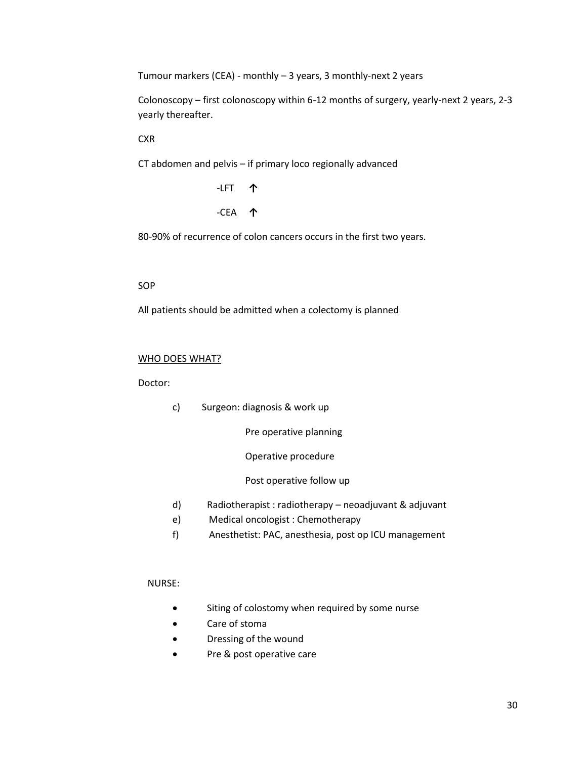Tumour markers (CEA) - monthly – 3 years, 3 monthly-next 2 years

Colonoscopy – first colonoscopy within 6-12 months of surgery, yearly-next 2 years, 2-3 yearly thereafter.

CXR

CT abdomen and pelvis – if primary loco regionally advanced

-LFT ↑

-CEA ↑

80-90% of recurrence of colon cancers occurs in the first two years.

SOP

All patients should be admitted when a colectomy is planned

<u>WHO DOES WHAT?</u>

Doctor:

c) Surgeon: diagnosis & work up

   Pre operative planning

   Operative procedure

   Post operative follow up

d) Radiotherapist : radiotherapy – neoadjuvant & adjuvant

e) Medical oncologist : Chemotherapy

f) Anesthetist: PAC, anesthesia, post op ICU management

NURSE:

- Siting of colostomy when required by some nurse
- Care of stoma
- Dressing of the wound
- Pre & post operative care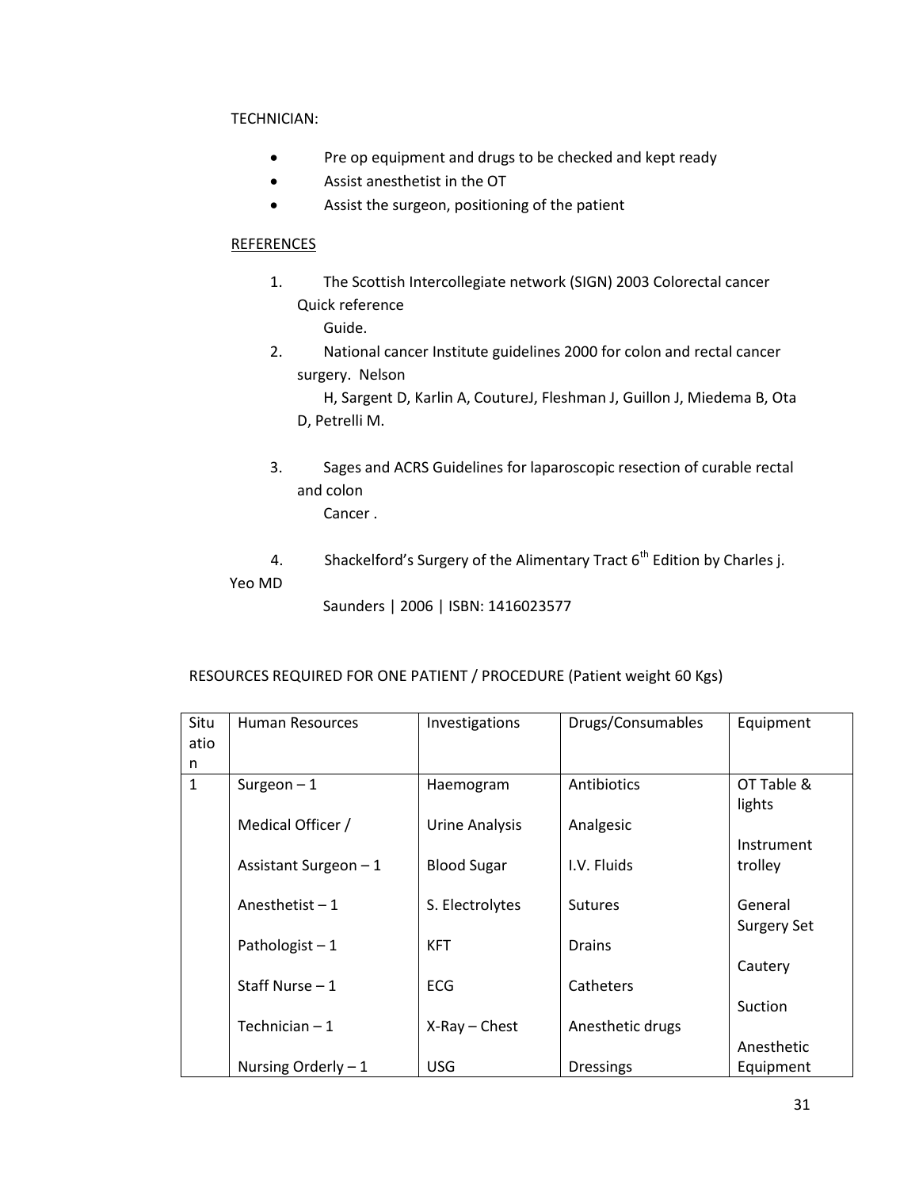TECHNICIAN:

- Pre op equipment and drugs to be checked and kept ready
- Assist anesthetist in the OT
- Assist the surgeon, positioning of the patient

REFERENCES

1. The Scottish Intercollegiate network (SIGN) 2003 Colorectal cancer Quick reference Guide.
2. National cancer Institute guidelines 2000 for colon and rectal cancer surgery. Nelson H, Sargent D, Karlin A, CoutureJ, Fleshman J, Guillon J, Miedema B, Ota D, Petrelli M.
3. Sages and ACRS Guidelines for laparoscopic resection of curable rectal and colon Cancer .
4. Shackelford's Surgery of the Alimentary Tract 6th Edition by Charles j. Yeo MD Saunders | 2006 | ISBN: 1416023577

RESOURCES REQUIRED FOR ONE PATIENT / PROCEDURE (Patient weight 60 Kgs)

| Situation | Human Resources | Investigations | Drugs/Consumables | Equipment |
|---|---|---|---|---|
| 1 | Surgeon – 1<br><br>Medical Officer /<br><br>Assistant Surgeon – 1<br><br>Anesthetist – 1<br><br>Pathologist – 1<br><br>Staff Nurse – 1<br><br>Technician – 1<br><br>Nursing Orderly – 1 | Haemogram<br><br>Urine Analysis<br><br>Blood Sugar<br><br>S. Electrolytes<br><br>KFT<br><br>ECG<br><br>X-Ray – Chest<br><br>USG | Antibiotics<br><br>Analgesic<br><br>I.V. Fluids<br><br>Sutures<br><br>Drains<br><br>Catheters<br><br>Anesthetic drugs<br><br>Dressings | OT Table & lights<br><br>Instrument trolley<br><br>General Surgery Set<br><br>Cautery<br><br>Suction<br><br>Anesthetic Equipment |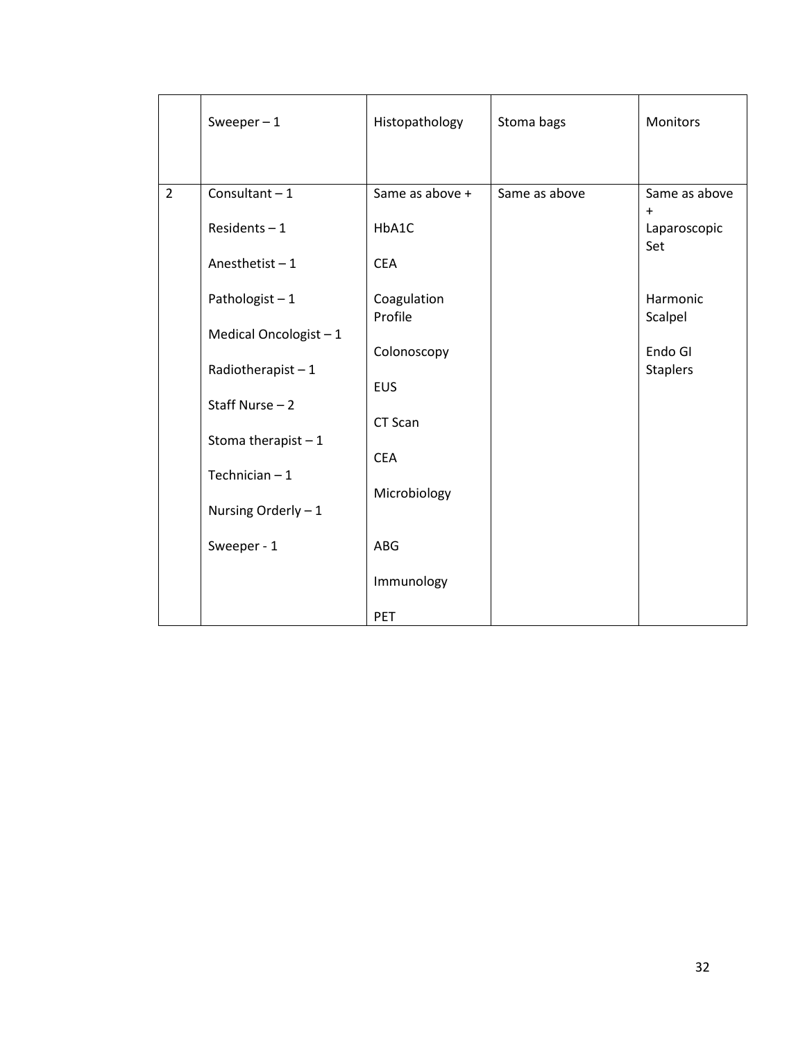| | | | | |
|---|---|---|---|---|
| | Sweeper – 1 | Histopathology | Stoma bags | Monitors |
| 2 | Consultant – 1<br><br>Residents – 1<br><br>Anesthetist – 1<br><br>Pathologist – 1<br><br>Medical Oncologist – 1<br><br>Radiotherapist – 1<br><br>Staff Nurse – 2<br><br>Stoma therapist – 1<br><br>Technician – 1<br><br>Nursing Orderly – 1<br><br>Sweeper - 1 | Same as above +<br><br>HbA1C<br><br>CEA<br><br>Coagulation Profile<br><br>Colonoscopy<br><br>EUS<br><br>CT Scan<br><br>CEA<br><br>Microbiology<br><br>ABG<br><br>Immunology<br><br>PET | Same as above | Same as above +<br>Laparoscopic Set<br><br>Harmonic Scalpel<br><br>Endo GI Staplers |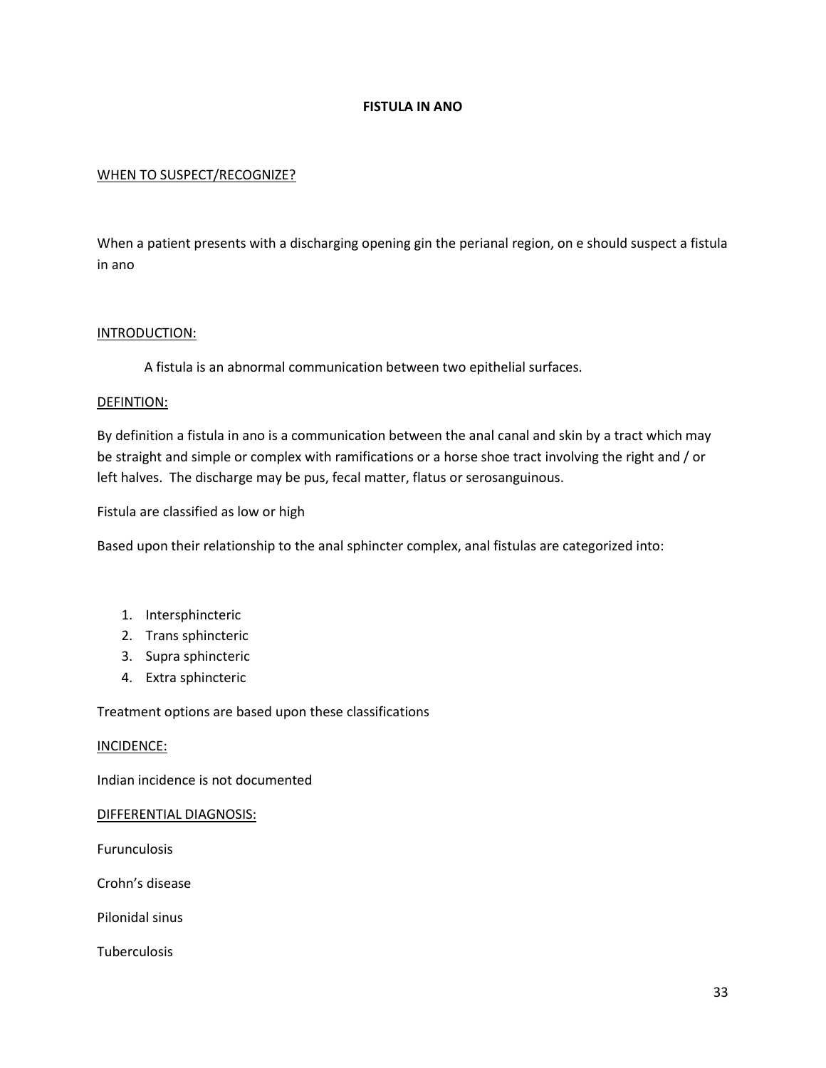# FISTULA IN ANO

## WHEN TO SUSPECT/RECOGNIZE?

When a patient presents with a discharging opening gin the perianal region, on e should suspect a fistula in ano

## INTRODUCTION:

A fistula is an abnormal communication between two epithelial surfaces.

## DEFINTION:

By definition a fistula in ano is a communication between the anal canal and skin by a tract which may be straight and simple or complex with ramifications or a horse shoe tract involving the right and / or left halves. The discharge may be pus, fecal matter, flatus or serosanguinous.

Fistula are classified as low or high

Based upon their relationship to the anal sphincter complex, anal fistulas are categorized into:

1. Intersphincteric
2. Trans sphincteric
3. Supra sphincteric
4. Extra sphincteric

Treatment options are based upon these classifications

## INCIDENCE:

Indian incidence is not documented

## DIFFERENTIAL DIAGNOSIS:

Furunculosis

Crohn's disease

Pilonidal sinus

Tuberculosis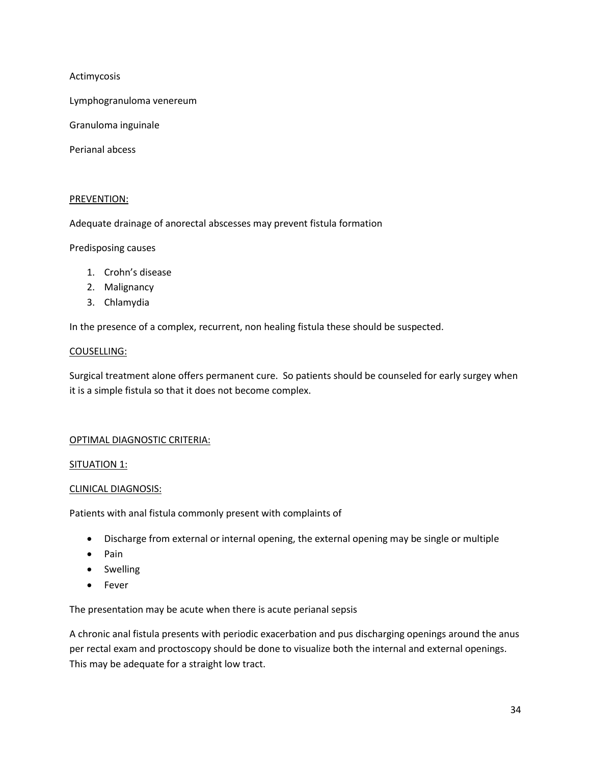Actimycosis

Lymphogranuloma venereum

Granuloma inguinale

Perianal abcess

PREVENTION:

Adequate drainage of anorectal abscesses may prevent fistula formation

Predisposing causes

1. Crohn's disease
2. Malignancy
3. Chlamydia

In the presence of a complex, recurrent, non healing fistula these should be suspected.

COUSELLING:

Surgical treatment alone offers permanent cure. So patients should be counseled for early surgey when it is a simple fistula so that it does not become complex.

OPTIMAL DIAGNOSTIC CRITERIA:

SITUATION 1:

CLINICAL DIAGNOSIS:

Patients with anal fistula commonly present with complaints of

- Discharge from external or internal opening, the external opening may be single or multiple
- Pain
- Swelling
- Fever

The presentation may be acute when there is acute perianal sepsis

A chronic anal fistula presents with periodic exacerbation and pus discharging openings around the anus per rectal exam and proctoscopy should be done to visualize both the internal and external openings. This may be adequate for a straight low tract.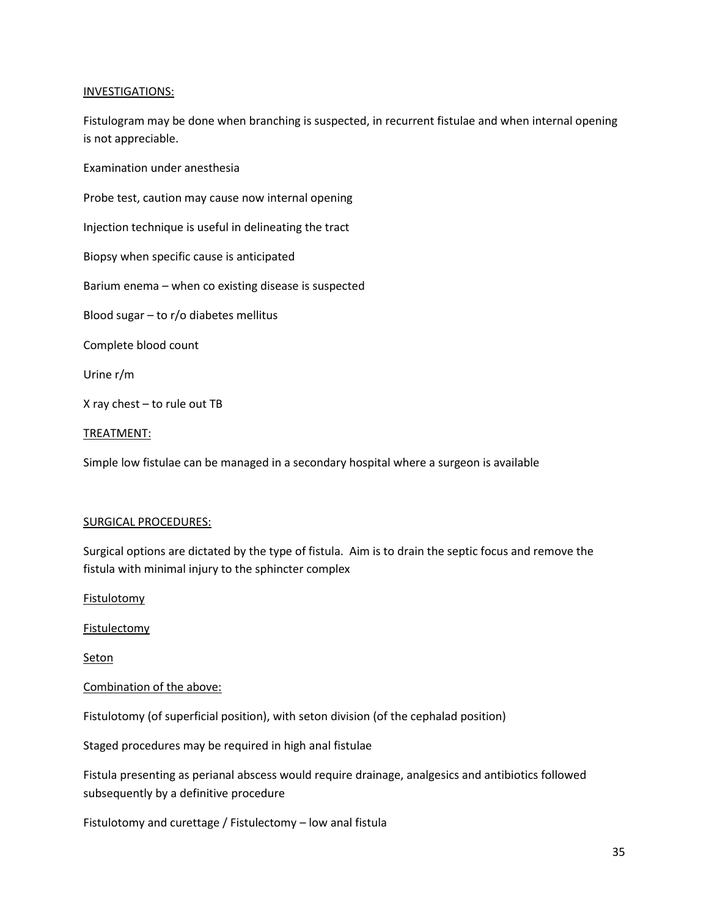INVESTIGATIONS:

Fistulogram may be done when branching is suspected, in recurrent fistulae and when internal opening is not appreciable.

Examination under anesthesia

Probe test, caution may cause now internal opening

Injection technique is useful in delineating the tract

Biopsy when specific cause is anticipated

Barium enema – when co existing disease is suspected

Blood sugar – to r/o diabetes mellitus

Complete blood count

Urine r/m

X ray chest – to rule out TB

TREATMENT:

Simple low fistulae can be managed in a secondary hospital where a surgeon is available

SURGICAL PROCEDURES:

Surgical options are dictated by the type of fistula. Aim is to drain the septic focus and remove the fistula with minimal injury to the sphincter complex

Fistulotomy

Fistulectomy

Seton

Combination of the above:

Fistulotomy (of superficial position), with seton division (of the cephalad position)

Staged procedures may be required in high anal fistulae

Fistula presenting as perianal abscess would require drainage, analgesics and antibiotics followed subsequently by a definitive procedure

Fistulotomy and curettage / Fistulectomy – low anal fistula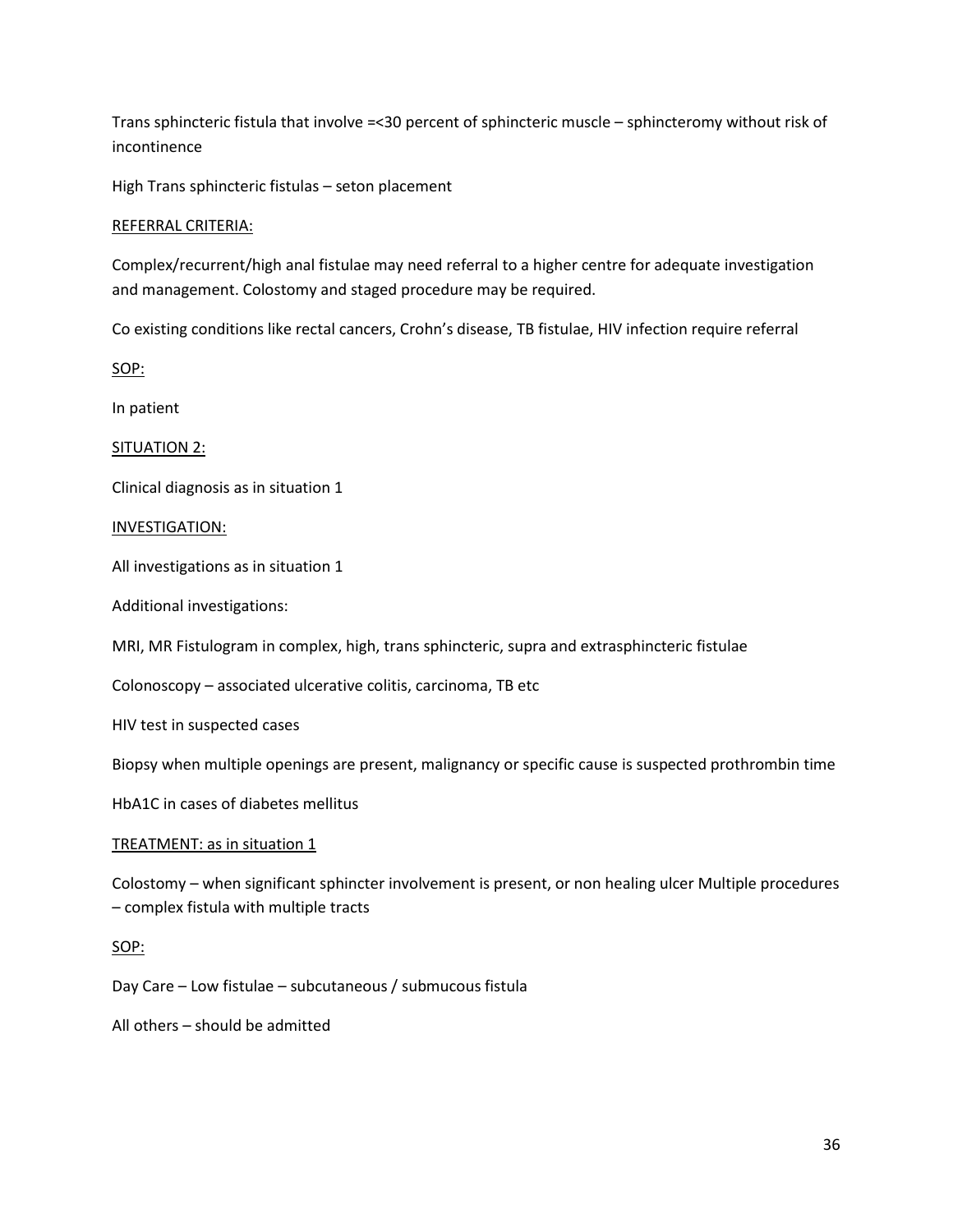Trans sphincteric fistula that involve =<30 percent of sphincteric muscle – sphincteromy without risk of incontinence

High Trans sphincteric fistulas – seton placement

<u>REFERRAL CRITERIA:</u>

Complex/recurrent/high anal fistulae may need referral to a higher centre for adequate investigation and management. Colostomy and staged procedure may be required.

Co existing conditions like rectal cancers, Crohn's disease, TB fistulae, HIV infection require referral

<u>SOP:</u>

In patient

<u>SITUATION 2:</u>

Clinical diagnosis as in situation 1

<u>INVESTIGATION:</u>

All investigations as in situation 1

Additional investigations:

MRI, MR Fistulogram in complex, high, trans sphincteric, supra and extrasphincteric fistulae

Colonoscopy – associated ulcerative colitis, carcinoma, TB etc

HIV test in suspected cases

Biopsy when multiple openings are present, malignancy or specific cause is suspected prothrombin time

HbA1C in cases of diabetes mellitus

<u>TREATMENT: as in situation 1</u>

Colostomy – when significant sphincter involvement is present, or non healing ulcer Multiple procedures – complex fistula with multiple tracts

<u>SOP:</u>

Day Care – Low fistulae – subcutaneous / submucous fistula

All others – should be admitted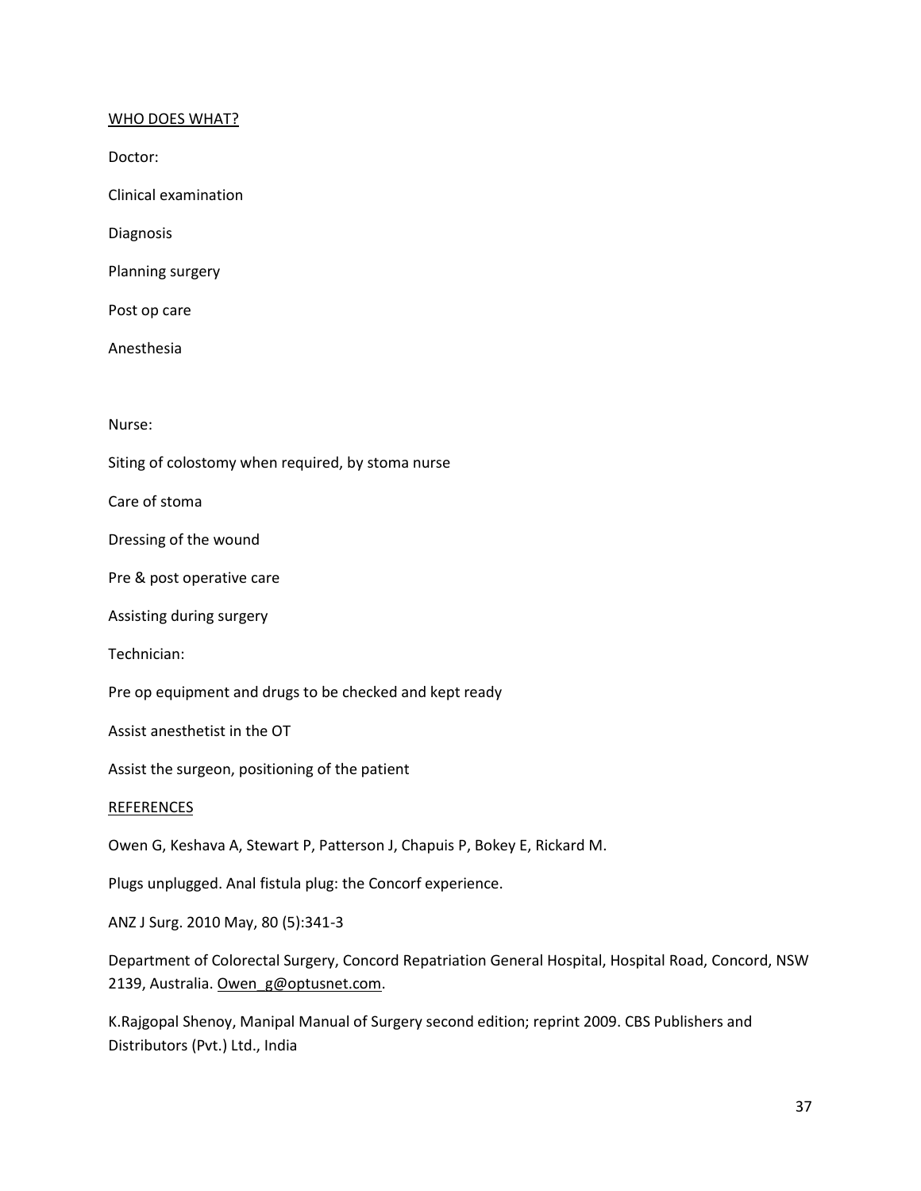## WHO DOES WHAT?

Doctor:

Clinical examination

Diagnosis

Planning surgery

Post op care

Anesthesia

Nurse:

Siting of colostomy when required, by stoma nurse

Care of stoma

Dressing of the wound

Pre & post operative care

Assisting during surgery

Technician:

Pre op equipment and drugs to be checked and kept ready

Assist anesthetist in the OT

Assist the surgeon, positioning of the patient

## REFERENCES

Owen G, Keshava A, Stewart P, Patterson J, Chapuis P, Bokey E, Rickard M.

Plugs unplugged. Anal fistula plug: the Concorf experience.

ANZ J Surg. 2010 May, 80 (5):341-3

Department of Colorectal Surgery, Concord Repatriation General Hospital, Hospital Road, Concord, NSW 2139, Australia. Owen_g@optusnet.com.

K.Rajgopal Shenoy, Manipal Manual of Surgery second edition; reprint 2009. CBS Publishers and Distributors (Pvt.) Ltd., India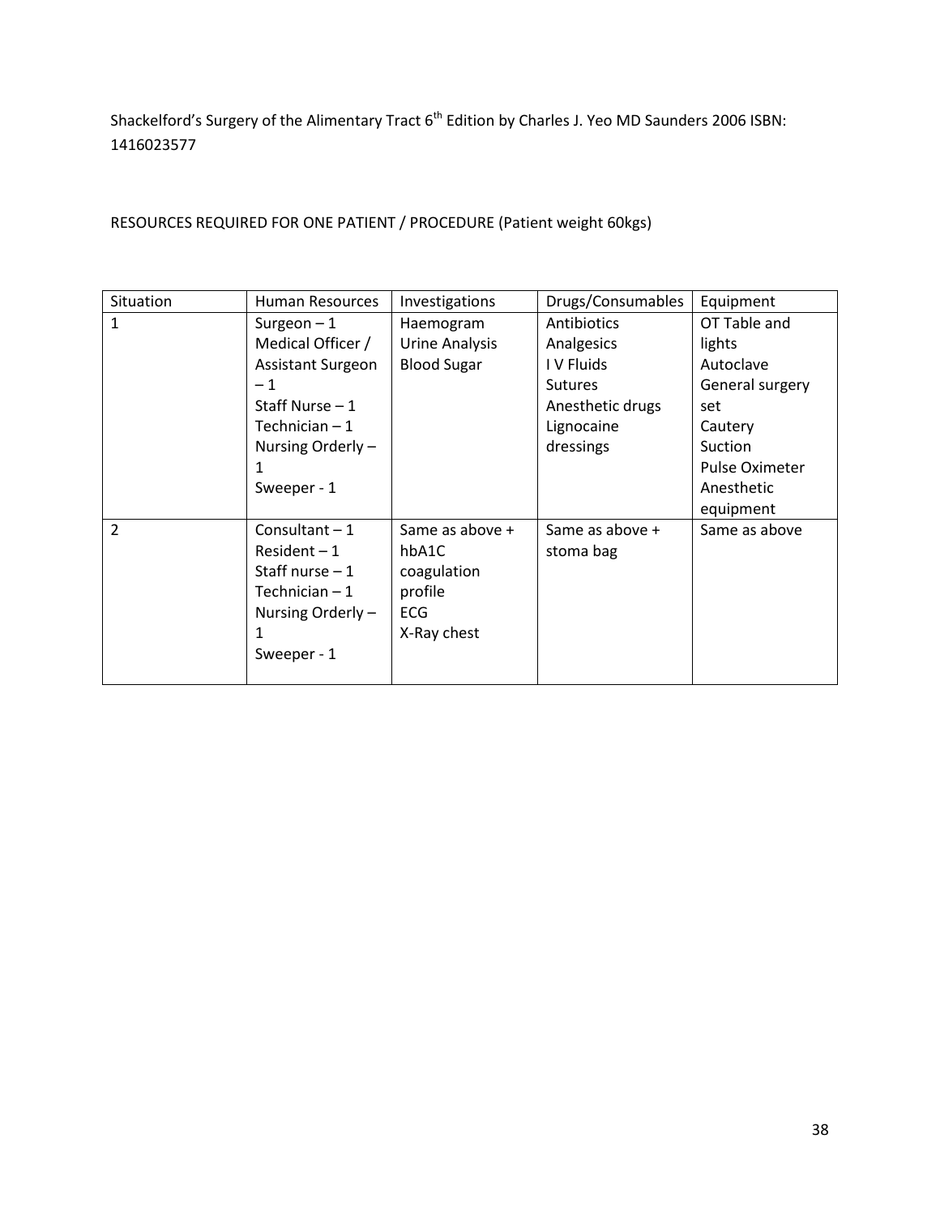Shackelford's Surgery of the Alimentary Tract 6th Edition by Charles J. Yeo MD Saunders 2006 ISBN: 1416023577

RESOURCES REQUIRED FOR ONE PATIENT / PROCEDURE (Patient weight 60kgs)

| Situation | Human Resources | Investigations | Drugs/Consumables | Equipment |
|---|---|---|---|---|
| 1 | Surgeon – 1<br>Medical Officer / Assistant Surgeon – 1<br>Staff Nurse – 1<br>Technician – 1<br>Nursing Orderly – 1<br>Sweeper - 1 | Haemogram<br>Urine Analysis<br>Blood Sugar | Antibiotics<br>Analgesics<br>I V Fluids<br>Sutures<br>Anesthetic drugs<br>Lignocaine<br>dressings | OT Table and lights<br>Autoclave<br>General surgery set<br>Cautery<br>Suction<br>Pulse Oximeter<br>Anesthetic equipment |
| 2 | Consultant – 1<br>Resident – 1<br>Staff nurse – 1<br>Technician – 1<br>Nursing Orderly – 1<br>Sweeper - 1 | Same as above + hbA1C<br>coagulation profile<br>ECG<br>X-Ray chest | Same as above + stoma bag | Same as above |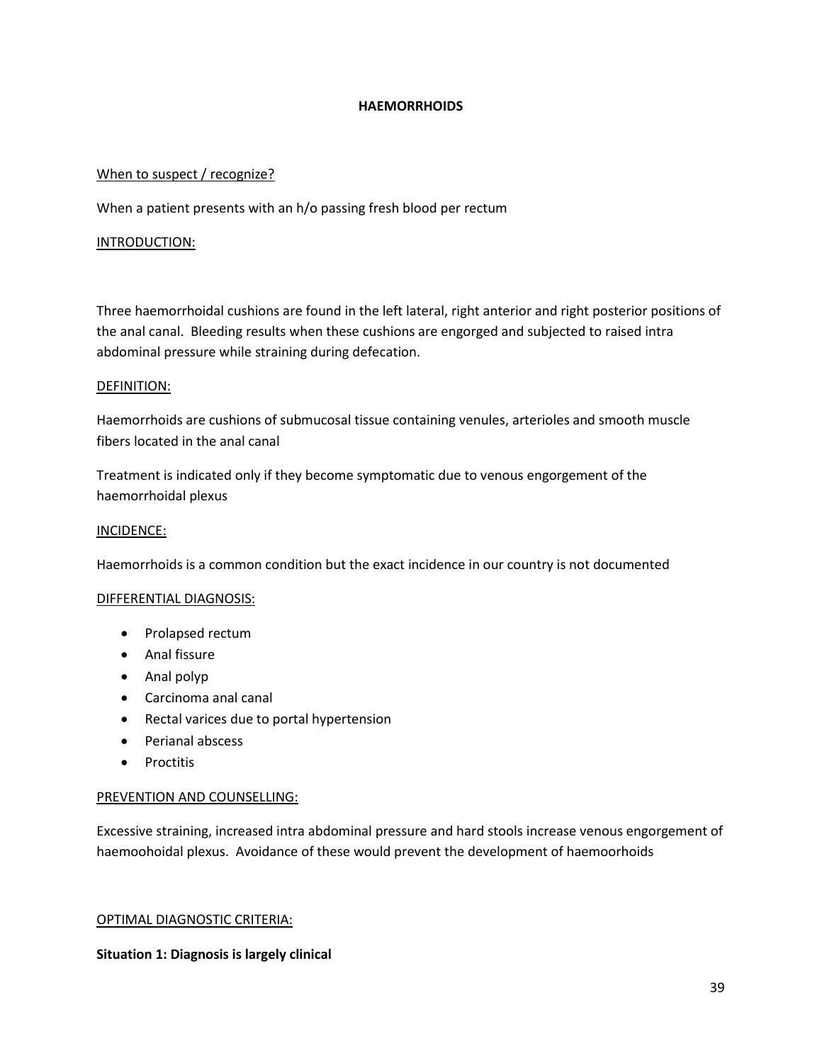**HAEMORRHOIDS**

When to suspect / recognize?

When a patient presents with an h/o passing fresh blood per rectum

INTRODUCTION:

Three haemorrhoidal cushions are found in the left lateral, right anterior and right posterior positions of the anal canal. Bleeding results when these cushions are engorged and subjected to raised intra abdominal pressure while straining during defecation.

DEFINITION:

Haemorrhoids are cushions of submucosal tissue containing venules, arterioles and smooth muscle fibers located in the anal canal

Treatment is indicated only if they become symptomatic due to venous engorgement of the haemorrhoidal plexus

INCIDENCE:

Haemorrhoids is a common condition but the exact incidence in our country is not documented

DIFFERENTIAL DIAGNOSIS:

- Prolapsed rectum
- Anal fissure
- Anal polyp
- Carcinoma anal canal
- Rectal varices due to portal hypertension
- Perianal abscess
- Proctitis

PREVENTION AND COUNSELLING:

Excessive straining, increased intra abdominal pressure and hard stools increase venous engorgement of haemoohoidal plexus. Avoidance of these would prevent the development of haemoorhoids

OPTIMAL DIAGNOSTIC CRITERIA:

**Situation 1: Diagnosis is largely clinical**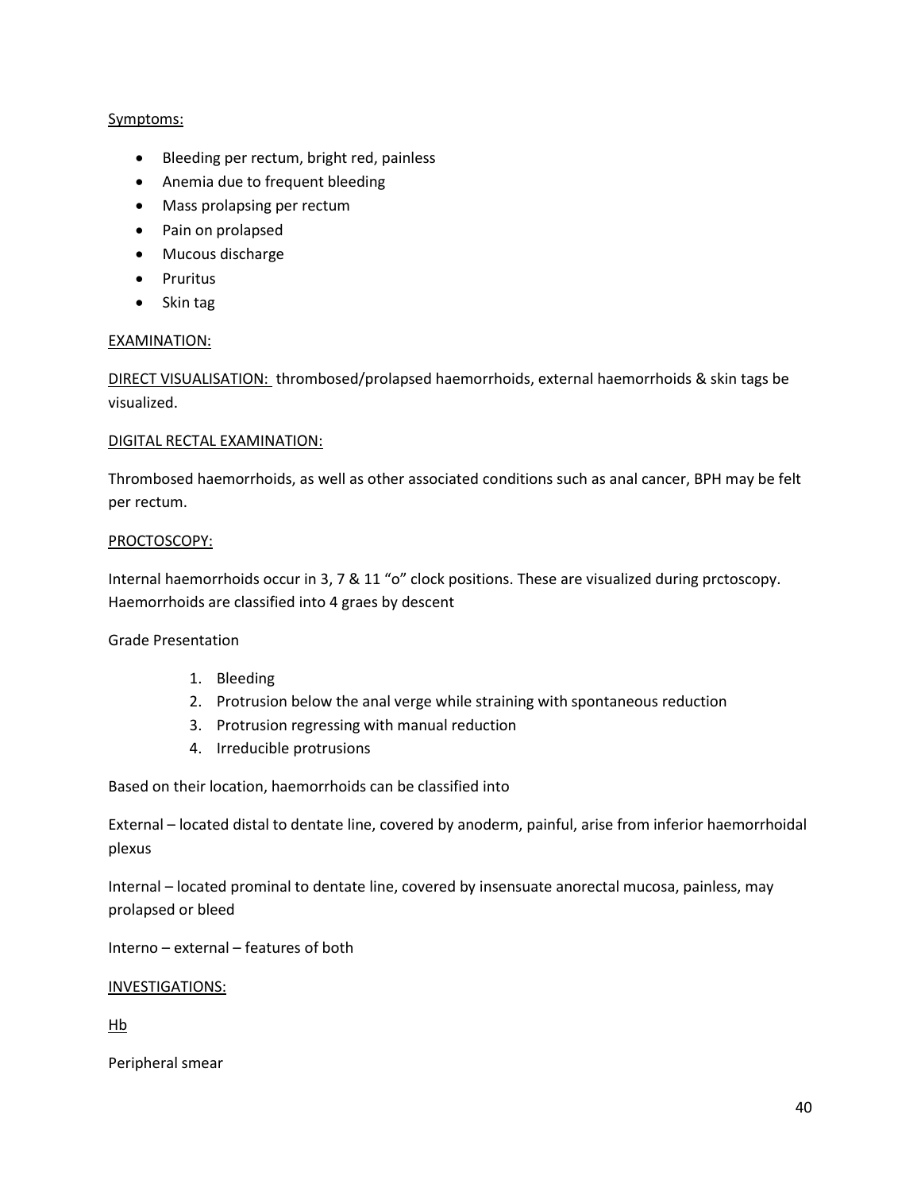Symptoms:

- Bleeding per rectum, bright red, painless
- Anemia due to frequent bleeding
- Mass prolapsing per rectum
- Pain on prolapsed
- Mucous discharge
- Pruritus
- Skin tag

EXAMINATION:

DIRECT VISUALISATION: thrombosed/prolapsed haemorrhoids, external haemorrhoids & skin tags be visualized.

DIGITAL RECTAL EXAMINATION:

Thrombosed haemorrhoids, as well as other associated conditions such as anal cancer, BPH may be felt per rectum.

PROCTOSCOPY:

Internal haemorrhoids occur in 3, 7 & 11 "o" clock positions. These are visualized during prctoscopy. Haemorrhoids are classified into 4 graes by descent

Grade Presentation

1. Bleeding
2. Protrusion below the anal verge while straining with spontaneous reduction
3. Protrusion regressing with manual reduction
4. Irreducible protrusions

Based on their location, haemorrhoids can be classified into

External – located distal to dentate line, covered by anoderm, painful, arise from inferior haemorrhoidal plexus

Internal – located prominal to dentate line, covered by insensuate anorectal mucosa, painless, may prolapsed or bleed

Interno – external – features of both

INVESTIGATIONS:

Hb

Peripheral smear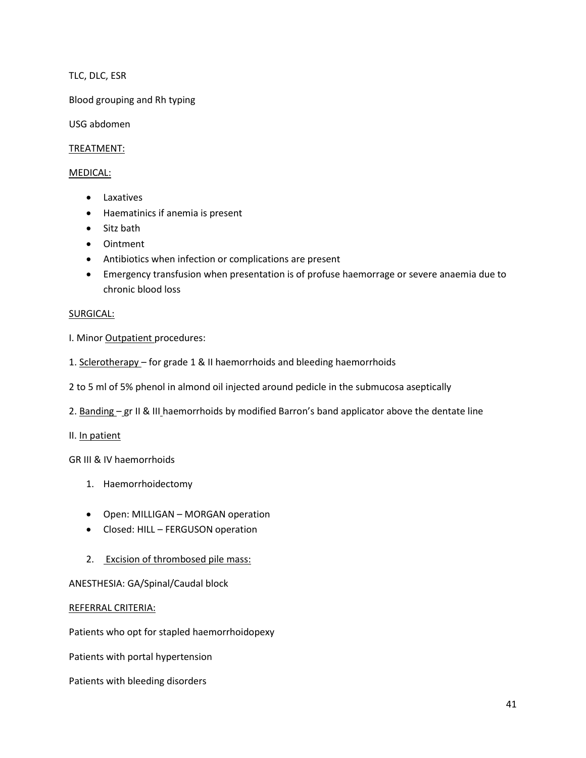TLC, DLC, ESR

Blood grouping and Rh typing

USG abdomen

TREATMENT:

MEDICAL:

- Laxatives
- Haematinics if anemia is present
- Sitz bath
- Ointment
- Antibiotics when infection or complications are present
- Emergency transfusion when presentation is of profuse haemorrage or severe anaemia due to chronic blood loss

SURGICAL:

I. Minor Outpatient procedures:

1. Sclerotherapy – for grade 1 & II haemorrhoids and bleeding haemorrhoids

2 to 5 ml of 5% phenol in almond oil injected around pedicle in the submucosa aseptically

2. Banding – gr II & III haemorrhoids by modified Barron's band applicator above the dentate line

II. In patient

GR III & IV haemorrhoids

1. Haemorrhoidectomy

- Open: MILLIGAN – MORGAN operation
- Closed: HILL – FERGUSON operation

2. Excision of thrombosed pile mass:

ANESTHESIA: GA/Spinal/Caudal block

REFERRAL CRITERIA:

Patients who opt for stapled haemorrhoidopexy

Patients with portal hypertension

Patients with bleeding disorders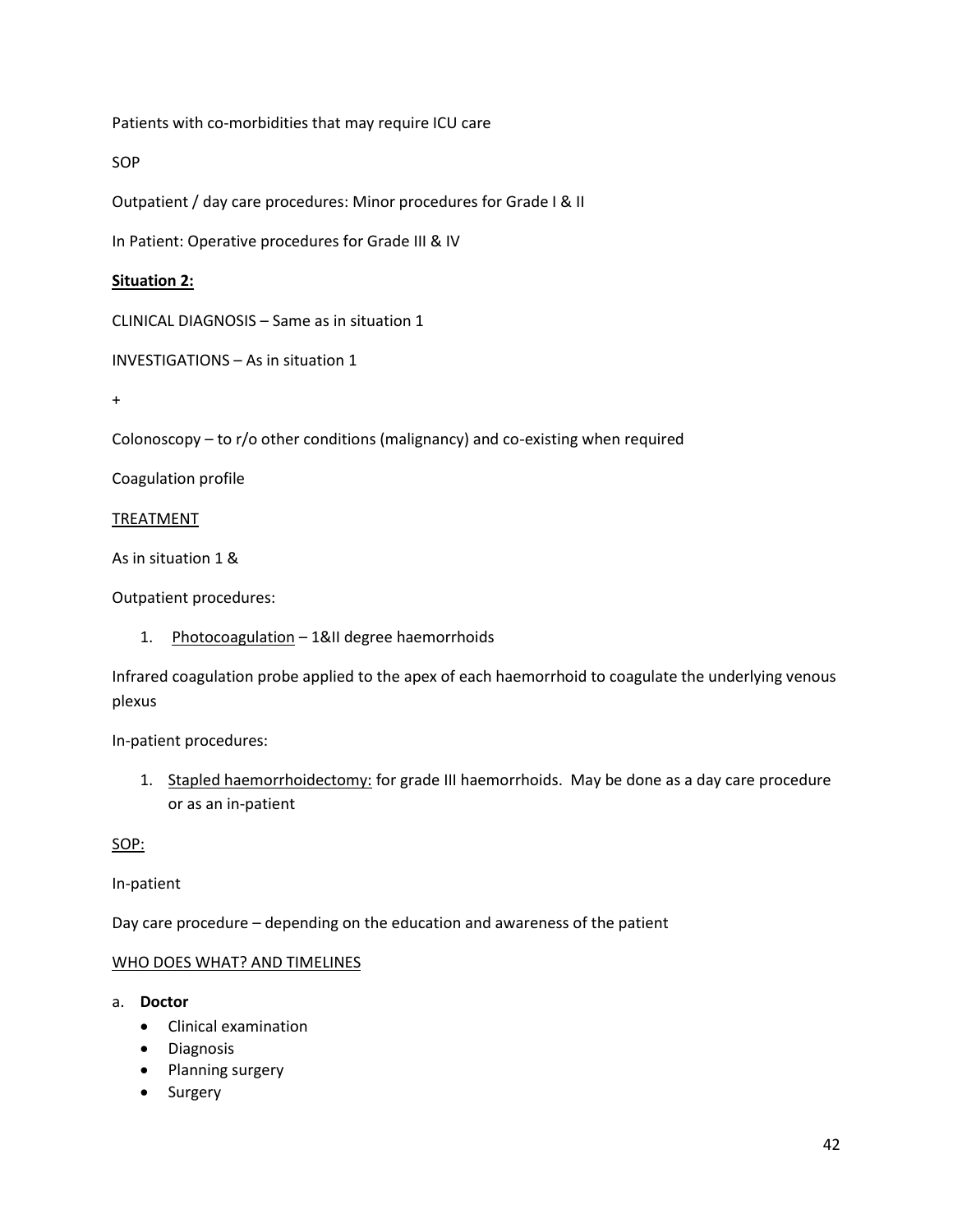Patients with co-morbidities that may require ICU care

SOP

Outpatient / day care procedures: Minor procedures for Grade I & II

In Patient: Operative procedures for Grade III & IV

**Situation 2:**

CLINICAL DIAGNOSIS – Same as in situation 1

INVESTIGATIONS – As in situation 1

+

Colonoscopy – to r/o other conditions (malignancy) and co-existing when required

Coagulation profile

TREATMENT

As in situation 1 &

Outpatient procedures:

1. Photocoagulation – 1&II degree haemorrhoids

Infrared coagulation probe applied to the apex of each haemorrhoid to coagulate the underlying venous plexus

In-patient procedures:

1. Stapled haemorrhoidectomy: for grade III haemorrhoids. May be done as a day care procedure or as an in-patient

SOP:

In-patient

Day care procedure – depending on the education and awareness of the patient

WHO DOES WHAT? AND TIMELINES

a. **Doctor**
   - Clinical examination
   - Diagnosis
   - Planning surgery
   - Surgery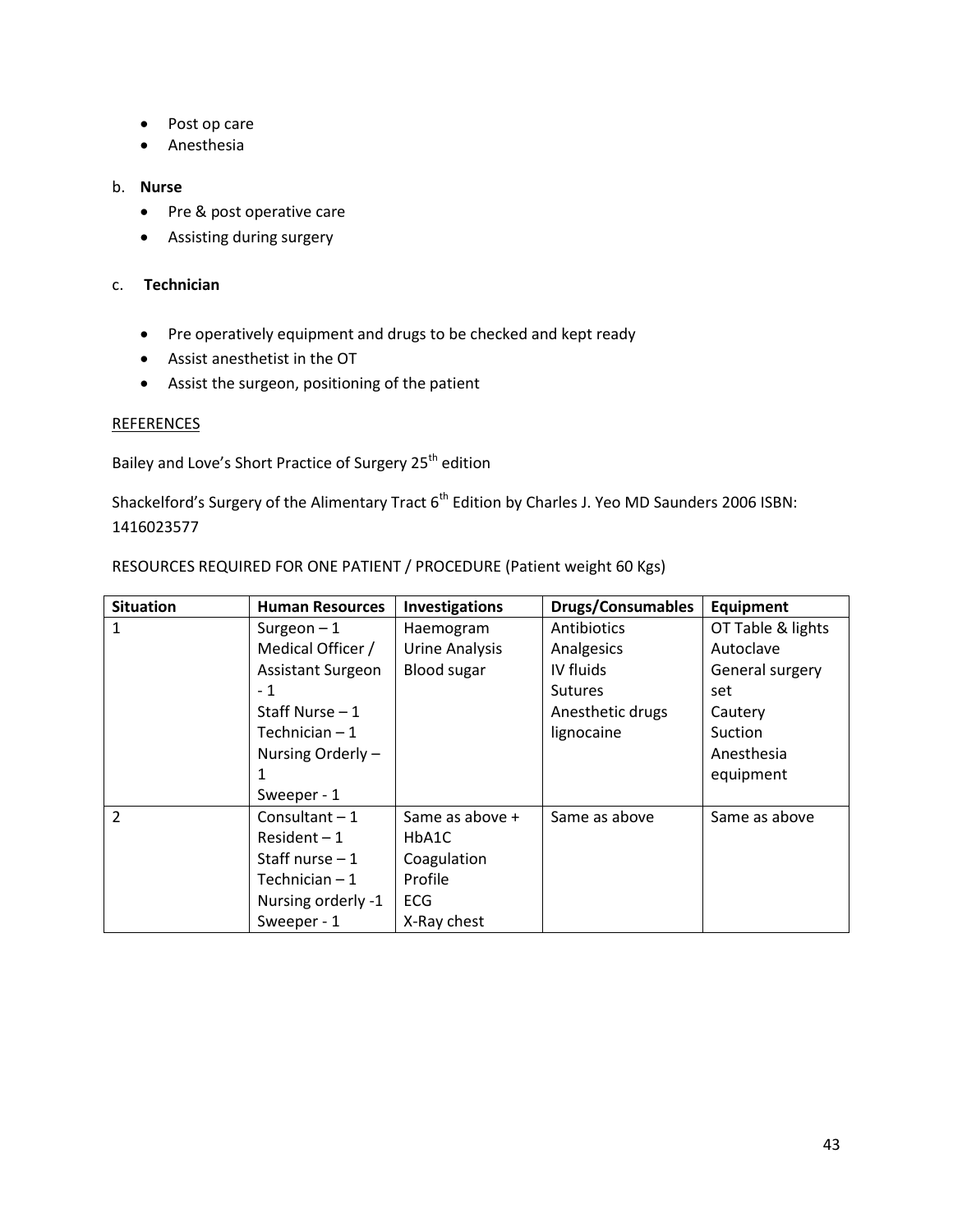- Post op care
- Anesthesia

b. **Nurse**

- Pre & post operative care
- Assisting during surgery

c. **Technician**

- Pre operatively equipment and drugs to be checked and kept ready
- Assist anesthetist in the OT
- Assist the surgeon, positioning of the patient

<u>REFERENCES</u>

Bailey and Love's Short Practice of Surgery 25th edition

Shackelford's Surgery of the Alimentary Tract 6th Edition by Charles J. Yeo MD Saunders 2006 ISBN: 1416023577

RESOURCES REQUIRED FOR ONE PATIENT / PROCEDURE (Patient weight 60 Kgs)

| Situation | Human Resources | Investigations | Drugs/Consumables | Equipment |
|---|---|---|---|---|
| 1 | Surgeon – 1<br>Medical Officer / Assistant Surgeon - 1<br>Staff Nurse – 1<br>Technician – 1<br>Nursing Orderly – 1<br>Sweeper - 1 | Haemogram<br>Urine Analysis<br>Blood sugar | Antibiotics<br>Analgesics<br>IV fluids<br>Sutures<br>Anesthetic drugs<br>lignocaine | OT Table & lights<br>Autoclave<br>General surgery set<br>Cautery<br>Suction<br>Anesthesia equipment |
| 2 | Consultant – 1<br>Resident – 1<br>Staff nurse – 1<br>Technician – 1<br>Nursing orderly -1<br>Sweeper - 1 | Same as above + HbA1C<br>Coagulation Profile<br>ECG<br>X-Ray chest | Same as above | Same as above |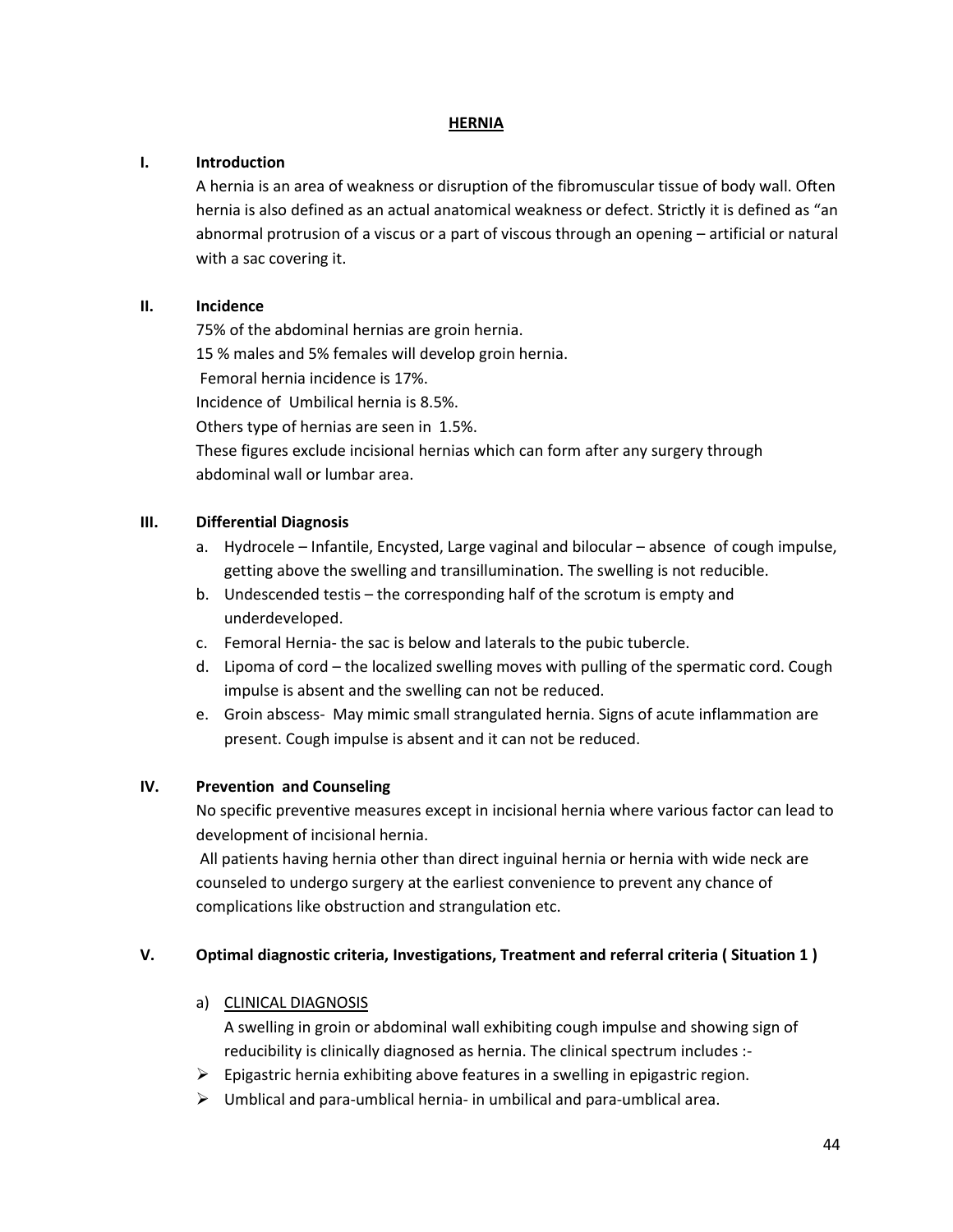# HERNIA

## I. Introduction

A hernia is an area of weakness or disruption of the fibromuscular tissue of body wall. Often hernia is also defined as an actual anatomical weakness or defect. Strictly it is defined as "an abnormal protrusion of a viscus or a part of viscous through an opening – artificial or natural with a sac covering it.

## II. Incidence

75% of the abdominal hernias are groin hernia.
15 % males and 5% females will develop groin hernia.
Femoral hernia incidence is 17%.
Incidence of Umbilical hernia is 8.5%.
Others type of hernias are seen in 1.5%.
These figures exclude incisional hernias which can form after any surgery through abdominal wall or lumbar area.

## III. Differential Diagnosis

a. Hydrocele – Infantile, Encysted, Large vaginal and bilocular – absence of cough impulse, getting above the swelling and transillumination. The swelling is not reducible.
b. Undescended testis – the corresponding half of the scrotum is empty and underdeveloped.
c. Femoral Hernia- the sac is below and laterals to the pubic tubercle.
d. Lipoma of cord – the localized swelling moves with pulling of the spermatic cord. Cough impulse is absent and the swelling can not be reduced.
e. Groin abscess- May mimic small strangulated hernia. Signs of acute inflammation are present. Cough impulse is absent and it can not be reduced.

## IV. Prevention and Counseling

No specific preventive measures except in incisional hernia where various factor can lead to development of incisional hernia.

All patients having hernia other than direct inguinal hernia or hernia with wide neck are counseled to undergo surgery at the earliest convenience to prevent any chance of complications like obstruction and strangulation etc.

## V. Optimal diagnostic criteria, Investigations, Treatment and referral criteria ( Situation 1 )

a) <u>CLINICAL DIAGNOSIS</u>

A swelling in groin or abdominal wall exhibiting cough impulse and showing sign of reducibility is clinically diagnosed as hernia. The clinical spectrum includes :-

- Epigastric hernia exhibiting above features in a swelling in epigastric region.
- Umblical and para-umblical hernia- in umbilical and para-umblical area.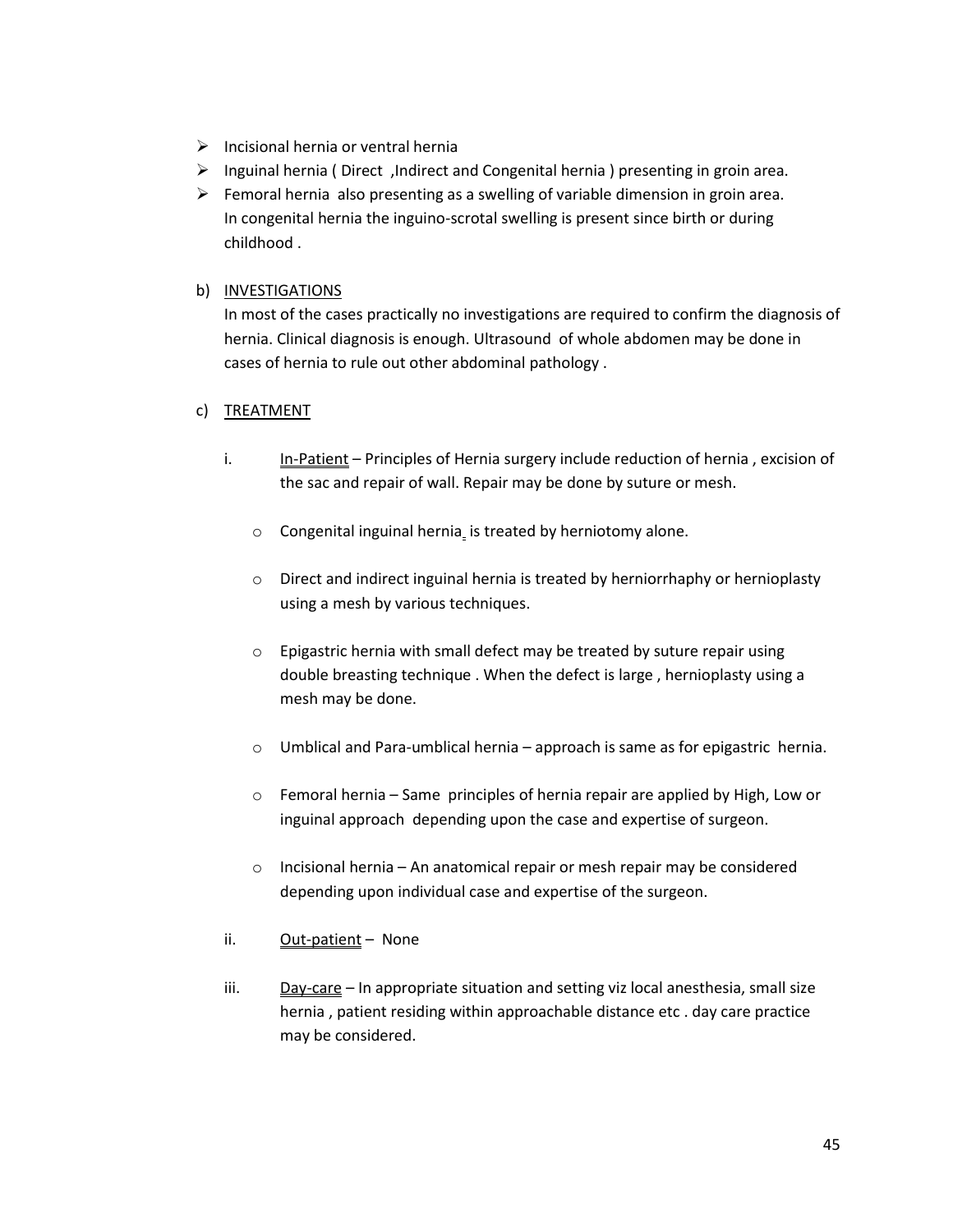- Incisional hernia or ventral hernia
- Inguinal hernia ( Direct ,Indirect and Congenital hernia ) presenting in groin area.
- Femoral hernia also presenting as a swelling of variable dimension in groin area.
  In congenital hernia the inguino-scrotal swelling is present since birth or during childhood .

b) <u>INVESTIGATIONS</u>

   In most of the cases practically no investigations are required to confirm the diagnosis of hernia. Clinical diagnosis is enough. Ultrasound of whole abdomen may be done in cases of hernia to rule out other abdominal pathology .

c) <u>TREATMENT</u>

   i. <u>In-Patient</u> – Principles of Hernia surgery include reduction of hernia , excision of the sac and repair of wall. Repair may be done by suture or mesh.

      - Congenital inguinal hernia is treated by herniotomy alone.
      - Direct and indirect inguinal hernia is treated by herniorrhaphy or hernioplasty using a mesh by various techniques.
      - Epigastric hernia with small defect may be treated by suture repair using double breasting technique . When the defect is large , hernioplasty using a mesh may be done.
      - Umblical and Para-umblical hernia – approach is same as for epigastric hernia.
      - Femoral hernia – Same principles of hernia repair are applied by High, Low or inguinal approach depending upon the case and expertise of surgeon.
      - Incisional hernia – An anatomical repair or mesh repair may be considered depending upon individual case and expertise of the surgeon.

   ii. <u>Out-patient</u> – None

   iii. <u>Day-care</u> – In appropriate situation and setting viz local anesthesia, small size hernia , patient residing within approachable distance etc . day care practice may be considered.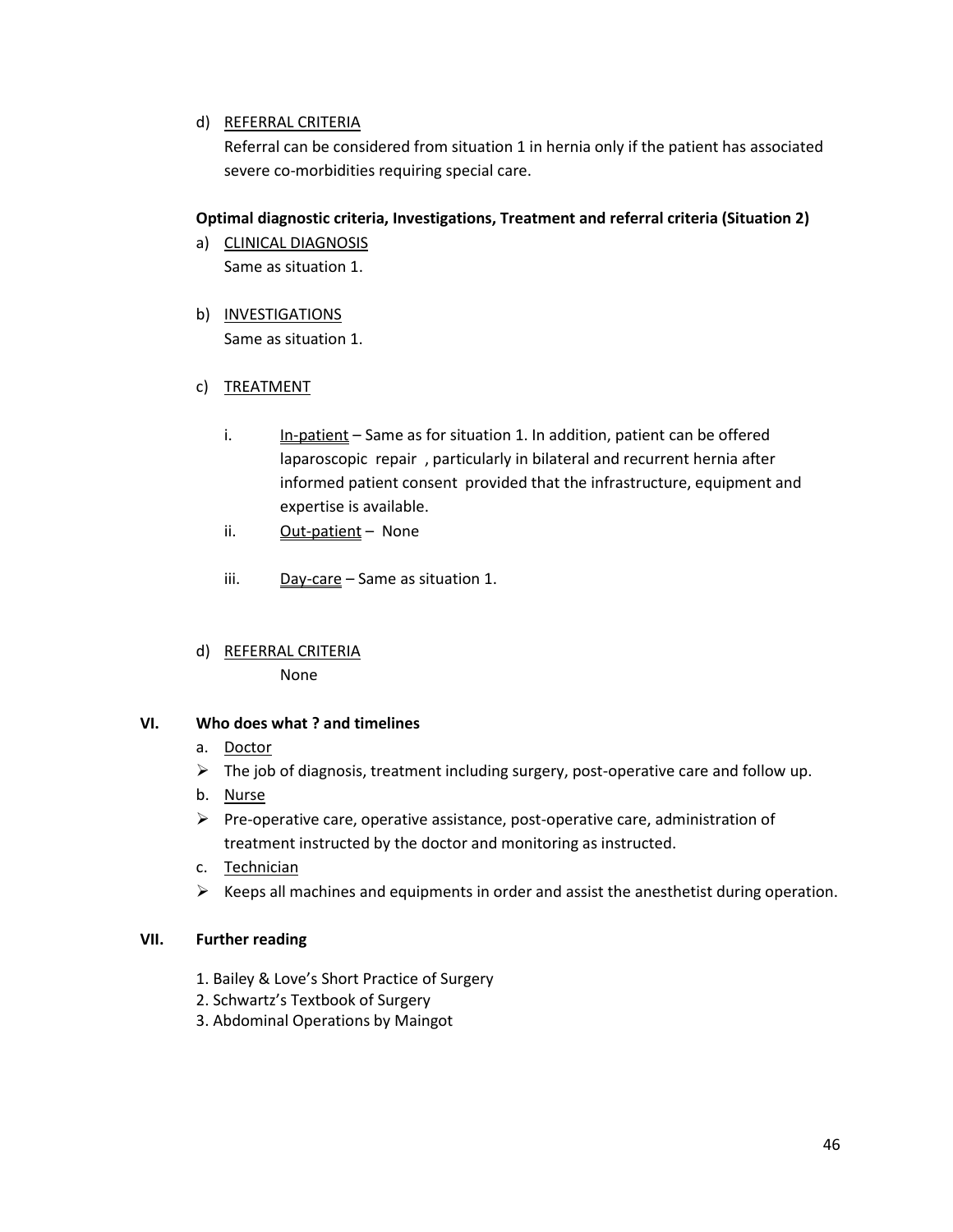d) <u>REFERRAL CRITERIA</u>

Referral can be considered from situation 1 in hernia only if the patient has associated severe co-morbidities requiring special care.

**Optimal diagnostic criteria, Investigations, Treatment and referral criteria (Situation 2)**

a) <u>CLINICAL DIAGNOSIS</u>

Same as situation 1.

b) <u>INVESTIGATIONS</u>

Same as situation 1.

c) <u>TREATMENT</u>

i. <u>In-patient</u> – Same as for situation 1. In addition, patient can be offered laparoscopic repair , particularly in bilateral and recurrent hernia after informed patient consent provided that the infrastructure, equipment and expertise is available.

ii. <u>Out-patient</u> – None

iii. <u>Day-care</u> – Same as situation 1.

d) <u>REFERRAL CRITERIA</u>

None

## VI. Who does what ? and timelines

a. <u>Doctor</u>

- The job of diagnosis, treatment including surgery, post-operative care and follow up.

b. <u>Nurse</u>

- Pre-operative care, operative assistance, post-operative care, administration of treatment instructed by the doctor and monitoring as instructed.

c. <u>Technician</u>

- Keeps all machines and equipments in order and assist the anesthetist during operation.

## VII. Further reading

1. Bailey & Love's Short Practice of Surgery
2. Schwartz's Textbook of Surgery
3. Abdominal Operations by Maingot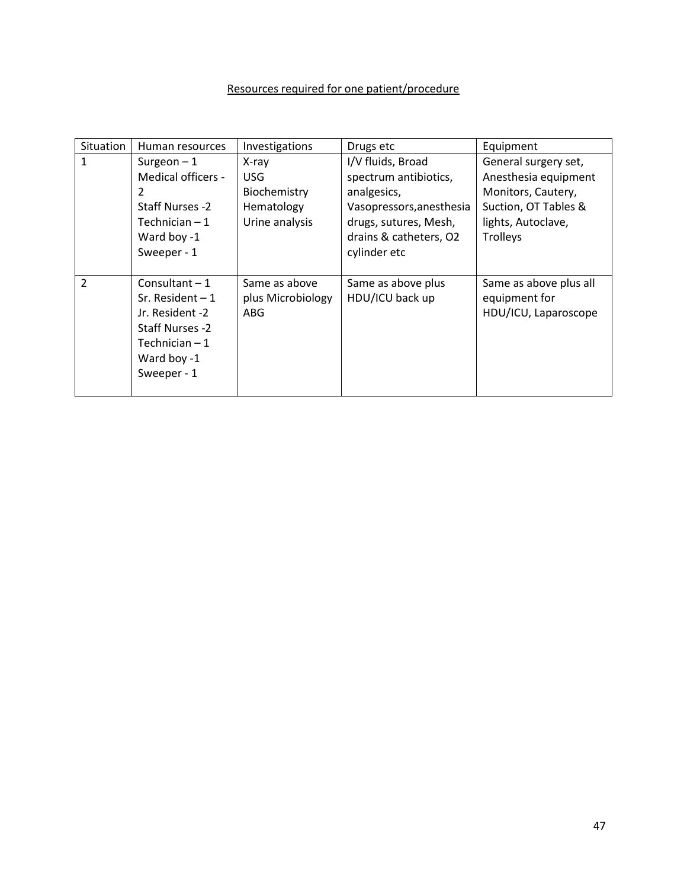Resources required for one patient/procedure

| Situation | Human resources | Investigations | Drugs etc | Equipment |
|---|---|---|---|---|
| 1 | Surgeon – 1<br>Medical officers - 2<br>Staff Nurses -2<br>Technician – 1<br>Ward boy -1<br>Sweeper - 1 | X-ray<br>USG<br>Biochemistry<br>Hematology<br>Urine analysis | I/V fluids, Broad spectrum antibiotics, analgesics, Vasopressors,anesthesia drugs, sutures, Mesh, drains & catheters, O2 cylinder etc | General surgery set, Anesthesia equipment Monitors, Cautery, Suction, OT Tables & lights, Autoclave, Trolleys |
| 2 | Consultant – 1<br>Sr. Resident – 1<br>Jr. Resident -2<br>Staff Nurses -2<br>Technician – 1<br>Ward boy -1<br>Sweeper - 1 | Same as above plus Microbiology ABG | Same as above plus HDU/ICU back up | Same as above plus all equipment for HDU/ICU, Laparoscope |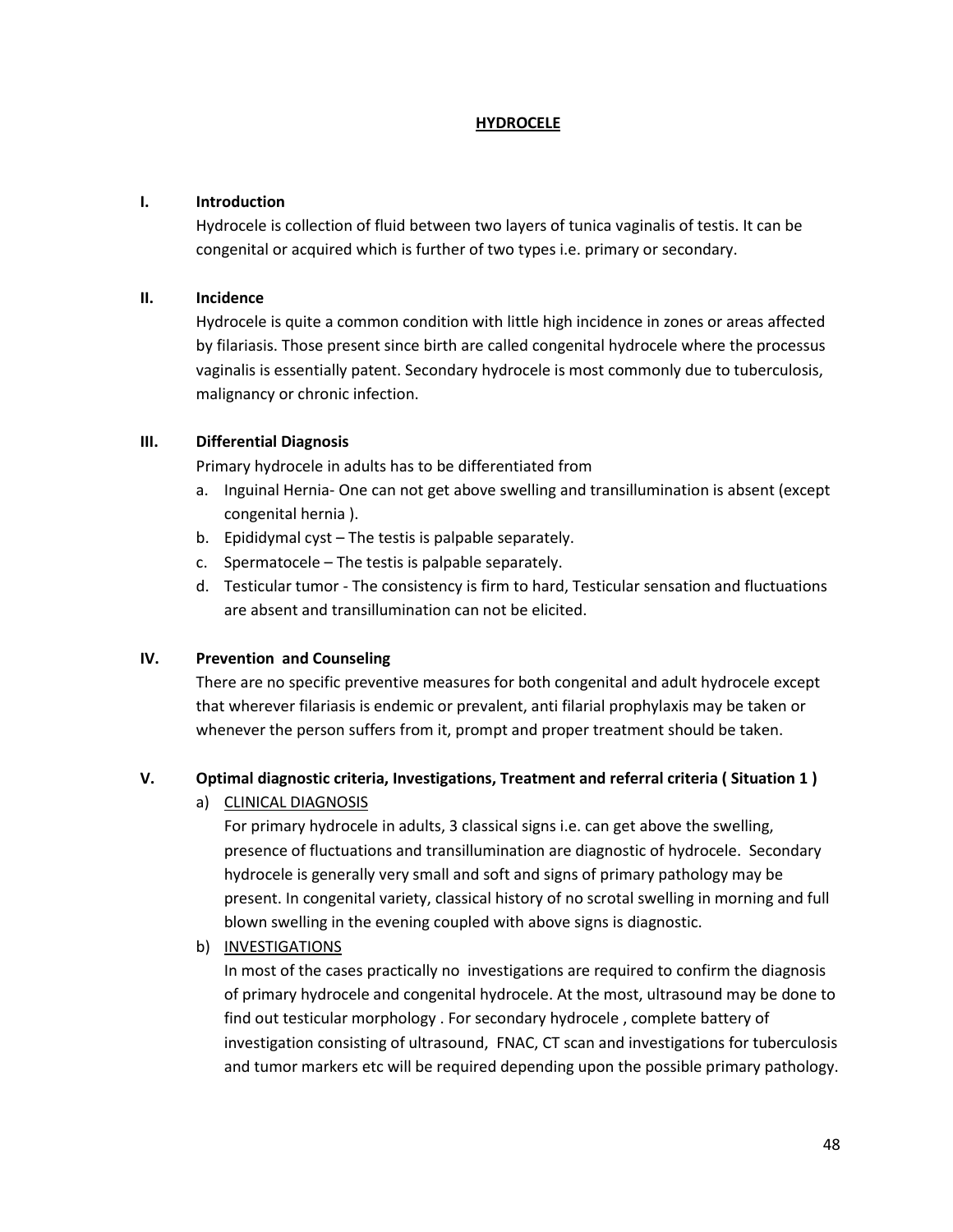# HYDROCELE

## I. Introduction

Hydrocele is collection of fluid between two layers of tunica vaginalis of testis. It can be congenital or acquired which is further of two types i.e. primary or secondary.

## II. Incidence

Hydrocele is quite a common condition with little high incidence in zones or areas affected by filariasis. Those present since birth are called congenital hydrocele where the processus vaginalis is essentially patent. Secondary hydrocele is most commonly due to tuberculosis, malignancy or chronic infection.

## III. Differential Diagnosis

Primary hydrocele in adults has to be differentiated from

a. Inguinal Hernia- One can not get above swelling and transillumination is absent (except congenital hernia ).
b. Epididymal cyst – The testis is palpable separately.
c. Spermatocele – The testis is palpable separately.
d. Testicular tumor - The consistency is firm to hard, Testicular sensation and fluctuations are absent and transillumination can not be elicited.

## IV. Prevention and Counseling

There are no specific preventive measures for both congenital and adult hydrocele except that wherever filariasis is endemic or prevalent, anti filarial prophylaxis may be taken or whenever the person suffers from it, prompt and proper treatment should be taken.

## V. Optimal diagnostic criteria, Investigations, Treatment and referral criteria ( Situation 1 )

a) CLINICAL DIAGNOSIS

For primary hydrocele in adults, 3 classical signs i.e. can get above the swelling, presence of fluctuations and transillumination are diagnostic of hydrocele. Secondary hydrocele is generally very small and soft and signs of primary pathology may be present. In congenital variety, classical history of no scrotal swelling in morning and full blown swelling in the evening coupled with above signs is diagnostic.

b) INVESTIGATIONS

In most of the cases practically no investigations are required to confirm the diagnosis of primary hydrocele and congenital hydrocele. At the most, ultrasound may be done to find out testicular morphology . For secondary hydrocele , complete battery of investigation consisting of ultrasound, FNAC, CT scan and investigations for tuberculosis and tumor markers etc will be required depending upon the possible primary pathology.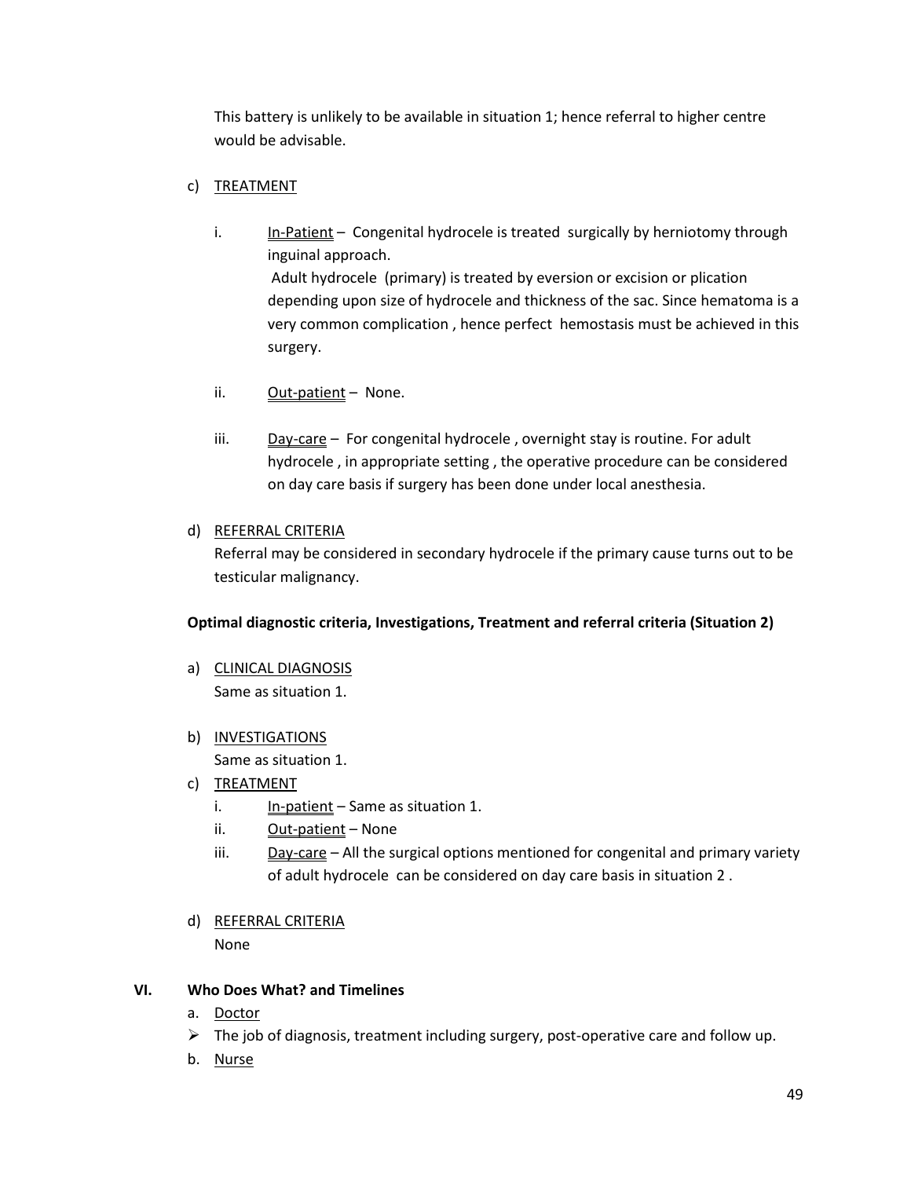This battery is unlikely to be available in situation 1; hence referral to higher centre would be advisable.

c) TREATMENT

i. In-Patient – Congenital hydrocele is treated surgically by herniotomy through inguinal approach.
   Adult hydrocele (primary) is treated by eversion or excision or plication depending upon size of hydrocele and thickness of the sac. Since hematoma is a very common complication , hence perfect hemostasis must be achieved in this surgery.

ii. Out-patient – None.

iii. Day-care – For congenital hydrocele , overnight stay is routine. For adult hydrocele , in appropriate setting , the operative procedure can be considered on day care basis if surgery has been done under local anesthesia.

d) REFERRAL CRITERIA
Referral may be considered in secondary hydrocele if the primary cause turns out to be testicular malignancy.

**Optimal diagnostic criteria, Investigations, Treatment and referral criteria (Situation 2)**

a) CLINICAL DIAGNOSIS
Same as situation 1.

b) INVESTIGATIONS
Same as situation 1.

c) TREATMENT
   i. In-patient – Same as situation 1.
   ii. Out-patient – None
   iii. Day-care – All the surgical options mentioned for congenital and primary variety of adult hydrocele can be considered on day care basis in situation 2 .

d) REFERRAL CRITERIA
None

## VI. Who Does What? and Timelines

a. Doctor
- The job of diagnosis, treatment including surgery, post-operative care and follow up.

b. Nurse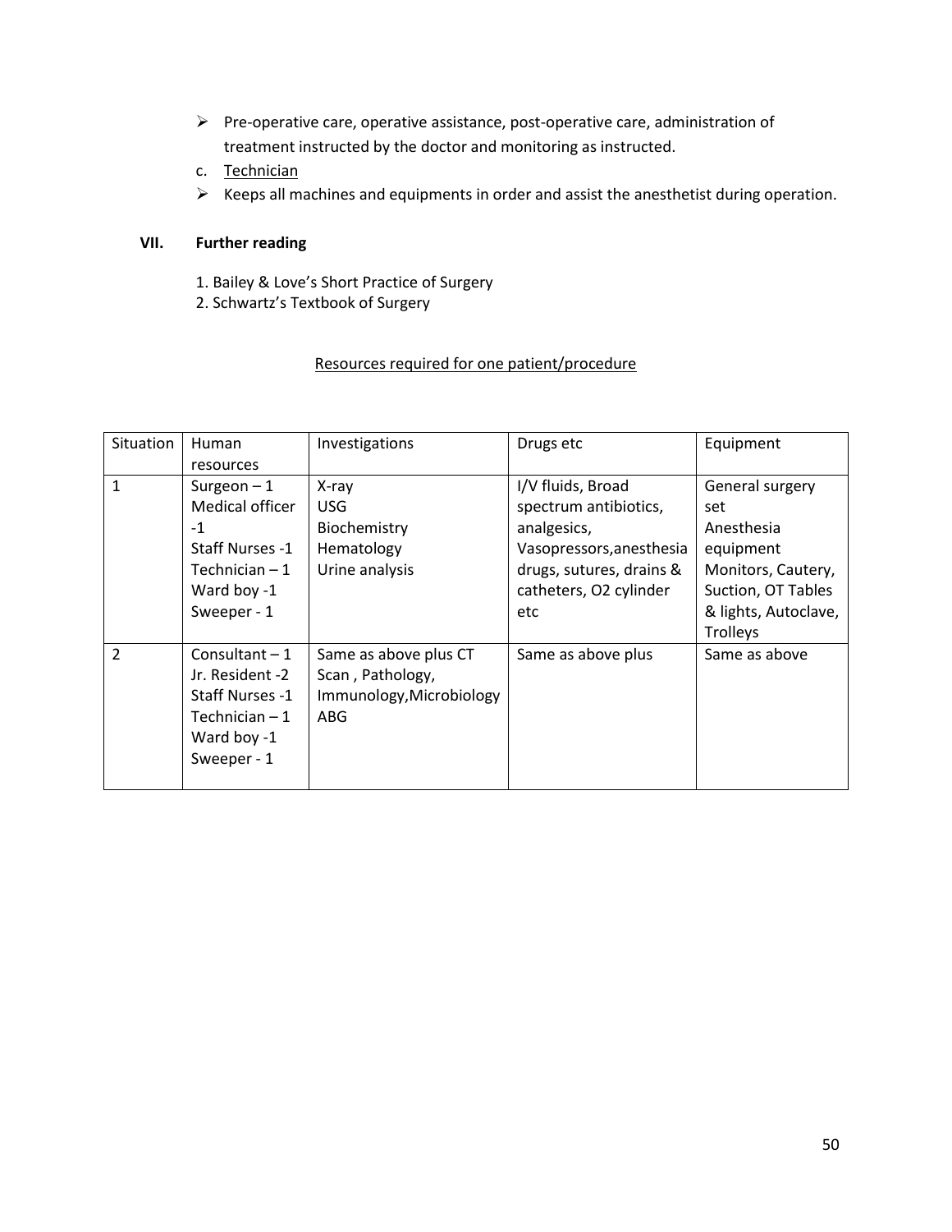- Pre-operative care, operative assistance, post-operative care, administration of treatment instructed by the doctor and monitoring as instructed.

c. Technician

- Keeps all machines and equipments in order and assist the anesthetist during operation.

## VII. Further reading

1. Bailey & Love's Short Practice of Surgery
2. Schwartz's Textbook of Surgery

Resources required for one patient/procedure

| Situation | Human resources | Investigations | Drugs etc | Equipment |
|---|---|---|---|---|
| 1 | Surgeon – 1<br>Medical officer -1<br>Staff Nurses -1<br>Technician – 1<br>Ward boy -1<br>Sweeper - 1 | X-ray<br>USG<br>Biochemistry<br>Hematology<br>Urine analysis | I/V fluids, Broad spectrum antibiotics, analgesics, Vasopressors,anesthesia drugs, sutures, drains & catheters, O2 cylinder etc | General surgery set<br>Anesthesia equipment<br>Monitors, Cautery, Suction, OT Tables & lights, Autoclave, Trolleys |
| 2 | Consultant – 1<br>Jr. Resident -2<br>Staff Nurses -1<br>Technician – 1<br>Ward boy -1<br>Sweeper - 1 | Same as above plus CT Scan , Pathology, Immunology,Microbiology ABG | Same as above plus | Same as above |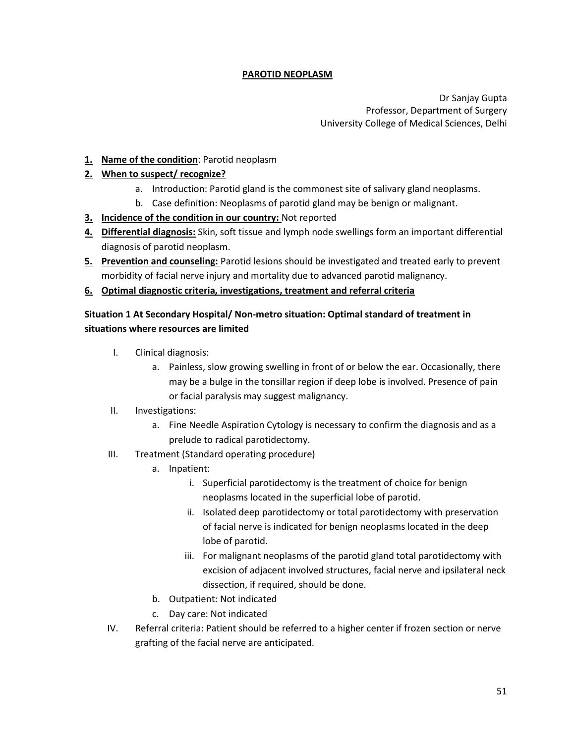# PAROTID NEOPLASM

Dr Sanjay Gupta
Professor, Department of Surgery
University College of Medical Sciences, Delhi

1. **Name of the condition**: Parotid neoplasm
2. **When to suspect/ recognize?**
    a. Introduction: Parotid gland is the commonest site of salivary gland neoplasms.
    b. Case definition: Neoplasms of parotid gland may be benign or malignant.
3. **Incidence of the condition in our country:** Not reported
4. **Differential diagnosis:** Skin, soft tissue and lymph node swellings form an important differential diagnosis of parotid neoplasm.
5. **Prevention and counseling:** Parotid lesions should be investigated and treated early to prevent morbidity of facial nerve injury and mortality due to advanced parotid malignancy.
6. **Optimal diagnostic criteria, investigations, treatment and referral criteria**

**Situation 1 At Secondary Hospital/ Non-metro situation: Optimal standard of treatment in situations where resources are limited**

I. Clinical diagnosis:
    a. Painless, slow growing swelling in front of or below the ear. Occasionally, there may be a bulge in the tonsillar region if deep lobe is involved. Presence of pain or facial paralysis may suggest malignancy.

II. Investigations:
    a. Fine Needle Aspiration Cytology is necessary to confirm the diagnosis and as a prelude to radical parotidectomy.

III. Treatment (Standard operating procedure)
    a. Inpatient:
        i. Superficial parotidectomy is the treatment of choice for benign neoplasms located in the superficial lobe of parotid.
        ii. Isolated deep parotidectomy or total parotidectomy with preservation of facial nerve is indicated for benign neoplasms located in the deep lobe of parotid.
        iii. For malignant neoplasms of the parotid gland total parotidectomy with excision of adjacent involved structures, facial nerve and ipsilateral neck dissection, if required, should be done.
    b. Outpatient: Not indicated
    c. Day care: Not indicated

IV. Referral criteria: Patient should be referred to a higher center if frozen section or nerve grafting of the facial nerve are anticipated.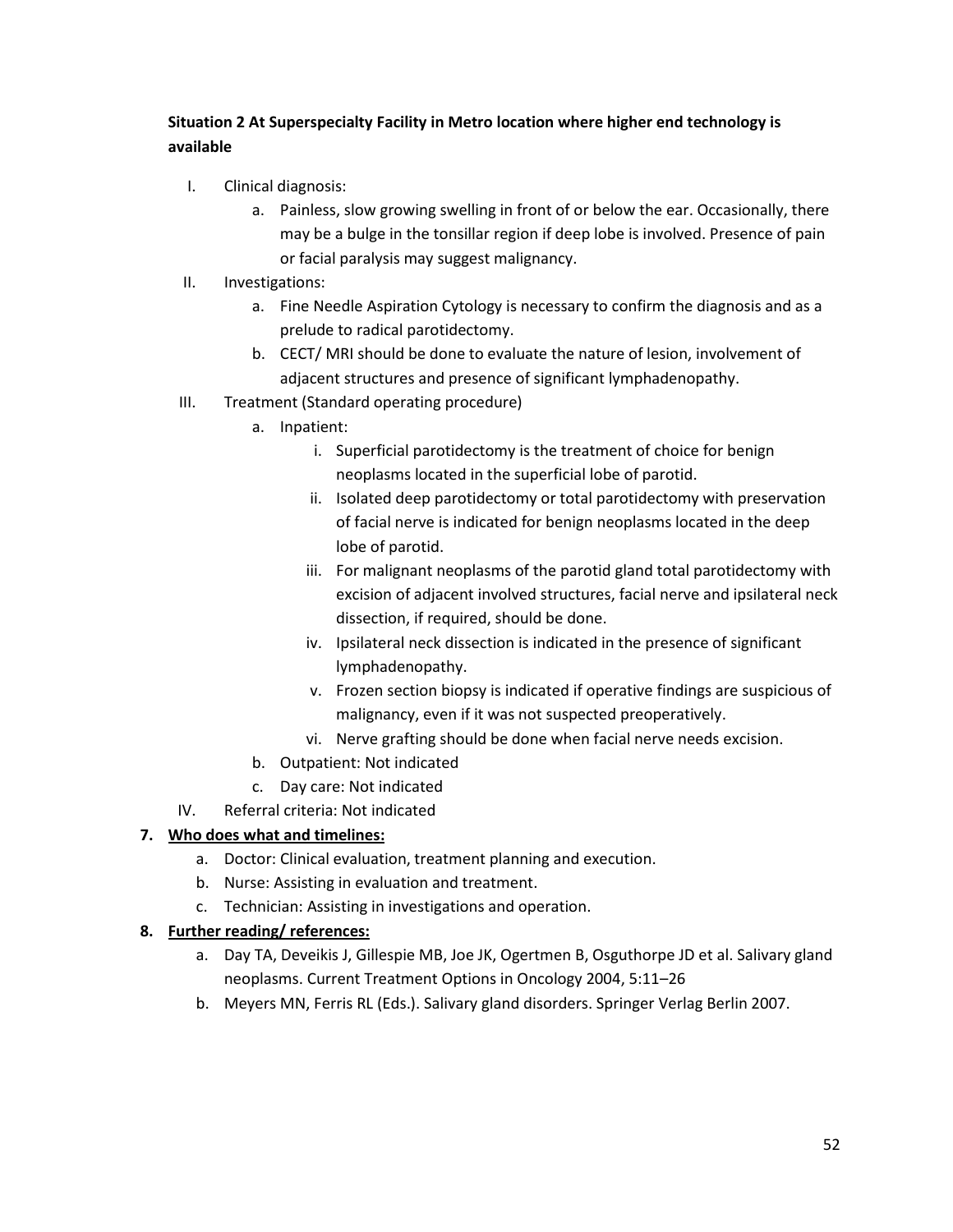**Situation 2 At Superspecialty Facility in Metro location where higher end technology is available**

I. Clinical diagnosis:
   a. Painless, slow growing swelling in front of or below the ear. Occasionally, there may be a bulge in the tonsillar region if deep lobe is involved. Presence of pain or facial paralysis may suggest malignancy.

II. Investigations:
   a. Fine Needle Aspiration Cytology is necessary to confirm the diagnosis and as a prelude to radical parotidectomy.
   b. CECT/ MRI should be done to evaluate the nature of lesion, involvement of adjacent structures and presence of significant lymphadenopathy.

III. Treatment (Standard operating procedure)
   a. Inpatient:
      i. Superficial parotidectomy is the treatment of choice for benign neoplasms located in the superficial lobe of parotid.
      ii. Isolated deep parotidectomy or total parotidectomy with preservation of facial nerve is indicated for benign neoplasms located in the deep lobe of parotid.
      iii. For malignant neoplasms of the parotid gland total parotidectomy with excision of adjacent involved structures, facial nerve and ipsilateral neck dissection, if required, should be done.
      iv. Ipsilateral neck dissection is indicated in the presence of significant lymphadenopathy.
      v. Frozen section biopsy is indicated if operative findings are suspicious of malignancy, even if it was not suspected preoperatively.
      vi. Nerve grafting should be done when facial nerve needs excision.
   b. Outpatient: Not indicated
   c. Day care: Not indicated

IV. Referral criteria: Not indicated

**7. <u>Who does what and timelines:</u>**

a. Doctor: Clinical evaluation, treatment planning and execution.
b. Nurse: Assisting in evaluation and treatment.
c. Technician: Assisting in investigations and operation.

**8. <u>Further reading/ references:</u>**

a. Day TA, Deveikis J, Gillespie MB, Joe JK, Ogertmen B, Osguthorpe JD et al. Salivary gland neoplasms. Current Treatment Options in Oncology 2004, 5:11–26
b. Meyers MN, Ferris RL (Eds.). Salivary gland disorders. Springer Verlag Berlin 2007.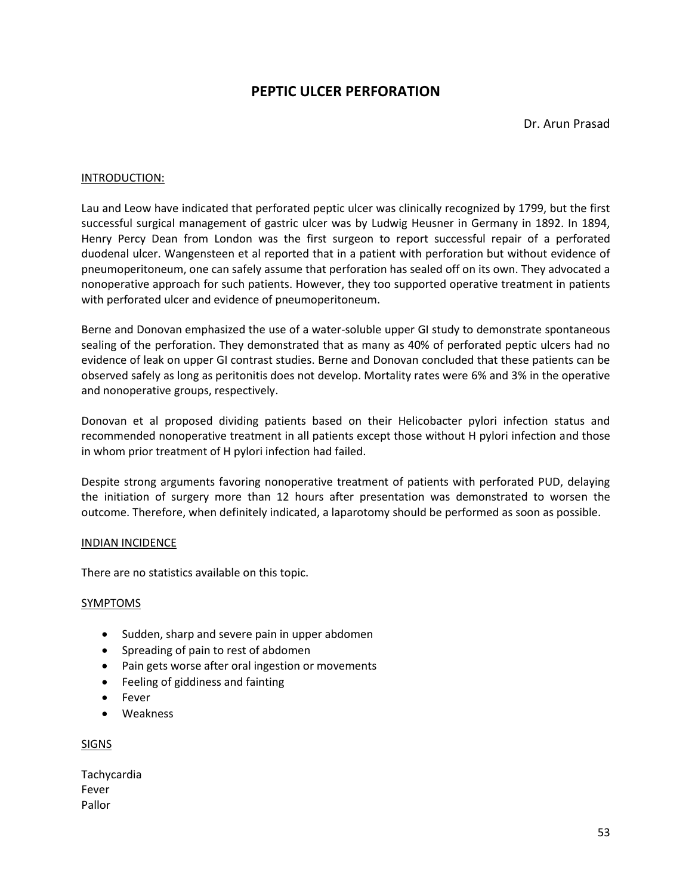# PEPTIC ULCER PERFORATION

Dr. Arun Prasad

## INTRODUCTION:

Lau and Leow have indicated that perforated peptic ulcer was clinically recognized by 1799, but the first successful surgical management of gastric ulcer was by Ludwig Heusner in Germany in 1892. In 1894, Henry Percy Dean from London was the first surgeon to report successful repair of a perforated duodenal ulcer. Wangensteen et al reported that in a patient with perforation but without evidence of pneumoperitoneum, one can safely assume that perforation has sealed off on its own. They advocated a nonoperative approach for such patients. However, they too supported operative treatment in patients with perforated ulcer and evidence of pneumoperitoneum.

Berne and Donovan emphasized the use of a water-soluble upper GI study to demonstrate spontaneous sealing of the perforation. They demonstrated that as many as 40% of perforated peptic ulcers had no evidence of leak on upper GI contrast studies. Berne and Donovan concluded that these patients can be observed safely as long as peritonitis does not develop. Mortality rates were 6% and 3% in the operative and nonoperative groups, respectively.

Donovan et al proposed dividing patients based on their Helicobacter pylori infection status and recommended nonoperative treatment in all patients except those without H pylori infection and those in whom prior treatment of H pylori infection had failed.

Despite strong arguments favoring nonoperative treatment of patients with perforated PUD, delaying the initiation of surgery more than 12 hours after presentation was demonstrated to worsen the outcome. Therefore, when definitely indicated, a laparotomy should be performed as soon as possible.

## INDIAN INCIDENCE

There are no statistics available on this topic.

## SYMPTOMS

- Sudden, sharp and severe pain in upper abdomen
- Spreading of pain to rest of abdomen
- Pain gets worse after oral ingestion or movements
- Feeling of giddiness and fainting
- Fever
- Weakness

## SIGNS

Tachycardia
Fever
Pallor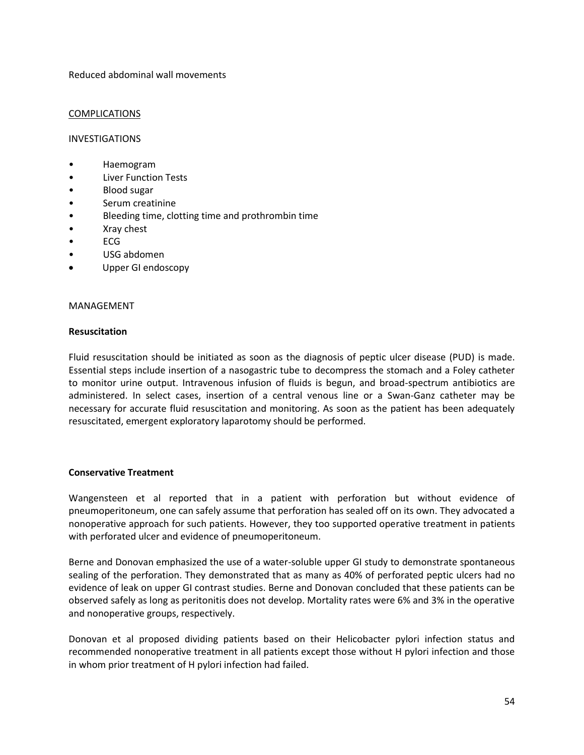Reduced abdominal wall movements

<u>COMPLICATIONS</u>

INVESTIGATIONS

- Haemogram
- Liver Function Tests
- Blood sugar
- Serum creatinine
- Bleeding time, clotting time and prothrombin time
- Xray chest
- ECG
- USG abdomen
- Upper GI endoscopy

MANAGEMENT

**Resuscitation**

Fluid resuscitation should be initiated as soon as the diagnosis of peptic ulcer disease (PUD) is made. Essential steps include insertion of a nasogastric tube to decompress the stomach and a Foley catheter to monitor urine output. Intravenous infusion of fluids is begun, and broad-spectrum antibiotics are administered. In select cases, insertion of a central venous line or a Swan-Ganz catheter may be necessary for accurate fluid resuscitation and monitoring. As soon as the patient has been adequately resuscitated, emergent exploratory laparotomy should be performed.

**Conservative Treatment**

Wangensteen et al reported that in a patient with perforation but without evidence of pneumoperitoneum, one can safely assume that perforation has sealed off on its own. They advocated a nonoperative approach for such patients. However, they too supported operative treatment in patients with perforated ulcer and evidence of pneumoperitoneum.

Berne and Donovan emphasized the use of a water-soluble upper GI study to demonstrate spontaneous sealing of the perforation. They demonstrated that as many as 40% of perforated peptic ulcers had no evidence of leak on upper GI contrast studies. Berne and Donovan concluded that these patients can be observed safely as long as peritonitis does not develop. Mortality rates were 6% and 3% in the operative and nonoperative groups, respectively.

Donovan et al proposed dividing patients based on their Helicobacter pylori infection status and recommended nonoperative treatment in all patients except those without H pylori infection and those in whom prior treatment of H pylori infection had failed.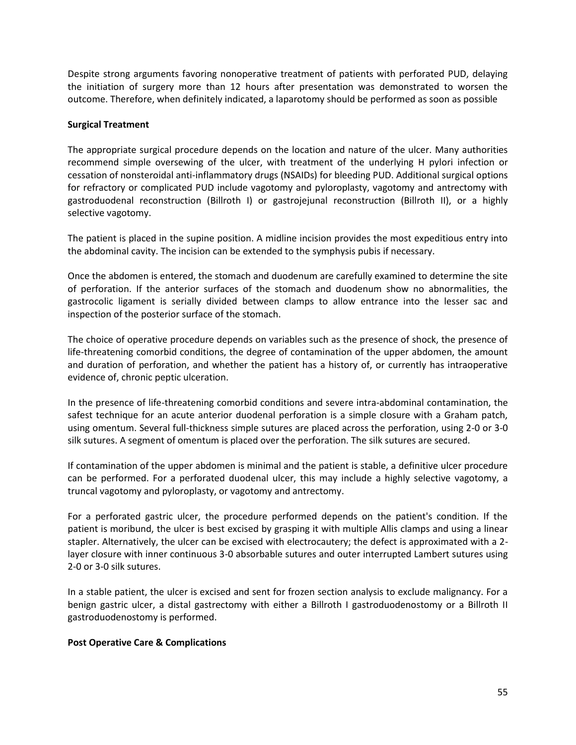Despite strong arguments favoring nonoperative treatment of patients with perforated PUD, delaying the initiation of surgery more than 12 hours after presentation was demonstrated to worsen the outcome. Therefore, when definitely indicated, a laparotomy should be performed as soon as possible

**Surgical Treatment**

The appropriate surgical procedure depends on the location and nature of the ulcer. Many authorities recommend simple oversewing of the ulcer, with treatment of the underlying H pylori infection or cessation of nonsteroidal anti-inflammatory drugs (NSAIDs) for bleeding PUD. Additional surgical options for refractory or complicated PUD include vagotomy and pyloroplasty, vagotomy and antrectomy with gastroduodenal reconstruction (Billroth I) or gastrojejunal reconstruction (Billroth II), or a highly selective vagotomy.

The patient is placed in the supine position. A midline incision provides the most expeditious entry into the abdominal cavity. The incision can be extended to the symphysis pubis if necessary.

Once the abdomen is entered, the stomach and duodenum are carefully examined to determine the site of perforation. If the anterior surfaces of the stomach and duodenum show no abnormalities, the gastrocolic ligament is serially divided between clamps to allow entrance into the lesser sac and inspection of the posterior surface of the stomach.

The choice of operative procedure depends on variables such as the presence of shock, the presence of life-threatening comorbid conditions, the degree of contamination of the upper abdomen, the amount and duration of perforation, and whether the patient has a history of, or currently has intraoperative evidence of, chronic peptic ulceration.

In the presence of life-threatening comorbid conditions and severe intra-abdominal contamination, the safest technique for an acute anterior duodenal perforation is a simple closure with a Graham patch, using omentum. Several full-thickness simple sutures are placed across the perforation, using 2-0 or 3-0 silk sutures. A segment of omentum is placed over the perforation. The silk sutures are secured.

If contamination of the upper abdomen is minimal and the patient is stable, a definitive ulcer procedure can be performed. For a perforated duodenal ulcer, this may include a highly selective vagotomy, a truncal vagotomy and pyloroplasty, or vagotomy and antrectomy.

For a perforated gastric ulcer, the procedure performed depends on the patient's condition. If the patient is moribund, the ulcer is best excised by grasping it with multiple Allis clamps and using a linear stapler. Alternatively, the ulcer can be excised with electrocautery; the defect is approximated with a 2-layer closure with inner continuous 3-0 absorbable sutures and outer interrupted Lambert sutures using 2-0 or 3-0 silk sutures.

In a stable patient, the ulcer is excised and sent for frozen section analysis to exclude malignancy. For a benign gastric ulcer, a distal gastrectomy with either a Billroth I gastroduodenostomy or a Billroth II gastroduodenostomy is performed.

**Post Operative Care & Complications**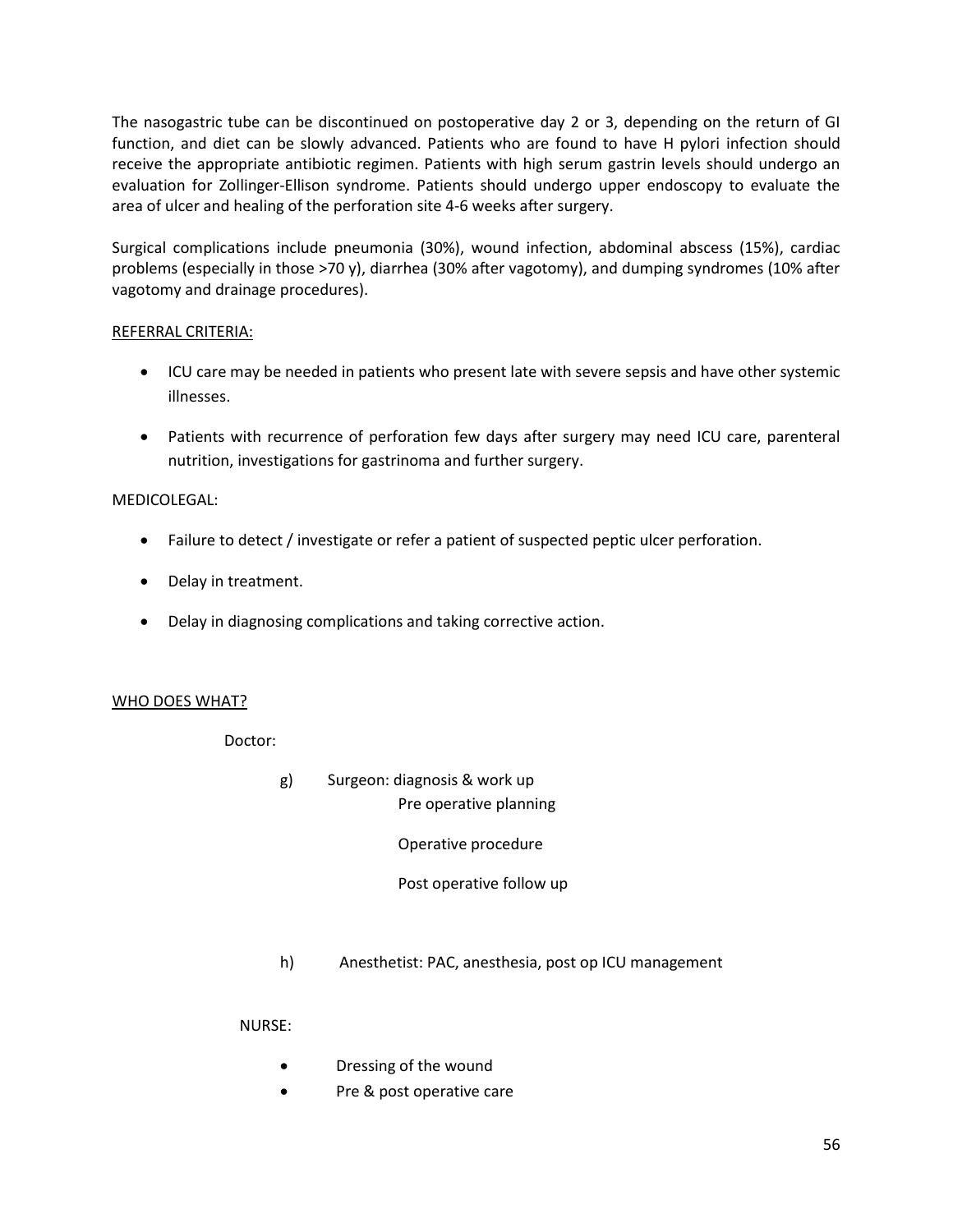The nasogastric tube can be discontinued on postoperative day 2 or 3, depending on the return of GI function, and diet can be slowly advanced. Patients who are found to have H pylori infection should receive the appropriate antibiotic regimen. Patients with high serum gastrin levels should undergo an evaluation for Zollinger-Ellison syndrome. Patients should undergo upper endoscopy to evaluate the area of ulcer and healing of the perforation site 4-6 weeks after surgery.

Surgical complications include pneumonia (30%), wound infection, abdominal abscess (15%), cardiac problems (especially in those >70 y), diarrhea (30% after vagotomy), and dumping syndromes (10% after vagotomy and drainage procedures).

REFERRAL CRITERIA:

- ICU care may be needed in patients who present late with severe sepsis and have other systemic illnesses.
- Patients with recurrence of perforation few days after surgery may need ICU care, parenteral nutrition, investigations for gastrinoma and further surgery.

MEDICOLEGAL:

- Failure to detect / investigate or refer a patient of suspected peptic ulcer perforation.
- Delay in treatment.
- Delay in diagnosing complications and taking corrective action.

WHO DOES WHAT?

Doctor:

g) Surgeon: diagnosis & work up
   Pre operative planning
   Operative procedure
   Post operative follow up

h) Anesthetist: PAC, anesthesia, post op ICU management

NURSE:

- Dressing of the wound
- Pre & post operative care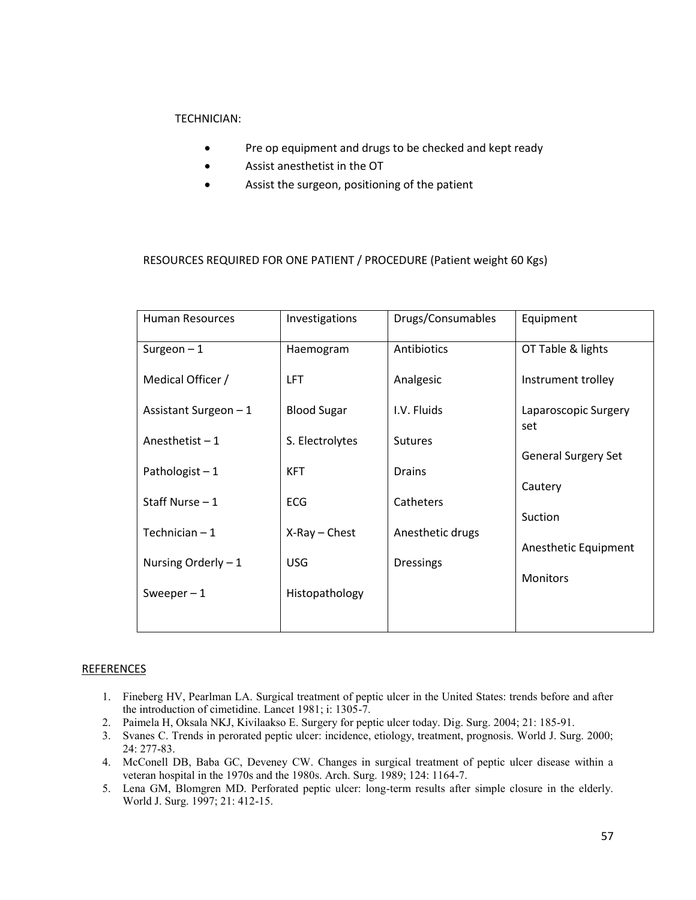TECHNICIAN:

- Pre op equipment and drugs to be checked and kept ready
- Assist anesthetist in the OT
- Assist the surgeon, positioning of the patient

RESOURCES REQUIRED FOR ONE PATIENT / PROCEDURE (Patient weight 60 Kgs)

| Human Resources | Investigations | Drugs/Consumables | Equipment |
|---|---|---|---|
| Surgeon – 1 | Haemogram | Antibiotics | OT Table & lights |
| Medical Officer / | LFT | Analgesic | Instrument trolley |
| Assistant Surgeon – 1 | Blood Sugar | I.V. Fluids | Laparoscopic Surgery set |
| Anesthetist – 1 | S. Electrolytes | Sutures | General Surgery Set |
| Pathologist – 1 | KFT | Drains | Cautery |
| Staff Nurse – 1 | ECG | Catheters | Suction |
| Technician – 1 | X-Ray – Chest | Anesthetic drugs | Anesthetic Equipment |
| Nursing Orderly – 1 | USG | Dressings | Monitors |
| Sweeper – 1 | Histopathology | | |

## REFERENCES

1. Fineberg HV, Pearlman LA. Surgical treatment of peptic ulcer in the United States: trends before and after the introduction of cimetidine. Lancet 1981; i: 1305-7.
2. Paimela H, Oksala NKJ, Kivilaakso E. Surgery for peptic ulcer today. Dig. Surg. 2004; 21: 185-91.
3. Svanes C. Trends in perorated peptic ulcer: incidence, etiology, treatment, prognosis. World J. Surg. 2000; 24: 277-83.
4. McConell DB, Baba GC, Deveney CW. Changes in surgical treatment of peptic ulcer disease within a veteran hospital in the 1970s and the 1980s. Arch. Surg. 1989; 124: 1164-7.
5. Lena GM, Blomgren MD. Perforated peptic ulcer: long-term results after simple closure in the elderly. World J. Surg. 1997; 21: 412-15.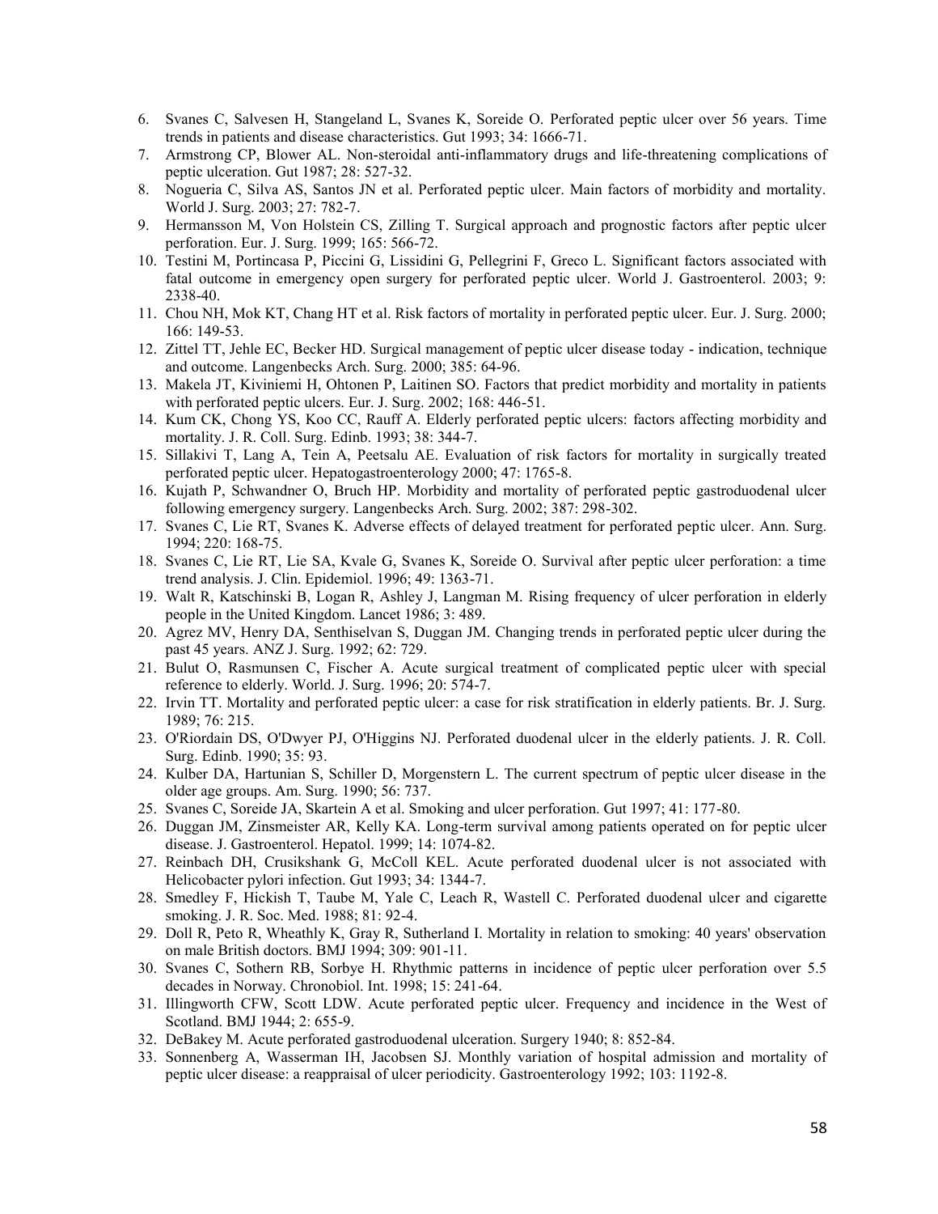6. Svanes C, Salvesen H, Stangeland L, Svanes K, Soreide O. Perforated peptic ulcer over 56 years. Time trends in patients and disease characteristics. Gut 1993; 34: 1666-71.
7. Armstrong CP, Blower AL. Non-steroidal anti-inflammatory drugs and life-threatening complications of peptic ulceration. Gut 1987; 28: 527-32.
8. Nogueria C, Silva AS, Santos JN et al. Perforated peptic ulcer. Main factors of morbidity and mortality. World J. Surg. 2003; 27: 782-7.
9. Hermansson M, Von Holstein CS, Zilling T. Surgical approach and prognostic factors after peptic ulcer perforation. Eur. J. Surg. 1999; 165: 566-72.
10. Testini M, Portincasa P, Piccini G, Lissidini G, Pellegrini F, Greco L. Significant factors associated with fatal outcome in emergency open surgery for perforated peptic ulcer. World J. Gastroenterol. 2003; 9: 2338-40.
11. Chou NH, Mok KT, Chang HT et al. Risk factors of mortality in perforated peptic ulcer. Eur. J. Surg. 2000; 166: 149-53.
12. Zittel TT, Jehle EC, Becker HD. Surgical management of peptic ulcer disease today - indication, technique and outcome. Langenbecks Arch. Surg. 2000; 385: 64-96.
13. Makela JT, Kiviniemi H, Ohtonen P, Laitinen SO. Factors that predict morbidity and mortality in patients with perforated peptic ulcers. Eur. J. Surg. 2002; 168: 446-51.
14. Kum CK, Chong YS, Koo CC, Rauff A. Elderly perforated peptic ulcers: factors affecting morbidity and mortality. J. R. Coll. Surg. Edinb. 1993; 38: 344-7.
15. Sillakivi T, Lang A, Tein A, Peetsalu AE. Evaluation of risk factors for mortality in surgically treated perforated peptic ulcer. Hepatogastroenterology 2000; 47: 1765-8.
16. Kujath P, Schwandner O, Bruch HP. Morbidity and mortality of perforated peptic gastroduodenal ulcer following emergency surgery. Langenbecks Arch. Surg. 2002; 387: 298-302.
17. Svanes C, Lie RT, Svanes K. Adverse effects of delayed treatment for perforated peptic ulcer. Ann. Surg. 1994; 220: 168-75.
18. Svanes C, Lie RT, Lie SA, Kvale G, Svanes K, Soreide O. Survival after peptic ulcer perforation: a time trend analysis. J. Clin. Epidemiol. 1996; 49: 1363-71.
19. Walt R, Katschinski B, Logan R, Ashley J, Langman M. Rising frequency of ulcer perforation in elderly people in the United Kingdom. Lancet 1986; 3: 489.
20. Agrez MV, Henry DA, Senthiselvan S, Duggan JM. Changing trends in perforated peptic ulcer during the past 45 years. ANZ J. Surg. 1992; 62: 729.
21. Bulut O, Rasmunsen C, Fischer A. Acute surgical treatment of complicated peptic ulcer with special reference to elderly. World. J. Surg. 1996; 20: 574-7.
22. Irvin TT. Mortality and perforated peptic ulcer: a case for risk stratification in elderly patients. Br. J. Surg. 1989; 76: 215.
23. O'Riordain DS, O'Dwyer PJ, O'Higgins NJ. Perforated duodenal ulcer in the elderly patients. J. R. Coll. Surg. Edinb. 1990; 35: 93.
24. Kulber DA, Hartunian S, Schiller D, Morgenstern L. The current spectrum of peptic ulcer disease in the older age groups. Am. Surg. 1990; 56: 737.
25. Svanes C, Soreide JA, Skartein A et al. Smoking and ulcer perforation. Gut 1997; 41: 177-80.
26. Duggan JM, Zinsmeister AR, Kelly KA. Long-term survival among patients operated on for peptic ulcer disease. J. Gastroenterol. Hepatol. 1999; 14: 1074-82.
27. Reinbach DH, Crusikshank G, McColl KEL. Acute perforated duodenal ulcer is not associated with Helicobacter pylori infection. Gut 1993; 34: 1344-7.
28. Smedley F, Hickish T, Taube M, Yale C, Leach R, Wastell C. Perforated duodenal ulcer and cigarette smoking. J. R. Soc. Med. 1988; 81: 92-4.
29. Doll R, Peto R, Wheathly K, Gray R, Sutherland I. Mortality in relation to smoking: 40 years' observation on male British doctors. BMJ 1994; 309: 901-11.
30. Svanes C, Sothern RB, Sorbye H. Rhythmic patterns in incidence of peptic ulcer perforation over 5.5 decades in Norway. Chronobiol. Int. 1998; 15: 241-64.
31. Illingworth CFW, Scott LDW. Acute perforated peptic ulcer. Frequency and incidence in the West of Scotland. BMJ 1944; 2: 655-9.
32. DeBakey M. Acute perforated gastroduodenal ulceration. Surgery 1940; 8: 852-84.
33. Sonnenberg A, Wasserman IH, Jacobsen SJ. Monthly variation of hospital admission and mortality of peptic ulcer disease: a reappraisal of ulcer periodicity. Gastroenterology 1992; 103: 1192-8.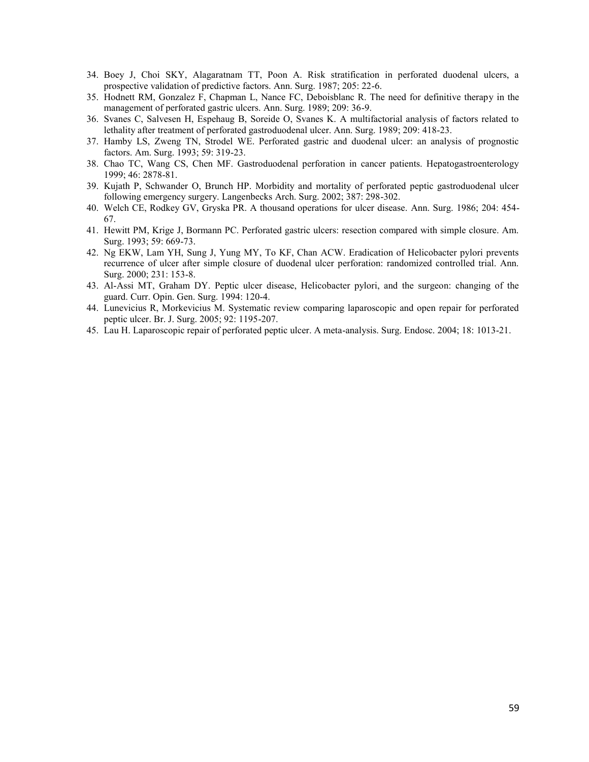34. Boey J, Choi SKY, Alagaratnam TT, Poon A. Risk stratification in perforated duodenal ulcers, a prospective validation of predictive factors. Ann. Surg. 1987; 205: 22-6.
35. Hodnett RM, Gonzalez F, Chapman L, Nance FC, Deboisblanc R. The need for definitive therapy in the management of perforated gastric ulcers. Ann. Surg. 1989; 209: 36-9.
36. Svanes C, Salvesen H, Espehaug B, Soreide O, Svanes K. A multifactorial analysis of factors related to lethality after treatment of perforated gastroduodenal ulcer. Ann. Surg. 1989; 209: 418-23.
37. Hamby LS, Zweng TN, Strodel WE. Perforated gastric and duodenal ulcer: an analysis of prognostic factors. Am. Surg. 1993; 59: 319-23.
38. Chao TC, Wang CS, Chen MF. Gastroduodenal perforation in cancer patients. Hepatogastroenterology 1999; 46: 2878-81.
39. Kujath P, Schwander O, Brunch HP. Morbidity and mortality of perforated peptic gastroduodenal ulcer following emergency surgery. Langenbecks Arch. Surg. 2002; 387: 298-302.
40. Welch CE, Rodkey GV, Gryska PR. A thousand operations for ulcer disease. Ann. Surg. 1986; 204: 454-67.
41. Hewitt PM, Krige J, Bormann PC. Perforated gastric ulcers: resection compared with simple closure. Am. Surg. 1993; 59: 669-73.
42. Ng EKW, Lam YH, Sung J, Yung MY, To KF, Chan ACW. Eradication of Helicobacter pylori prevents recurrence of ulcer after simple closure of duodenal ulcer perforation: randomized controlled trial. Ann. Surg. 2000; 231: 153-8.
43. Al-Assi MT, Graham DY. Peptic ulcer disease, Helicobacter pylori, and the surgeon: changing of the guard. Curr. Opin. Gen. Surg. 1994: 120-4.
44. Lunevicius R, Morkevicius M. Systematic review comparing laparoscopic and open repair for perforated peptic ulcer. Br. J. Surg. 2005; 92: 1195-207.
45. Lau H. Laparoscopic repair of perforated peptic ulcer. A meta-analysis. Surg. Endosc. 2004; 18: 1013-21.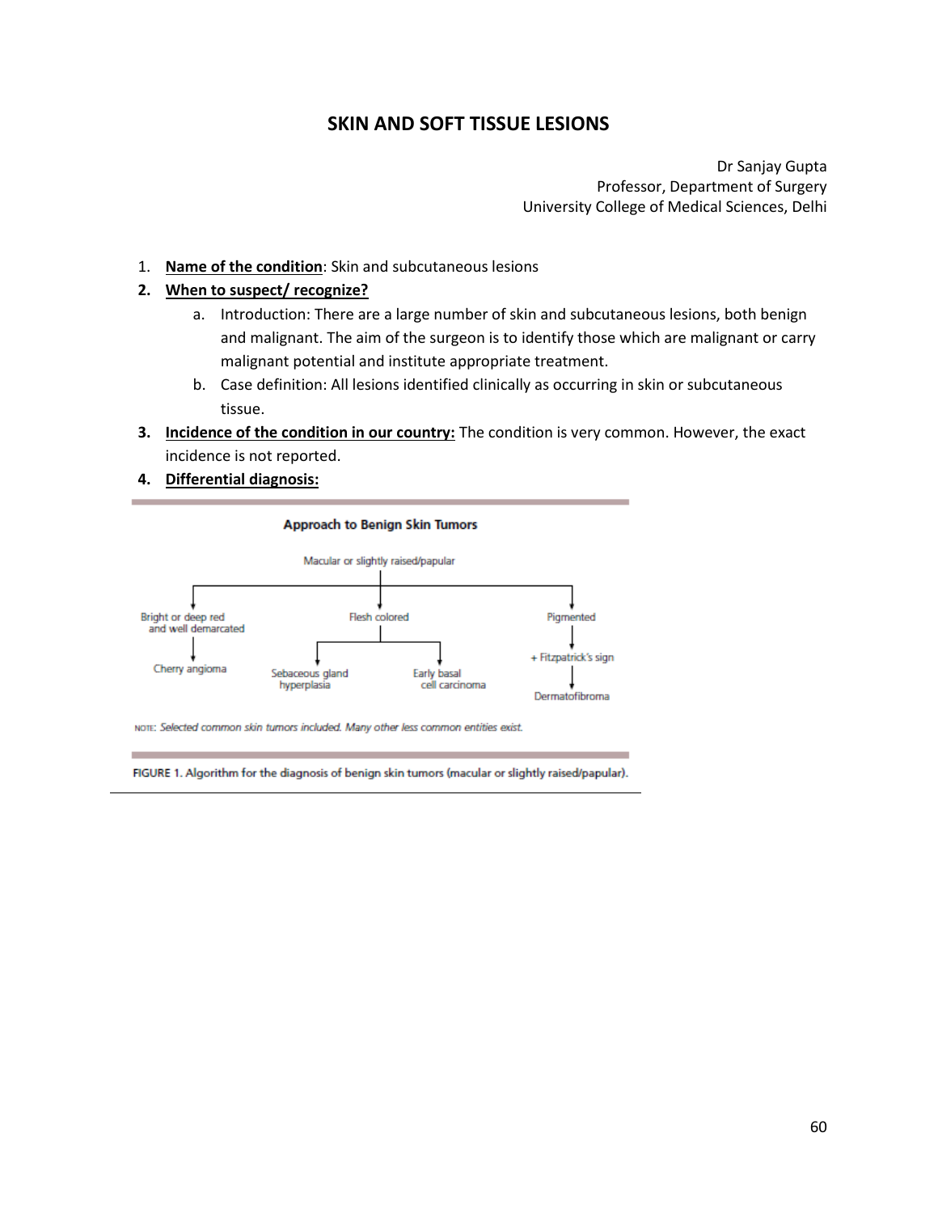# SKIN AND SOFT TISSUE LESIONS

Dr Sanjay Gupta
Professor, Department of Surgery
University College of Medical Sciences, Delhi

1. **Name of the condition**: Skin and subcutaneous lesions
2. **When to suspect/ recognize?**
   a. Introduction: There are a large number of skin and subcutaneous lesions, both benign and malignant. The aim of the surgeon is to identify those which are malignant or carry malignant potential and institute appropriate treatment.
   b. Case definition: All lesions identified clinically as occurring in skin or subcutaneous tissue.
3. **Incidence of the condition in our country:** The condition is very common. However, the exact incidence is not reported.
4. **Differential diagnosis:**

**Approach to Benign Skin Tumors**

Macular or slightly raised/papular

- Bright or deep red and well demarcated → Cherry angioma
- Flesh colored → Sebaceous gland hyperplasia; Early basal cell carcinoma
- Pigmented → + Fitzpatrick's sign → Dermatofibroma

NOTE: *Selected common skin tumors included. Many other less common entities exist.*

FIGURE 1. Algorithm for the diagnosis of benign skin tumors (macular or slightly raised/papular).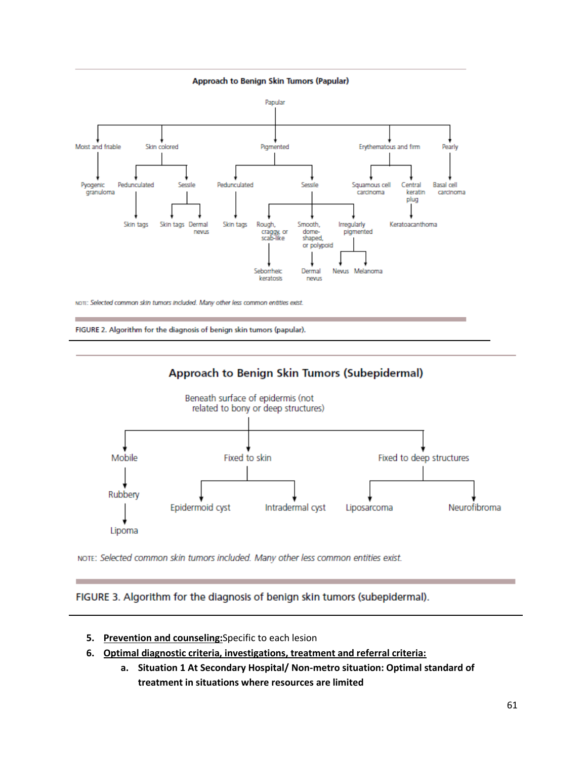**Approach to Benign Skin Tumors (Papular)**

- Papular
  - Moist and friable
    - Pyogenic granuloma
  - Skin colored
    - Pedunculated
      - Skin tags
    - Sessile
      - Skin tags
      - Dermal nevus
  - Pigmented
    - Pedunculated
      - Skin tags
    - Sessile
      - Rough, craggy, or scab-like
        - Seborrheic keratosis
      - Smooth, dome-shaped, or polypoid
        - Dermal nevus
      - Irregularly pigmented
        - Nevus
        - Melanoma
  - Erythematous and firm
    - Squamous cell carcinoma
    - Central keratin plug
      - Keratoacanthoma
  - Pearly
    - Basal cell carcinoma

NOTE: *Selected common skin tumors included. Many other less common entities exist.*

FIGURE 2. Algorithm for the diagnosis of benign skin tumors (papular).

**Approach to Benign Skin Tumors (Subepidermal)**

- Beneath surface of epidermis (not related to bony or deep structures)
  - Mobile
    - Rubbery
      - Lipoma
  - Fixed to skin
    - Epidermoid cyst
    - Intradermal cyst
  - Fixed to deep structures
    - Liposarcoma
    - Neurofibroma

NOTE: *Selected common skin tumors included. Many other less common entities exist.*

FIGURE 3. Algorithm for the diagnosis of benign skin tumors (subepidermal).

5. **Prevention and counseling:** Specific to each lesion
6. **Optimal diagnostic criteria, investigations, treatment and referral criteria:**
   a. **Situation 1 At Secondary Hospital/ Non-metro situation: Optimal standard of treatment in situations where resources are limited**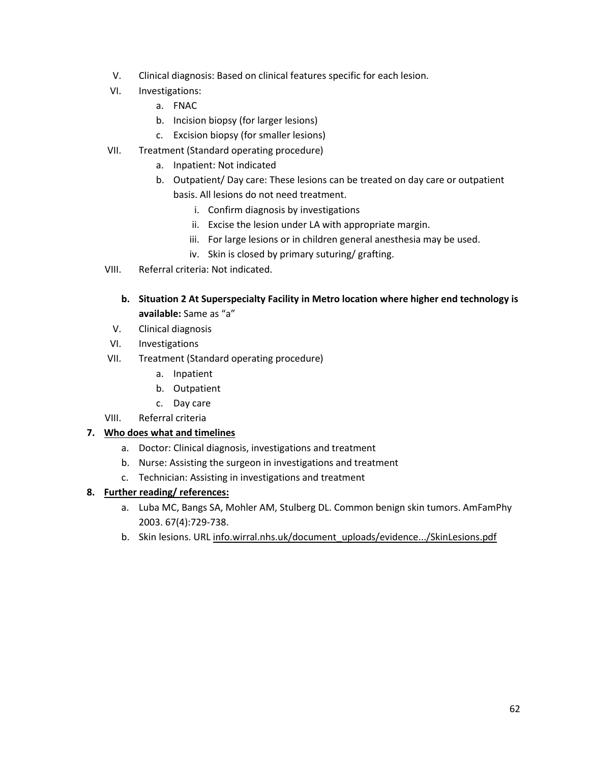V. Clinical diagnosis: Based on clinical features specific for each lesion.

VI. Investigations:

   a. FNAC
   b. Incision biopsy (for larger lesions)
   c. Excision biopsy (for smaller lesions)

VII. Treatment (Standard operating procedure)

   a. Inpatient: Not indicated
   b. Outpatient/ Day care: These lesions can be treated on day care or outpatient basis. All lesions do not need treatment.
      i. Confirm diagnosis by investigations
      ii. Excise the lesion under LA with appropriate margin.
      iii. For large lesions or in children general anesthesia may be used.
      iv. Skin is closed by primary suturing/ grafting.

VIII. Referral criteria: Not indicated.

**b. Situation 2 At Superspecialty Facility in Metro location where higher end technology is available:** Same as "a"

V. Clinical diagnosis

VI. Investigations

VII. Treatment (Standard operating procedure)

   a. Inpatient
   b. Outpatient
   c. Day care

VIII. Referral criteria

**7. <u>Who does what and timelines</u>**

   a. Doctor: Clinical diagnosis, investigations and treatment
   b. Nurse: Assisting the surgeon in investigations and treatment
   c. Technician: Assisting in investigations and treatment

**8. <u>Further reading/ references:</u>**

   a. Luba MC, Bangs SA, Mohler AM, Stulberg DL. Common benign skin tumors. AmFamPhy 2003. 67(4):729-738.
   b. Skin lesions. URL info.wirral.nhs.uk/document_uploads/evidence.../SkinLesions.pdf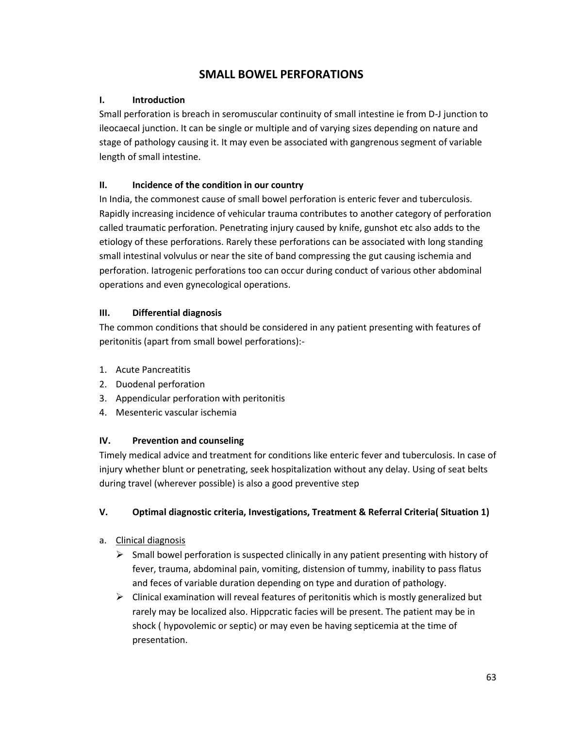# SMALL BOWEL PERFORATIONS

## I. Introduction

Small perforation is breach in seromuscular continuity of small intestine ie from D-J junction to ileocaecal junction. It can be single or multiple and of varying sizes depending on nature and stage of pathology causing it. It may even be associated with gangrenous segment of variable length of small intestine.

## II. Incidence of the condition in our country

In India, the commonest cause of small bowel perforation is enteric fever and tuberculosis. Rapidly increasing incidence of vehicular trauma contributes to another category of perforation called traumatic perforation. Penetrating injury caused by knife, gunshot etc also adds to the etiology of these perforations. Rarely these perforations can be associated with long standing small intestinal volvulus or near the site of band compressing the gut causing ischemia and perforation. Iatrogenic perforations too can occur during conduct of various other abdominal operations and even gynecological operations.

## III. Differential diagnosis

The common conditions that should be considered in any patient presenting with features of peritonitis (apart from small bowel perforations):-

1. Acute Pancreatitis
2. Duodenal perforation
3. Appendicular perforation with peritonitis
4. Mesenteric vascular ischemia

## IV. Prevention and counseling

Timely medical advice and treatment for conditions like enteric fever and tuberculosis. In case of injury whether blunt or penetrating, seek hospitalization without any delay. Using of seat belts during travel (wherever possible) is also a good preventive step

## V. Optimal diagnostic criteria, Investigations, Treatment & Referral Criteria( Situation 1)

a. Clinical diagnosis

- Small bowel perforation is suspected clinically in any patient presenting with history of fever, trauma, abdominal pain, vomiting, distension of tummy, inability to pass flatus and feces of variable duration depending on type and duration of pathology.
- Clinical examination will reveal features of peritonitis which is mostly generalized but rarely may be localized also. Hippcratic facies will be present. The patient may be in shock ( hypovolemic or septic) or may even be having septicemia at the time of presentation.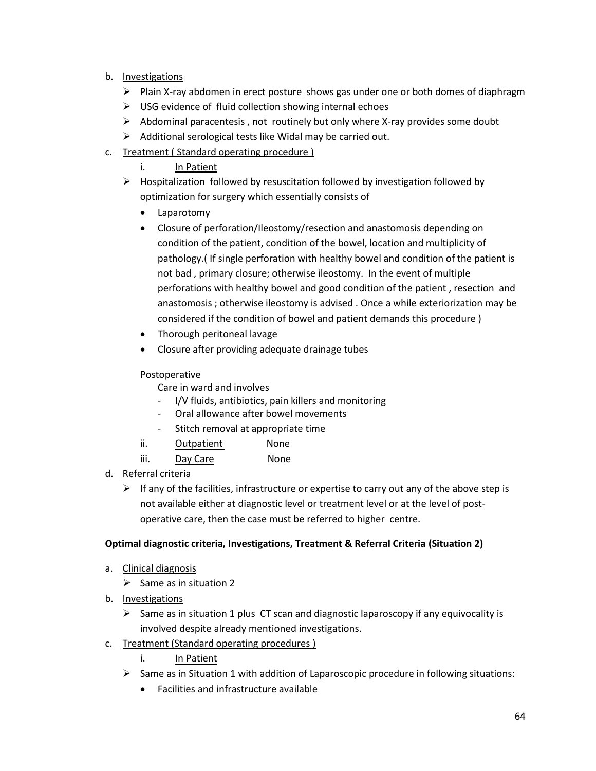b. Investigations
   - Plain X-ray abdomen in erect posture shows gas under one or both domes of diaphragm
   - USG evidence of fluid collection showing internal echoes
   - Abdominal paracentesis , not routinely but only where X-ray provides some doubt
   - Additional serological tests like Widal may be carried out.

c. Treatment ( Standard operating procedure )

   i. In Patient

   - Hospitalization followed by resuscitation followed by investigation followed by optimization for surgery which essentially consists of
     - Laparotomy
     - Closure of perforation/Ileostomy/resection and anastomosis depending on condition of the patient, condition of the bowel, location and multiplicity of pathology.( If single perforation with healthy bowel and condition of the patient is not bad , primary closure; otherwise ileostomy. In the event of multiple perforations with healthy bowel and good condition of the patient , resection and anastomosis ; otherwise ileostomy is advised . Once a while exteriorization may be considered if the condition of bowel and patient demands this procedure )
     - Thorough peritoneal lavage
     - Closure after providing adequate drainage tubes

   Postoperative

   Care in ward and involves
   - I/V fluids, antibiotics, pain killers and monitoring
   - Oral allowance after bowel movements
   - Stitch removal at appropriate time

   ii. Outpatient None

   iii. Day Care None

d. Referral criteria
   - If any of the facilities, infrastructure or expertise to carry out any of the above step is not available either at diagnostic level or treatment level or at the level of post-operative care, then the case must be referred to higher centre.

**Optimal diagnostic criteria, Investigations, Treatment & Referral Criteria (Situation 2)**

a. Clinical diagnosis
   - Same as in situation 2

b. Investigations
   - Same as in situation 1 plus CT scan and diagnostic laparoscopy if any equivocality is involved despite already mentioned investigations.

c. Treatment (Standard operating procedures )

   i. In Patient

   - Same as in Situation 1 with addition of Laparoscopic procedure in following situations:
     - Facilities and infrastructure available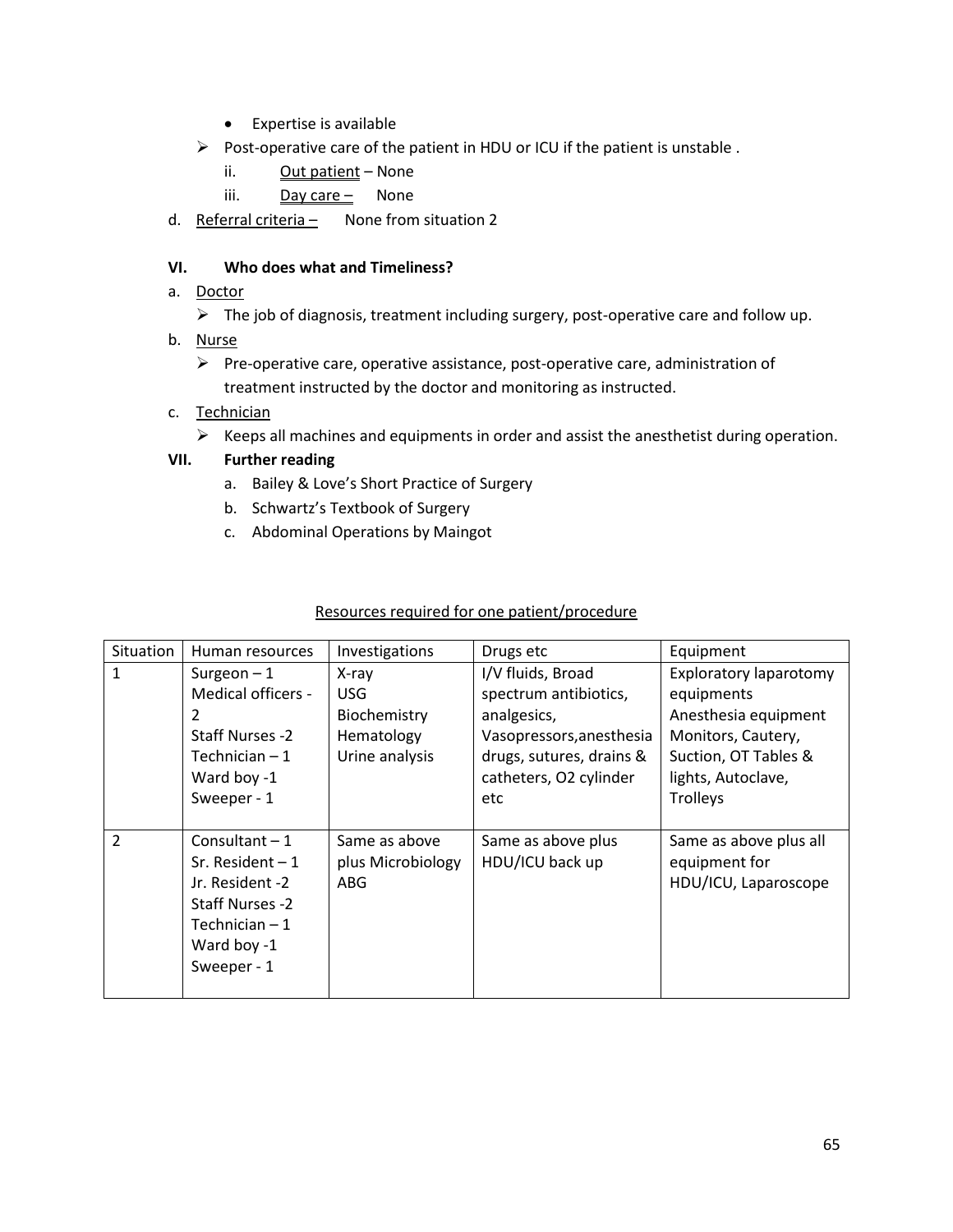- Expertise is available

> - Post-operative care of the patient in HDU or ICU if the patient is unstable .

ii. Out patient – None

iii. Day care – None

d. Referral criteria – None from situation 2

### VI. Who does what and Timeliness?

a. Doctor

- The job of diagnosis, treatment including surgery, post-operative care and follow up.

b. Nurse

- Pre-operative care, operative assistance, post-operative care, administration of treatment instructed by the doctor and monitoring as instructed.

c. Technician

- Keeps all machines and equipments in order and assist the anesthetist during operation.

### VII. Further reading

a. Bailey & Love's Short Practice of Surgery
b. Schwartz's Textbook of Surgery
c. Abdominal Operations by Maingot

Resources required for one patient/procedure

| Situation | Human resources | Investigations | Drugs etc | Equipment |
|---|---|---|---|---|
| 1 | Surgeon – 1<br>Medical officers - 2<br>Staff Nurses -2<br>Technician – 1<br>Ward boy -1<br>Sweeper - 1 | X-ray<br>USG<br>Biochemistry<br>Hematology<br>Urine analysis | I/V fluids, Broad spectrum antibiotics, analgesics, Vasopressors,anesthesia drugs, sutures, drains & catheters, O2 cylinder etc | Exploratory laparotomy equipments<br>Anesthesia equipment<br>Monitors, Cautery, Suction, OT Tables & lights, Autoclave, Trolleys |
| 2 | Consultant – 1<br>Sr. Resident – 1<br>Jr. Resident -2<br>Staff Nurses -2<br>Technician – 1<br>Ward boy -1<br>Sweeper - 1 | Same as above plus Microbiology ABG | Same as above plus HDU/ICU back up | Same as above plus all equipment for HDU/ICU, Laparoscope |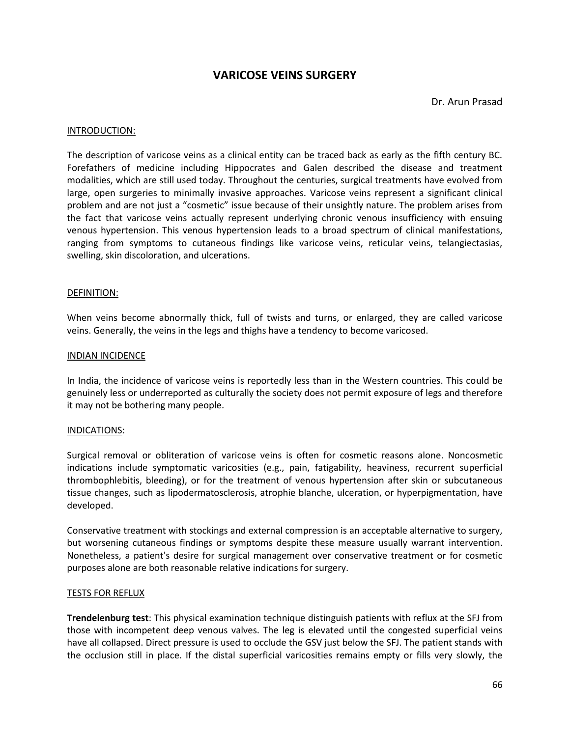# VARICOSE VEINS SURGERY

Dr. Arun Prasad

## INTRODUCTION:

The description of varicose veins as a clinical entity can be traced back as early as the fifth century BC. Forefathers of medicine including Hippocrates and Galen described the disease and treatment modalities, which are still used today. Throughout the centuries, surgical treatments have evolved from large, open surgeries to minimally invasive approaches. Varicose veins represent a significant clinical problem and are not just a "cosmetic" issue because of their unsightly nature. The problem arises from the fact that varicose veins actually represent underlying chronic venous insufficiency with ensuing venous hypertension. This venous hypertension leads to a broad spectrum of clinical manifestations, ranging from symptoms to cutaneous findings like varicose veins, reticular veins, telangiectasias, swelling, skin discoloration, and ulcerations.

## DEFINITION:

When veins become abnormally thick, full of twists and turns, or enlarged, they are called varicose veins. Generally, the veins in the legs and thighs have a tendency to become varicosed.

## INDIAN INCIDENCE

In India, the incidence of varicose veins is reportedly less than in the Western countries. This could be genuinely less or underreported as culturally the society does not permit exposure of legs and therefore it may not be bothering many people.

## INDICATIONS:

Surgical removal or obliteration of varicose veins is often for cosmetic reasons alone. Noncosmetic indications include symptomatic varicosities (e.g., pain, fatigability, heaviness, recurrent superficial thrombophlebitis, bleeding), or for the treatment of venous hypertension after skin or subcutaneous tissue changes, such as lipodermatosclerosis, atrophie blanche, ulceration, or hyperpigmentation, have developed.

Conservative treatment with stockings and external compression is an acceptable alternative to surgery, but worsening cutaneous findings or symptoms despite these measure usually warrant intervention. Nonetheless, a patient's desire for surgical management over conservative treatment or for cosmetic purposes alone are both reasonable relative indications for surgery.

## TESTS FOR REFLUX

**Trendelenburg test**: This physical examination technique distinguish patients with reflux at the SFJ from those with incompetent deep venous valves. The leg is elevated until the congested superficial veins have all collapsed. Direct pressure is used to occlude the GSV just below the SFJ. The patient stands with the occlusion still in place. If the distal superficial varicosities remains empty or fills very slowly, the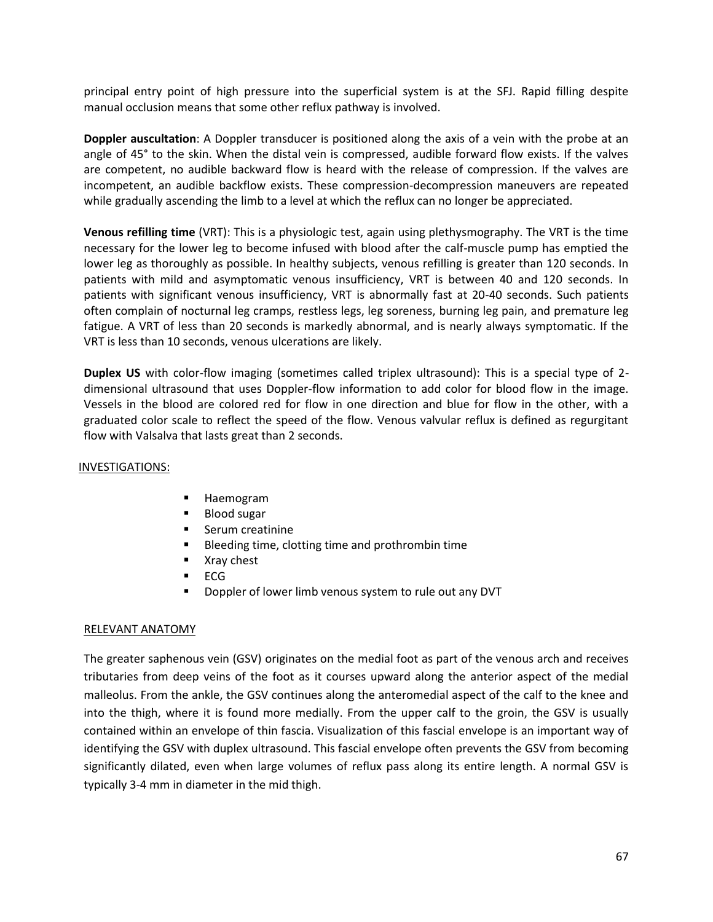principal entry point of high pressure into the superficial system is at the SFJ. Rapid filling despite manual occlusion means that some other reflux pathway is involved.

**Doppler auscultation**: A Doppler transducer is positioned along the axis of a vein with the probe at an angle of 45° to the skin. When the distal vein is compressed, audible forward flow exists. If the valves are competent, no audible backward flow is heard with the release of compression. If the valves are incompetent, an audible backflow exists. These compression-decompression maneuvers are repeated while gradually ascending the limb to a level at which the reflux can no longer be appreciated.

**Venous refilling time** (VRT): This is a physiologic test, again using plethysmography. The VRT is the time necessary for the lower leg to become infused with blood after the calf-muscle pump has emptied the lower leg as thoroughly as possible. In healthy subjects, venous refilling is greater than 120 seconds. In patients with mild and asymptomatic venous insufficiency, VRT is between 40 and 120 seconds. In patients with significant venous insufficiency, VRT is abnormally fast at 20-40 seconds. Such patients often complain of nocturnal leg cramps, restless legs, leg soreness, burning leg pain, and premature leg fatigue. A VRT of less than 20 seconds is markedly abnormal, and is nearly always symptomatic. If the VRT is less than 10 seconds, venous ulcerations are likely.

**Duplex US** with color-flow imaging (sometimes called triplex ultrasound): This is a special type of 2-dimensional ultrasound that uses Doppler-flow information to add color for blood flow in the image. Vessels in the blood are colored red for flow in one direction and blue for flow in the other, with a graduated color scale to reflect the speed of the flow. Venous valvular reflux is defined as regurgitant flow with Valsalva that lasts great than 2 seconds.

INVESTIGATIONS:

- Haemogram
- Blood sugar
- Serum creatinine
- Bleeding time, clotting time and prothrombin time
- Xray chest
- ECG
- Doppler of lower limb venous system to rule out any DVT

RELEVANT ANATOMY

The greater saphenous vein (GSV) originates on the medial foot as part of the venous arch and receives tributaries from deep veins of the foot as it courses upward along the anterior aspect of the medial malleolus. From the ankle, the GSV continues along the anteromedial aspect of the calf to the knee and into the thigh, where it is found more medially. From the upper calf to the groin, the GSV is usually contained within an envelope of thin fascia. Visualization of this fascial envelope is an important way of identifying the GSV with duplex ultrasound. This fascial envelope often prevents the GSV from becoming significantly dilated, even when large volumes of reflux pass along its entire length. A normal GSV is typically 3-4 mm in diameter in the mid thigh.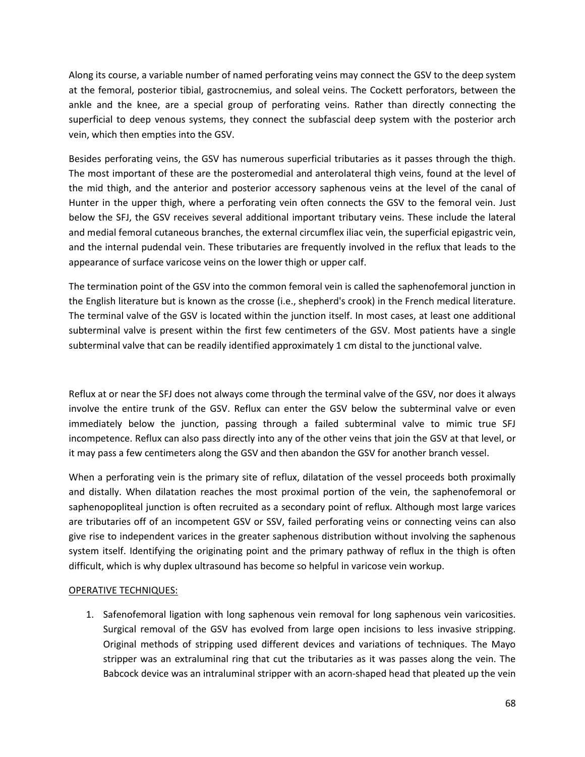Along its course, a variable number of named perforating veins may connect the GSV to the deep system at the femoral, posterior tibial, gastrocnemius, and soleal veins. The Cockett perforators, between the ankle and the knee, are a special group of perforating veins. Rather than directly connecting the superficial to deep venous systems, they connect the subfascial deep system with the posterior arch vein, which then empties into the GSV.

Besides perforating veins, the GSV has numerous superficial tributaries as it passes through the thigh. The most important of these are the posteromedial and anterolateral thigh veins, found at the level of the mid thigh, and the anterior and posterior accessory saphenous veins at the level of the canal of Hunter in the upper thigh, where a perforating vein often connects the GSV to the femoral vein. Just below the SFJ, the GSV receives several additional important tributary veins. These include the lateral and medial femoral cutaneous branches, the external circumflex iliac vein, the superficial epigastric vein, and the internal pudendal vein. These tributaries are frequently involved in the reflux that leads to the appearance of surface varicose veins on the lower thigh or upper calf.

The termination point of the GSV into the common femoral vein is called the saphenofemoral junction in the English literature but is known as the crosse (i.e., shepherd's crook) in the French medical literature. The terminal valve of the GSV is located within the junction itself. In most cases, at least one additional subterminal valve is present within the first few centimeters of the GSV. Most patients have a single subterminal valve that can be readily identified approximately 1 cm distal to the junctional valve.

Reflux at or near the SFJ does not always come through the terminal valve of the GSV, nor does it always involve the entire trunk of the GSV. Reflux can enter the GSV below the subterminal valve or even immediately below the junction, passing through a failed subterminal valve to mimic true SFJ incompetence. Reflux can also pass directly into any of the other veins that join the GSV at that level, or it may pass a few centimeters along the GSV and then abandon the GSV for another branch vessel.

When a perforating vein is the primary site of reflux, dilatation of the vessel proceeds both proximally and distally. When dilatation reaches the most proximal portion of the vein, the saphenofemoral or saphenopopliteal junction is often recruited as a secondary point of reflux. Although most large varices are tributaries off of an incompetent GSV or SSV, failed perforating veins or connecting veins can also give rise to independent varices in the greater saphenous distribution without involving the saphenous system itself. Identifying the originating point and the primary pathway of reflux in the thigh is often difficult, which is why duplex ultrasound has become so helpful in varicose vein workup.

OPERATIVE TECHNIQUES:

1. Safenofemoral ligation with long saphenous vein removal for long saphenous vein varicosities. Surgical removal of the GSV has evolved from large open incisions to less invasive stripping. Original methods of stripping used different devices and variations of techniques. The Mayo stripper was an extraluminal ring that cut the tributaries as it was passes along the vein. The Babcock device was an intraluminal stripper with an acorn-shaped head that pleated up the vein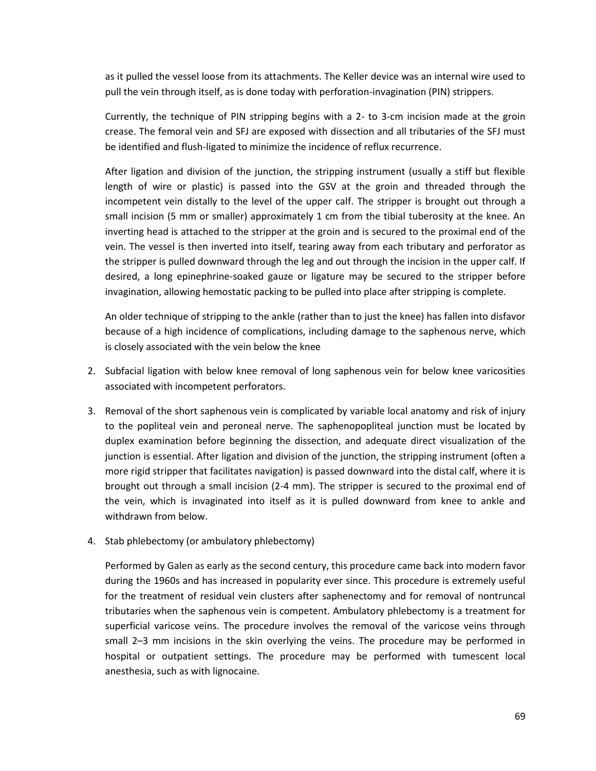as it pulled the vessel loose from its attachments. The Keller device was an internal wire used to pull the vein through itself, as is done today with perforation-invagination (PIN) strippers.

Currently, the technique of PIN stripping begins with a 2- to 3-cm incision made at the groin crease. The femoral vein and SFJ are exposed with dissection and all tributaries of the SFJ must be identified and flush-ligated to minimize the incidence of reflux recurrence.

After ligation and division of the junction, the stripping instrument (usually a stiff but flexible length of wire or plastic) is passed into the GSV at the groin and threaded through the incompetent vein distally to the level of the upper calf. The stripper is brought out through a small incision (5 mm or smaller) approximately 1 cm from the tibial tuberosity at the knee. An inverting head is attached to the stripper at the groin and is secured to the proximal end of the vein. The vessel is then inverted into itself, tearing away from each tributary and perforator as the stripper is pulled downward through the leg and out through the incision in the upper calf. If desired, a long epinephrine-soaked gauze or ligature may be secured to the stripper before invagination, allowing hemostatic packing to be pulled into place after stripping is complete.

An older technique of stripping to the ankle (rather than to just the knee) has fallen into disfavor because of a high incidence of complications, including damage to the saphenous nerve, which is closely associated with the vein below the knee

2. Subfacial ligation with below knee removal of long saphenous vein for below knee varicosities associated with incompetent perforators.

3. Removal of the short saphenous vein is complicated by variable local anatomy and risk of injury to the popliteal vein and peroneal nerve. The saphenopopliteal junction must be located by duplex examination before beginning the dissection, and adequate direct visualization of the junction is essential. After ligation and division of the junction, the stripping instrument (often a more rigid stripper that facilitates navigation) is passed downward into the distal calf, where it is brought out through a small incision (2-4 mm). The stripper is secured to the proximal end of the vein, which is invaginated into itself as it is pulled downward from knee to ankle and withdrawn from below.

4. Stab phlebectomy (or ambulatory phlebectomy)

   Performed by Galen as early as the second century, this procedure came back into modern favor during the 1960s and has increased in popularity ever since. This procedure is extremely useful for the treatment of residual vein clusters after saphenectomy and for removal of nontruncal tributaries when the saphenous vein is competent. Ambulatory phlebectomy is a treatment for superficial varicose veins. The procedure involves the removal of the varicose veins through small 2–3 mm incisions in the skin overlying the veins. The procedure may be performed in hospital or outpatient settings. The procedure may be performed with tumescent local anesthesia, such as with lignocaine.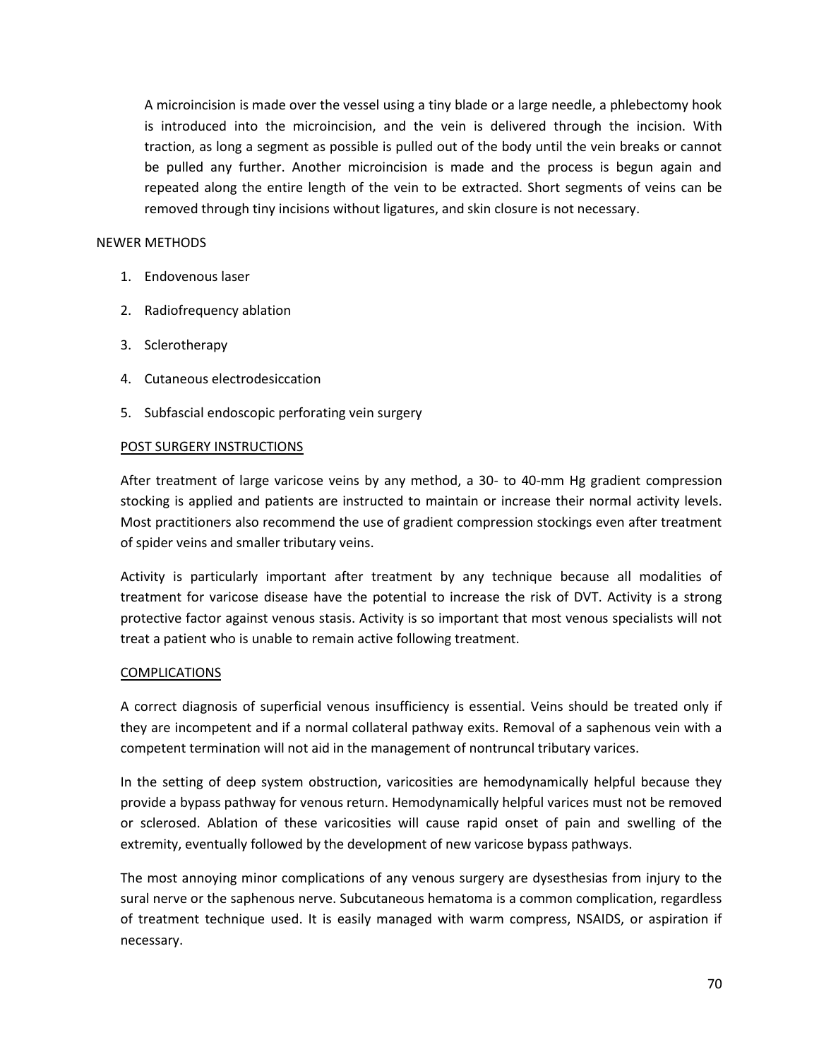A microincision is made over the vessel using a tiny blade or a large needle, a phlebectomy hook is introduced into the microincision, and the vein is delivered through the incision. With traction, as long a segment as possible is pulled out of the body until the vein breaks or cannot be pulled any further. Another microincision is made and the process is begun again and repeated along the entire length of the vein to be extracted. Short segments of veins can be removed through tiny incisions without ligatures, and skin closure is not necessary.

NEWER METHODS

1. Endovenous laser
2. Radiofrequency ablation
3. Sclerotherapy
4. Cutaneous electrodesiccation
5. Subfascial endoscopic perforating vein surgery

## POST SURGERY INSTRUCTIONS

After treatment of large varicose veins by any method, a 30- to 40-mm Hg gradient compression stocking is applied and patients are instructed to maintain or increase their normal activity levels. Most practitioners also recommend the use of gradient compression stockings even after treatment of spider veins and smaller tributary veins.

Activity is particularly important after treatment by any technique because all modalities of treatment for varicose disease have the potential to increase the risk of DVT. Activity is a strong protective factor against venous stasis. Activity is so important that most venous specialists will not treat a patient who is unable to remain active following treatment.

## COMPLICATIONS

A correct diagnosis of superficial venous insufficiency is essential. Veins should be treated only if they are incompetent and if a normal collateral pathway exits. Removal of a saphenous vein with a competent termination will not aid in the management of nontruncal tributary varices.

In the setting of deep system obstruction, varicosities are hemodynamically helpful because they provide a bypass pathway for venous return. Hemodynamically helpful varices must not be removed or sclerosed. Ablation of these varicosities will cause rapid onset of pain and swelling of the extremity, eventually followed by the development of new varicose bypass pathways.

The most annoying minor complications of any venous surgery are dysesthesias from injury to the sural nerve or the saphenous nerve. Subcutaneous hematoma is a common complication, regardless of treatment technique used. It is easily managed with warm compress, NSAIDS, or aspiration if necessary.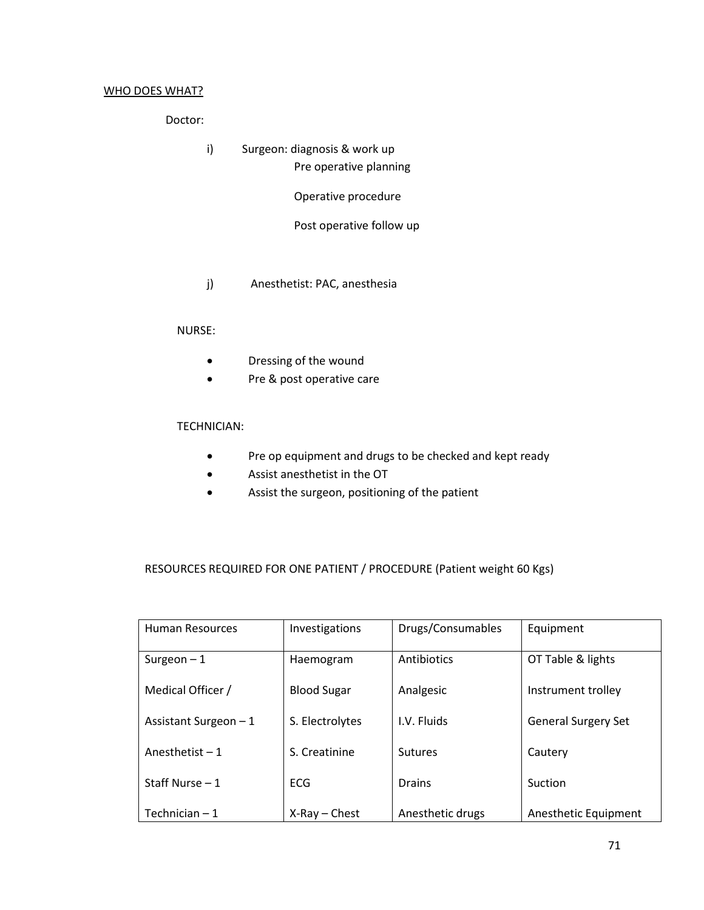<u>WHO DOES WHAT?</u>

Doctor:

i) Surgeon: diagnosis & work up
   Pre operative planning

   Operative procedure

   Post operative follow up

j) Anesthetist: PAC, anesthesia

NURSE:

- Dressing of the wound
- Pre & post operative care

TECHNICIAN:

- Pre op equipment and drugs to be checked and kept ready
- Assist anesthetist in the OT
- Assist the surgeon, positioning of the patient

RESOURCES REQUIRED FOR ONE PATIENT / PROCEDURE (Patient weight 60 Kgs)

| Human Resources | Investigations | Drugs/Consumables | Equipment |
|---|---|---|---|
| Surgeon – 1 | Haemogram | Antibiotics | OT Table & lights |
| Medical Officer / | Blood Sugar | Analgesic | Instrument trolley |
| Assistant Surgeon – 1 | S. Electrolytes | I.V. Fluids | General Surgery Set |
| Anesthetist – 1 | S. Creatinine | Sutures | Cautery |
| Staff Nurse – 1 | ECG | Drains | Suction |
| Technician – 1 | X-Ray – Chest | Anesthetic drugs | Anesthetic Equipment |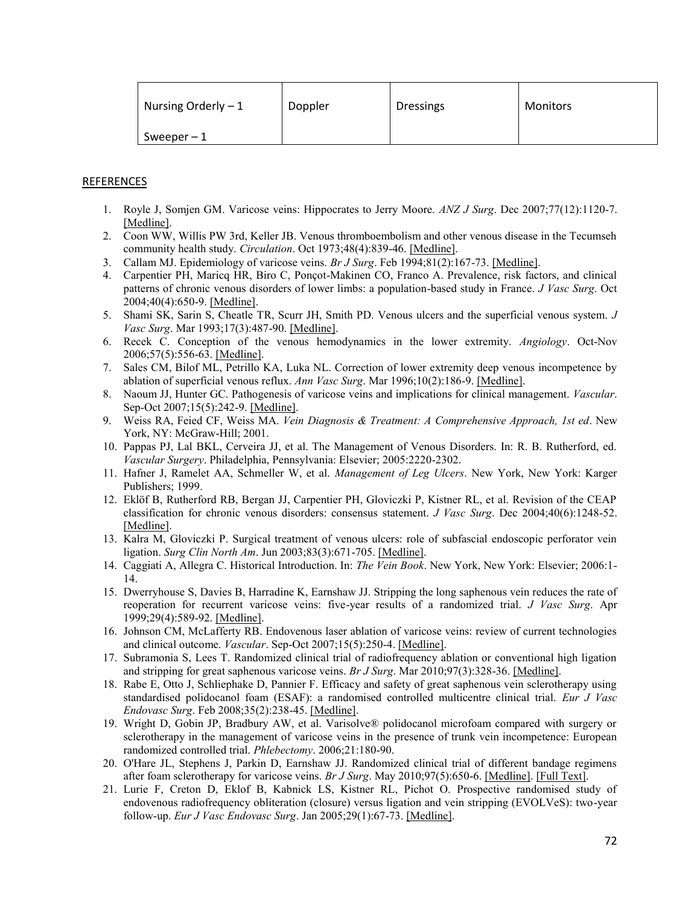| Nursing Orderly – 1<br><br>Sweeper – 1 | Doppler | Dressings | Monitors |
|---|---|---|---|

REFERENCES

1. Royle J, Somjen GM. Varicose veins: Hippocrates to Jerry Moore. *ANZ J Surg*. Dec 2007;77(12):1120-7. [Medline].
2. Coon WW, Willis PW 3rd, Keller JB. Venous thromboembolism and other venous disease in the Tecumseh community health study. *Circulation*. Oct 1973;48(4):839-46. [Medline].
3. Callam MJ. Epidemiology of varicose veins. *Br J Surg*. Feb 1994;81(2):167-73. [Medline].
4. Carpentier PH, Maricq HR, Biro C, Ponçot-Makinen CO, Franco A. Prevalence, risk factors, and clinical patterns of chronic venous disorders of lower limbs: a population-based study in France. *J Vasc Surg*. Oct 2004;40(4):650-9. [Medline].
5. Shami SK, Sarin S, Cheatle TR, Scurr JH, Smith PD. Venous ulcers and the superficial venous system. *J Vasc Surg*. Mar 1993;17(3):487-90. [Medline].
6. Recek C. Conception of the venous hemodynamics in the lower extremity. *Angiology*. Oct-Nov 2006;57(5):556-63. [Medline].
7. Sales CM, Bilof ML, Petrillo KA, Luka NL. Correction of lower extremity deep venous incompetence by ablation of superficial venous reflux. *Ann Vasc Surg*. Mar 1996;10(2):186-9. [Medline].
8. Naoum JJ, Hunter GC. Pathogenesis of varicose veins and implications for clinical management. *Vascular*. Sep-Oct 2007;15(5):242-9. [Medline].
9. Weiss RA, Feied CF, Weiss MA. *Vein Diagnosis & Treatment: A Comprehensive Approach, 1st ed*. New York, NY: McGraw-Hill; 2001.
10. Pappas PJ, Lal BKL, Cerveira JJ, et al. The Management of Venous Disorders. In: R. B. Rutherford, ed. *Vascular Surgery*. Philadelphia, Pennsylvania: Elsevier; 2005:2220-2302.
11. Hafner J, Ramelet AA, Schmeller W, et al. *Management of Leg Ulcers*. New York, New York: Karger Publishers; 1999.
12. Eklöf B, Rutherford RB, Bergan JJ, Carpentier PH, Gloviczki P, Kistner RL, et al. Revision of the CEAP classification for chronic venous disorders: consensus statement. *J Vasc Surg*. Dec 2004;40(6):1248-52. [Medline].
13. Kalra M, Gloviczki P. Surgical treatment of venous ulcers: role of subfascial endoscopic perforator vein ligation. *Surg Clin North Am*. Jun 2003;83(3):671-705. [Medline].
14. Caggiati A, Allegra C. Historical Introduction. In: *The Vein Book*. New York, New York: Elsevier; 2006:1-14.
15. Dwerryhouse S, Davies B, Harradine K, Earnshaw JJ. Stripping the long saphenous vein reduces the rate of reoperation for recurrent varicose veins: five-year results of a randomized trial. *J Vasc Surg*. Apr 1999;29(4):589-92. [Medline].
16. Johnson CM, McLafferty RB. Endovenous laser ablation of varicose veins: review of current technologies and clinical outcome. *Vascular*. Sep-Oct 2007;15(5):250-4. [Medline].
17. Subramonia S, Lees T. Randomized clinical trial of radiofrequency ablation or conventional high ligation and stripping for great saphenous varicose veins. *Br J Surg*. Mar 2010;97(3):328-36. [Medline].
18. Rabe E, Otto J, Schliephake D, Pannier F. Efficacy and safety of great saphenous vein sclerotherapy using standardised polidocanol foam (ESAF): a randomised controlled multicentre clinical trial. *Eur J Vasc Endovasc Surg*. Feb 2008;35(2):238-45. [Medline].
19. Wright D, Gobin JP, Bradbury AW, et al. Varisolve® polidocanol microfoam compared with surgery or sclerotherapy in the management of varicose veins in the presence of trunk vein incompetence: European randomized controlled trial. *Phlebectomy*. 2006;21:180-90.
20. O'Hare JL, Stephens J, Parkin D, Earnshaw JJ. Randomized clinical trial of different bandage regimens after foam sclerotherapy for varicose veins. *Br J Surg*. May 2010;97(5):650-6. [Medline]. [Full Text].
21. Lurie F, Creton D, Eklof B, Kabnick LS, Kistner RL, Pichot O. Prospective randomised study of endovenous radiofrequency obliteration (closure) versus ligation and vein stripping (EVOLVeS): two-year follow-up. *Eur J Vasc Endovasc Surg*. Jan 2005;29(1):67-73. [Medline].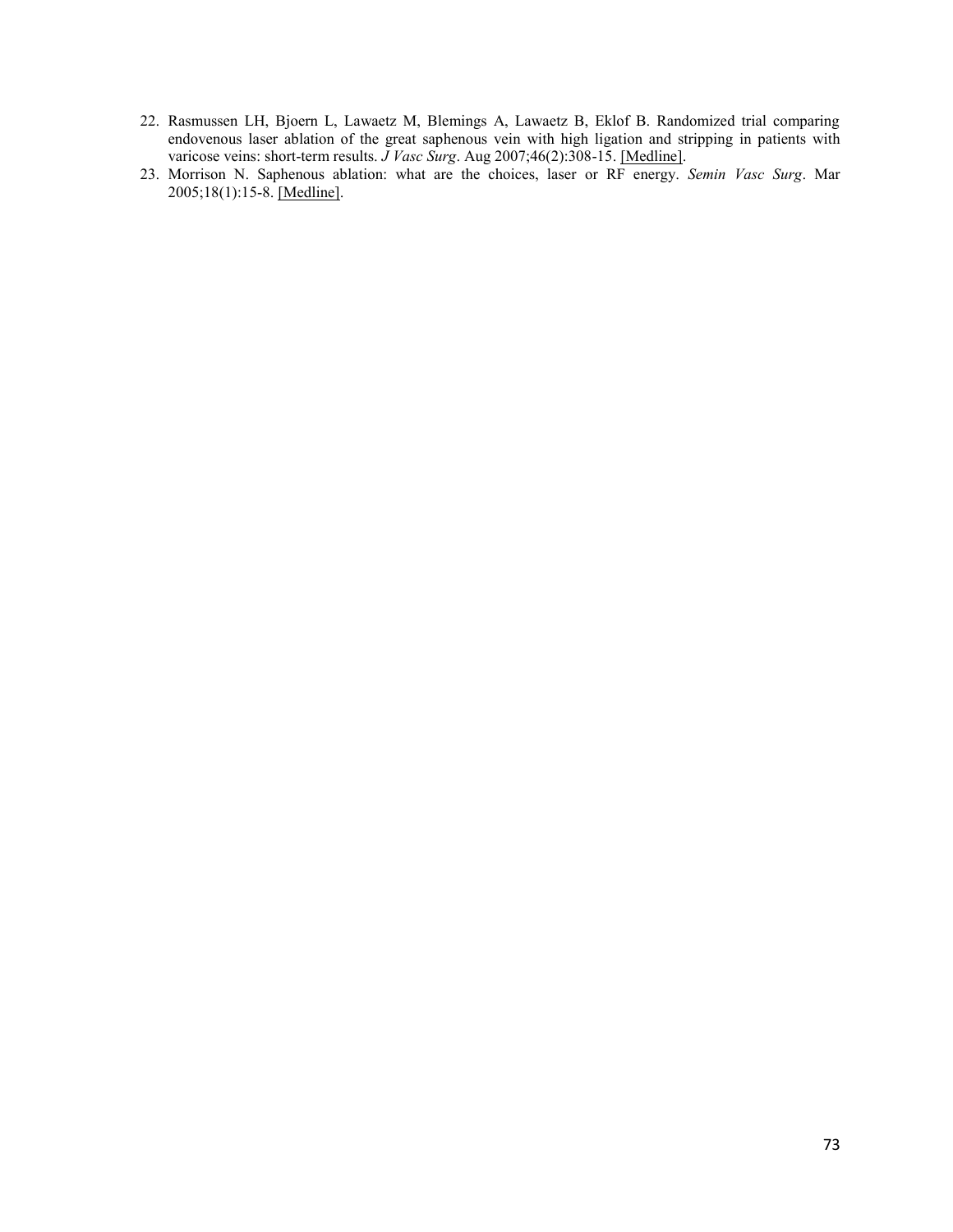22. Rasmussen LH, Bjoern L, Lawaetz M, Blemings A, Lawaetz B, Eklof B. Randomized trial comparing endovenous laser ablation of the great saphenous vein with high ligation and stripping in patients with varicose veins: short-term results. *J Vasc Surg*. Aug 2007;46(2):308-15. [Medline].
23. Morrison N. Saphenous ablation: what are the choices, laser or RF energy. *Semin Vasc Surg*. Mar 2005;18(1):15-8. [Medline].